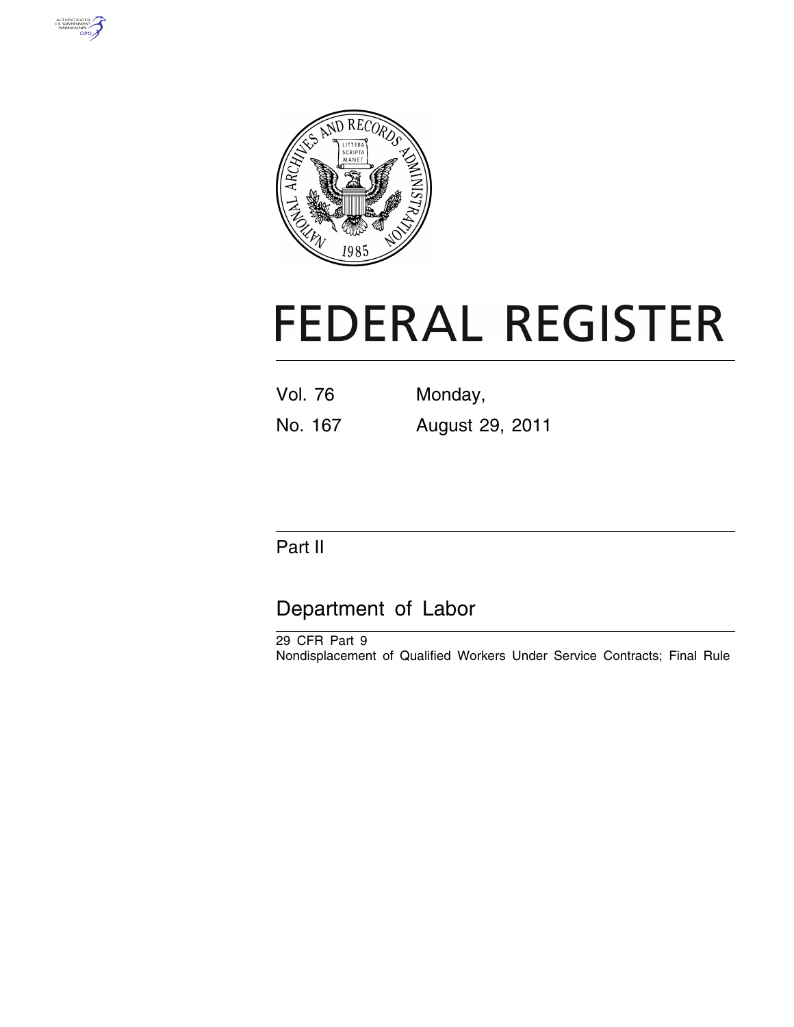# FEDERAL REGISTER

Vol. 76 Monday,

No. 167 August 29, 2011

## Part II

## Department of Labor

29 CFR Part 9

Nondisplacement of Qualified Workers Under Service Contracts; Final Rule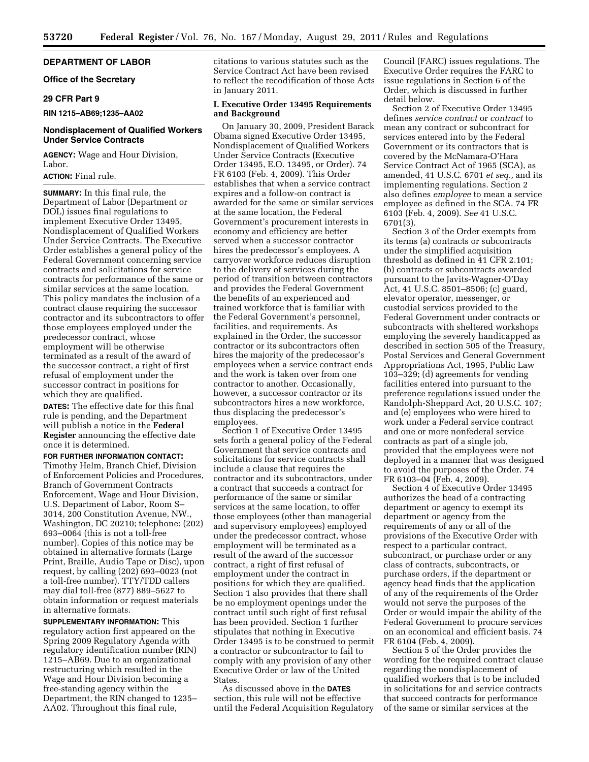## DEPARTMENT OF LABOR

### Office of the Secretary

### 29 CFR Part 9

**RIN 1215–AB69;1235–AA02**

### Nondisplacement of Qualified Workers Under Service Contracts

**AGENCY:** Wage and Hour Division, Labor.

**ACTION:** Final rule.

**SUMMARY:** In this final rule, the Department of Labor (Department or DOL) issues final regulations to implement Executive Order 13495, Nondisplacement of Qualified Workers Under Service Contracts. The Executive Order establishes a general policy of the Federal Government concerning service contracts and solicitations for service contracts for performance of the same or similar services at the same location. This policy mandates the inclusion of a contract clause requiring the successor contractor and its subcontractors to offer those employees employed under the predecessor contract, whose employment will be otherwise terminated as a result of the award of the successor contract, a right of first refusal of employment under the successor contract in positions for which they are qualified.

**DATES:** The effective date for this final rule is pending, and the Department will publish a notice in the **Federal Register** announcing the effective date once it is determined.

**FOR FURTHER INFORMATION CONTACT:** Timothy Helm, Branch Chief, Division of Enforcement Policies and Procedures, Branch of Government Contracts Enforcement, Wage and Hour Division, U.S. Department of Labor, Room S–3014, 200 Constitution Avenue, NW., Washington, DC 20210; telephone: (202) 693–0064 (this is not a toll-free number). Copies of this notice may be obtained in alternative formats (Large Print, Braille, Audio Tape or Disc), upon request, by calling (202) 693–0023 (not a toll-free number). TTY/TDD callers may dial toll-free (877) 889–5627 to obtain information or request materials in alternative formats.

**SUPPLEMENTARY INFORMATION:** This regulatory action first appeared on the Spring 2009 Regulatory Agenda with regulatory identification number (RIN) 1215–AB69. Due to an organizational restructuring which resulted in the Wage and Hour Division becoming a free-standing agency within the Department, the RIN changed to 1235–AA02. Throughout this final rule, citations to various statutes such as the Service Contract Act have been revised to reflect the recodification of those Acts in January 2011.

### I. Executive Order 13495 Requirements and Background

On January 30, 2009, President Barack Obama signed Executive Order 13495, Nondisplacement of Qualified Workers Under Service Contracts (Executive Order 13495, E.O. 13495, or Order). 74 FR 6103 (Feb. 4, 2009). This Order establishes that when a service contract expires and a follow-on contract is awarded for the same or similar services at the same location, the Federal Government's procurement interests in economy and efficiency are better served when a successor contractor hires the predecessor's employees. A carryover workforce reduces disruption to the delivery of services during the period of transition between contractors and provides the Federal Government the benefits of an experienced and trained workforce that is familiar with the Federal Government's personnel, facilities, and requirements. As explained in the Order, the successor contractor or its subcontractors often hires the majority of the predecessor's employees when a service contract ends and the work is taken over from one contractor to another. Occasionally, however, a successor contractor or its subcontractors hires a new workforce, thus displacing the predecessor's employees.

Section 1 of Executive Order 13495 sets forth a general policy of the Federal Government that service contracts and solicitations for service contracts shall include a clause that requires the contractor and its subcontractors, under a contract that succeeds a contract for performance of the same or similar services at the same location, to offer those employees (other than managerial and supervisory employees) employed under the predecessor contract, whose employment will be terminated as a result of the award of the successor contract, a right of first refusal of employment under the contract in positions for which they are qualified. Section 1 also provides that there shall be no employment openings under the contract until such right of first refusal has been provided. Section 1 further stipulates that nothing in Executive Order 13495 is to be construed to permit a contractor or subcontractor to fail to comply with any provision of any other Executive Order or law of the United States.

As discussed above in the **DATES** section, this rule will not be effective until the Federal Acquisition Regulatory Council (FARC) issues regulations. The Executive Order requires the FARC to issue regulations in Section 6 of the Order, which is discussed in further detail below.

Section 2 of Executive Order 13495 defines *service contract* or *contract* to mean any contract or subcontract for services entered into by the Federal Government or its contractors that is covered by the McNamara-O'Hara Service Contract Act of 1965 (SCA), as amended, 41 U.S.C. 6701 *et seq.,* and its implementing regulations. Section 2 also defines *employee* to mean a service employee as defined in the SCA. 74 FR 6103 (Feb. 4, 2009). *See* 41 U.S.C. 6701(3).

Section 3 of the Order exempts from its terms (a) contracts or subcontracts under the simplified acquisition threshold as defined in 41 CFR 2.101; (b) contracts or subcontracts awarded pursuant to the Javits-Wagner-O'Day Act, 41 U.S.C. 8501–8506; (c) guard, elevator operator, messenger, or custodial services provided to the Federal Government under contracts or subcontracts with sheltered workshops employing the severely handicapped as described in section 505 of the Treasury, Postal Services and General Government Appropriations Act, 1995, Public Law 103–329; (d) agreements for vending facilities entered into pursuant to the preference regulations issued under the Randolph-Sheppard Act, 20 U.S.C. 107; and (e) employees who were hired to work under a Federal service contract and one or more nonfederal service contracts as part of a single job, provided that the employees were not deployed in a manner that was designed to avoid the purposes of the Order. 74 FR 6103–04 (Feb. 4, 2009).

Section 4 of Executive Order 13495 authorizes the head of a contracting department or agency to exempt its department or agency from the requirements of any or all of the provisions of the Executive Order with respect to a particular contract, subcontract, or purchase order or any class of contracts, subcontracts, or purchase orders, if the department or agency head finds that the application of any of the requirements of the Order would not serve the purposes of the Order or would impair the ability of the Federal Government to procure services on an economical and efficient basis. 74 FR 6104 (Feb. 4, 2009).

Section 5 of the Order provides the wording for the required contract clause regarding the nondisplacement of qualified workers that is to be included in solicitations for and service contracts that succeed contracts for performance of the same or similar services at the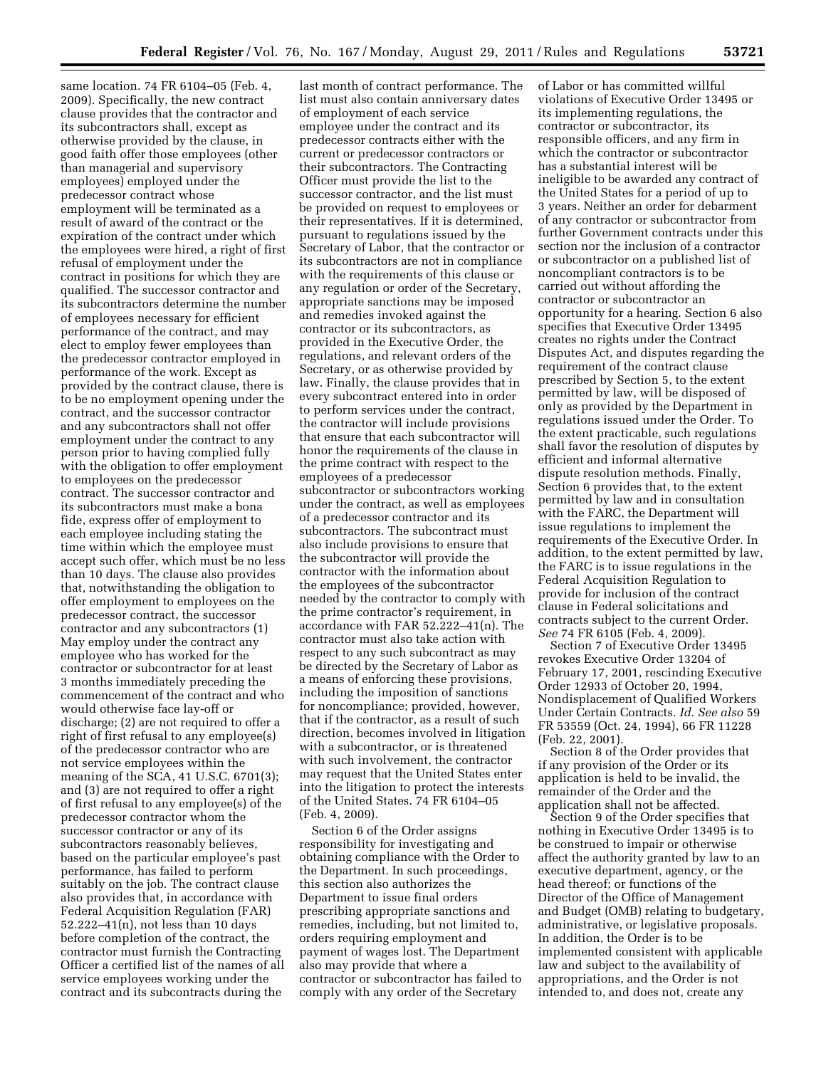same location. 74 FR 6104–05 (Feb. 4, 2009). Specifically, the new contract clause provides that the contractor and its subcontractors shall, except as otherwise provided by the clause, in good faith offer those employees (other than managerial and supervisory employees) employed under the predecessor contract whose employment will be terminated as a result of award of the contract or the expiration of the contract under which the employees were hired, a right of first refusal of employment under the contract in positions for which they are qualified. The successor contractor and its subcontractors determine the number of employees necessary for efficient performance of the contract, and may elect to employ fewer employees than the predecessor contractor employed in performance of the work. Except as provided by the contract clause, there is to be no employment opening under the contract, and the successor contractor and any subcontractors shall not offer employment under the contract to any person prior to having complied fully with the obligation to offer employment to employees on the predecessor contract. The successor contractor and its subcontractors must make a bona fide, express offer of employment to each employee including stating the time within which the employee must accept such offer, which must be no less than 10 days. The clause also provides that, notwithstanding the obligation to offer employment to employees on the predecessor contract, the successor contractor and any subcontractors (1) May employ under the contract any employee who has worked for the contractor or subcontractor for at least 3 months immediately preceding the commencement of the contract and who would otherwise face lay-off or discharge; (2) are not required to offer a right of first refusal to any employee(s) of the predecessor contractor who are not service employees within the meaning of the SCA, 41 U.S.C. 6701(3); and (3) are not required to offer a right of first refusal to any employee(s) of the predecessor contractor whom the successor contractor or any of its subcontractors reasonably believes, based on the particular employee's past performance, has failed to perform suitably on the job. The contract clause also provides that, in accordance with Federal Acquisition Regulation (FAR) 52.222–41(n), not less than 10 days before completion of the contract, the contractor must furnish the Contracting Officer a certified list of the names of all service employees working under the contract and its subcontracts during the last month of contract performance. The list must also contain anniversary dates of employment of each service employee under the contract and its predecessor contracts either with the current or predecessor contractors or their subcontractors. The Contracting Officer must provide the list to the successor contractor, and the list must be provided on request to employees or their representatives. If it is determined, pursuant to regulations issued by the Secretary of Labor, that the contractor or its subcontractors are not in compliance with the requirements of this clause or any regulation or order of the Secretary, appropriate sanctions may be imposed and remedies invoked against the contractor or its subcontractors, as provided in the Executive Order, the regulations, and relevant orders of the Secretary, or as otherwise provided by law. Finally, the clause provides that in every subcontract entered into in order to perform services under the contract, the contractor will include provisions that ensure that each subcontractor will honor the requirements of the clause in the prime contract with respect to the employees of a predecessor subcontractor or subcontractors working under the contract, as well as employees of a predecessor contractor and its subcontractors. The subcontract must also include provisions to ensure that the subcontractor will provide the contractor with the information about the employees of the subcontractor needed by the contractor to comply with the prime contractor's requirement, in accordance with FAR 52.222–41(n). The contractor must also take action with respect to any such subcontract as may be directed by the Secretary of Labor as a means of enforcing these provisions, including the imposition of sanctions for noncompliance; provided, however, that if the contractor, as a result of such direction, becomes involved in litigation with a subcontractor, or is threatened with such involvement, the contractor may request that the United States enter into the litigation to protect the interests of the United States. 74 FR 6104–05 (Feb. 4, 2009).

Section 6 of the Order assigns responsibility for investigating and obtaining compliance with the Order to the Department. In such proceedings, this section also authorizes the Department to issue final orders prescribing appropriate sanctions and remedies, including, but not limited to, orders requiring employment and payment of wages lost. The Department also may provide that where a contractor or subcontractor has failed to comply with any order of the Secretary of Labor or has committed willful violations of Executive Order 13495 or its implementing regulations, the contractor or subcontractor, its responsible officers, and any firm in which the contractor or subcontractor has a substantial interest will be ineligible to be awarded any contract of the United States for a period of up to 3 years. Neither an order for debarment of any contractor or subcontractor from further Government contracts under this section nor the inclusion of a contractor or subcontractor on a published list of noncompliant contractors is to be carried out without affording the contractor or subcontractor an opportunity for a hearing. Section 6 also specifies that Executive Order 13495 creates no rights under the Contract Disputes Act, and disputes regarding the requirement of the contract clause prescribed by Section 5, to the extent permitted by law, will be disposed of only as provided by the Department in regulations issued under the Order. To the extent practicable, such regulations shall favor the resolution of disputes by efficient and informal alternative dispute resolution methods. Finally, Section 6 provides that, to the extent permitted by law and in consultation with the FARC, the Department will issue regulations to implement the requirements of the Executive Order. In addition, to the extent permitted by law, the FARC is to issue regulations in the Federal Acquisition Regulation to provide for inclusion of the contract clause in Federal solicitations and contracts subject to the current Order. *See* 74 FR 6105 (Feb. 4, 2009).

Section 7 of Executive Order 13495 revokes Executive Order 13204 of February 17, 2001, rescinding Executive Order 12933 of October 20, 1994, Nondisplacement of Qualified Workers Under Certain Contracts. *Id. See also* 59 FR 53559 (Oct. 24, 1994), 66 FR 11228 (Feb. 22, 2001).

Section 8 of the Order provides that if any provision of the Order or its application is held to be invalid, the remainder of the Order and the application shall not be affected.

Section 9 of the Order specifies that nothing in Executive Order 13495 is to be construed to impair or otherwise affect the authority granted by law to an executive department, agency, or the head thereof; or functions of the Director of the Office of Management and Budget (OMB) relating to budgetary, administrative, or legislative proposals. In addition, the Order is to be implemented consistent with applicable law and subject to the availability of appropriations, and the Order is not intended to, and does not, create any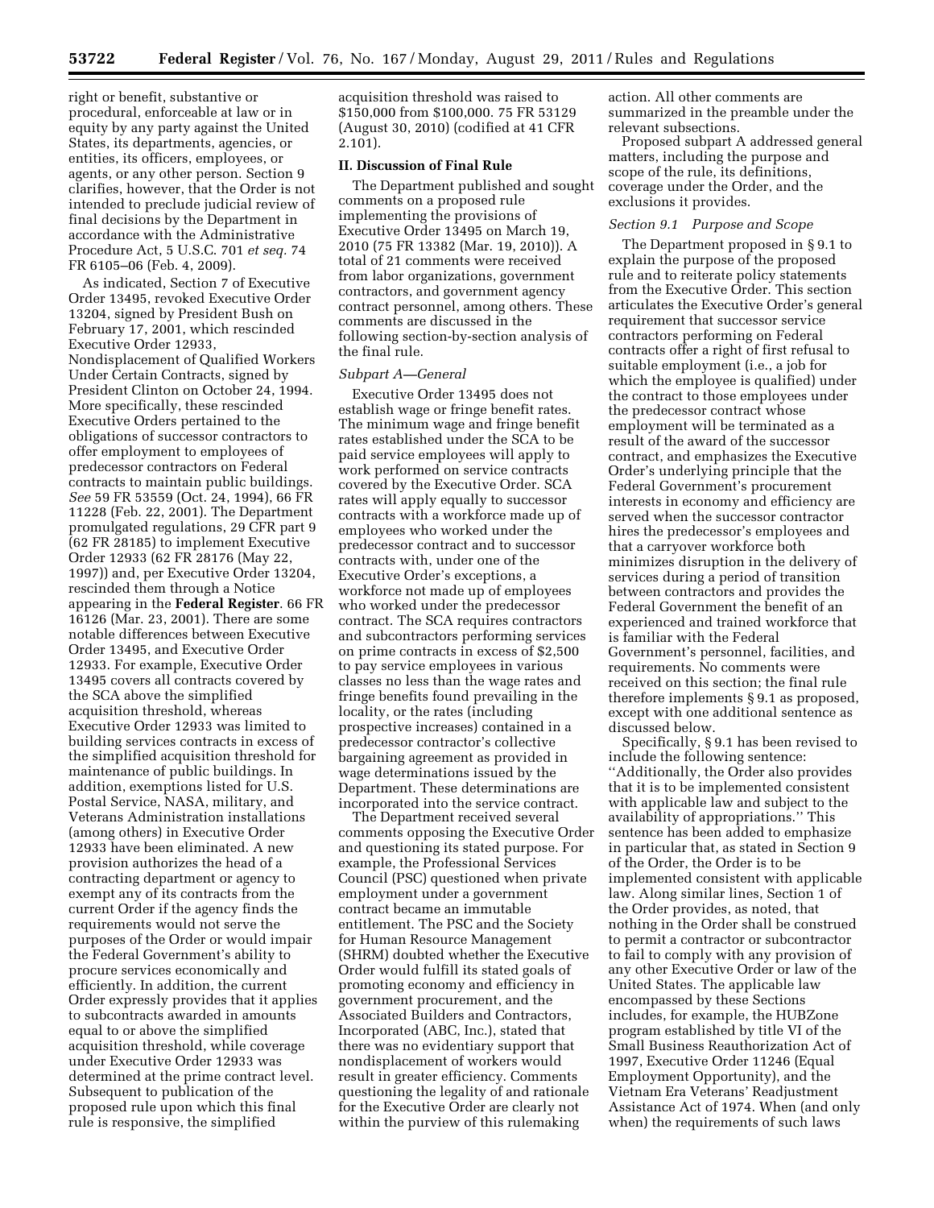right or benefit, substantive or procedural, enforceable at law or in equity by any party against the United States, its departments, agencies, or entities, its officers, employees, or agents, or any other person. Section 9 clarifies, however, that the Order is not intended to preclude judicial review of final decisions by the Department in accordance with the Administrative Procedure Act, 5 U.S.C. 701 *et seq.* 74 FR 6105–06 (Feb. 4, 2009).

As indicated, Section 7 of Executive Order 13495, revoked Executive Order 13204, signed by President Bush on February 17, 2001, which rescinded Executive Order 12933, Nondisplacement of Qualified Workers Under Certain Contracts, signed by President Clinton on October 24, 1994. More specifically, these rescinded Executive Orders pertained to the obligations of successor contractors to offer employment to employees of predecessor contractors on Federal contracts to maintain public buildings. *See* 59 FR 53559 (Oct. 24, 1994), 66 FR 11228 (Feb. 22, 2001). The Department promulgated regulations, 29 CFR part 9 (62 FR 28185) to implement Executive Order 12933 (62 FR 28176 (May 22, 1997)) and, per Executive Order 13204, rescinded them through a Notice appearing in the **Federal Register**. 66 FR 16126 (Mar. 23, 2001). There are some notable differences between Executive Order 13495, and Executive Order 12933. For example, Executive Order 13495 covers all contracts covered by the SCA above the simplified acquisition threshold, whereas Executive Order 12933 was limited to building services contracts in excess of the simplified acquisition threshold for maintenance of public buildings. In addition, exemptions listed for U.S. Postal Service, NASA, military, and Veterans Administration installations (among others) in Executive Order 12933 have been eliminated. A new provision authorizes the head of a contracting department or agency to exempt any of its contracts from the current Order if the agency finds the requirements would not serve the purposes of the Order or would impair the Federal Government's ability to procure services economically and efficiently. In addition, the current Order expressly provides that it applies to subcontracts awarded in amounts equal to or above the simplified acquisition threshold, while coverage under Executive Order 12933 was determined at the prime contract level. Subsequent to publication of the proposed rule upon which this final rule is responsive, the simplified acquisition threshold was raised to $150,000 from $100,000. 75 FR 53129 (August 30, 2010) (codified at 41 CFR 2.101).

## II. Discussion of Final Rule

The Department published and sought comments on a proposed rule implementing the provisions of Executive Order 13495 on March 19, 2010 (75 FR 13382 (Mar. 19, 2010)). A total of 21 comments were received from labor organizations, government contractors, and government agency contract personnel, among others. These comments are discussed in the following section-by-section analysis of the final rule.

### *Subpart A—General*

Executive Order 13495 does not establish wage or fringe benefit rates. The minimum wage and fringe benefit rates established under the SCA to be paid service employees will apply to work performed on service contracts covered by the Executive Order. SCA rates will apply equally to successor contracts with a workforce made up of employees who worked under the predecessor contract and to successor contracts with, under one of the Executive Order's exceptions, a workforce not made up of employees who worked under the predecessor contract. The SCA requires contractors and subcontractors performing services on prime contracts in excess of $2,500 to pay service employees in various classes no less than the wage rates and fringe benefits found prevailing in the locality, or the rates (including prospective increases) contained in a predecessor contractor's collective bargaining agreement as provided in wage determinations issued by the Department. These determinations are incorporated into the service contract.

The Department received several comments opposing the Executive Order and questioning its stated purpose. For example, the Professional Services Council (PSC) questioned when private employment under a government contract became an immutable entitlement. The PSC and the Society for Human Resource Management (SHRM) doubted whether the Executive Order would fulfill its stated goals of promoting economy and efficiency in government procurement, and the Associated Builders and Contractors, Incorporated (ABC, Inc.), stated that there was no evidentiary support that nondisplacement of workers would result in greater efficiency. Comments questioning the legality of and rationale for the Executive Order are clearly not within the purview of this rulemaking action. All other comments are summarized in the preamble under the relevant subsections.

Proposed subpart A addressed general matters, including the purpose and scope of the rule, its definitions, coverage under the Order, and the exclusions it provides.

### *Section 9.1 Purpose and Scope*

The Department proposed in § 9.1 to explain the purpose of the proposed rule and to reiterate policy statements from the Executive Order. This section articulates the Executive Order's general requirement that successor service contractors performing on Federal contracts offer a right of first refusal to suitable employment (i.e., a job for which the employee is qualified) under the contract to those employees under the predecessor contract whose employment will be terminated as a result of the award of the successor contract, and emphasizes the Executive Order's underlying principle that the Federal Government's procurement interests in economy and efficiency are served when the successor contractor hires the predecessor's employees and that a carryover workforce both minimizes disruption in the delivery of services during a period of transition between contractors and provides the Federal Government the benefit of an experienced and trained workforce that is familiar with the Federal Government's personnel, facilities, and requirements. No comments were received on this section; the final rule therefore implements § 9.1 as proposed, except with one additional sentence as discussed below.

Specifically, § 9.1 has been revised to include the following sentence: ''Additionally, the Order also provides that it is to be implemented consistent with applicable law and subject to the availability of appropriations.'' This sentence has been added to emphasize in particular that, as stated in Section 9 of the Order, the Order is to be implemented consistent with applicable law. Along similar lines, Section 1 of the Order provides, as noted, that nothing in the Order shall be construed to permit a contractor or subcontractor to fail to comply with any provision of any other Executive Order or law of the United States. The applicable law encompassed by these Sections includes, for example, the HUBZone program established by title VI of the Small Business Reauthorization Act of 1997, Executive Order 11246 (Equal Employment Opportunity), and the Vietnam Era Veterans' Readjustment Assistance Act of 1974. When (and only when) the requirements of such laws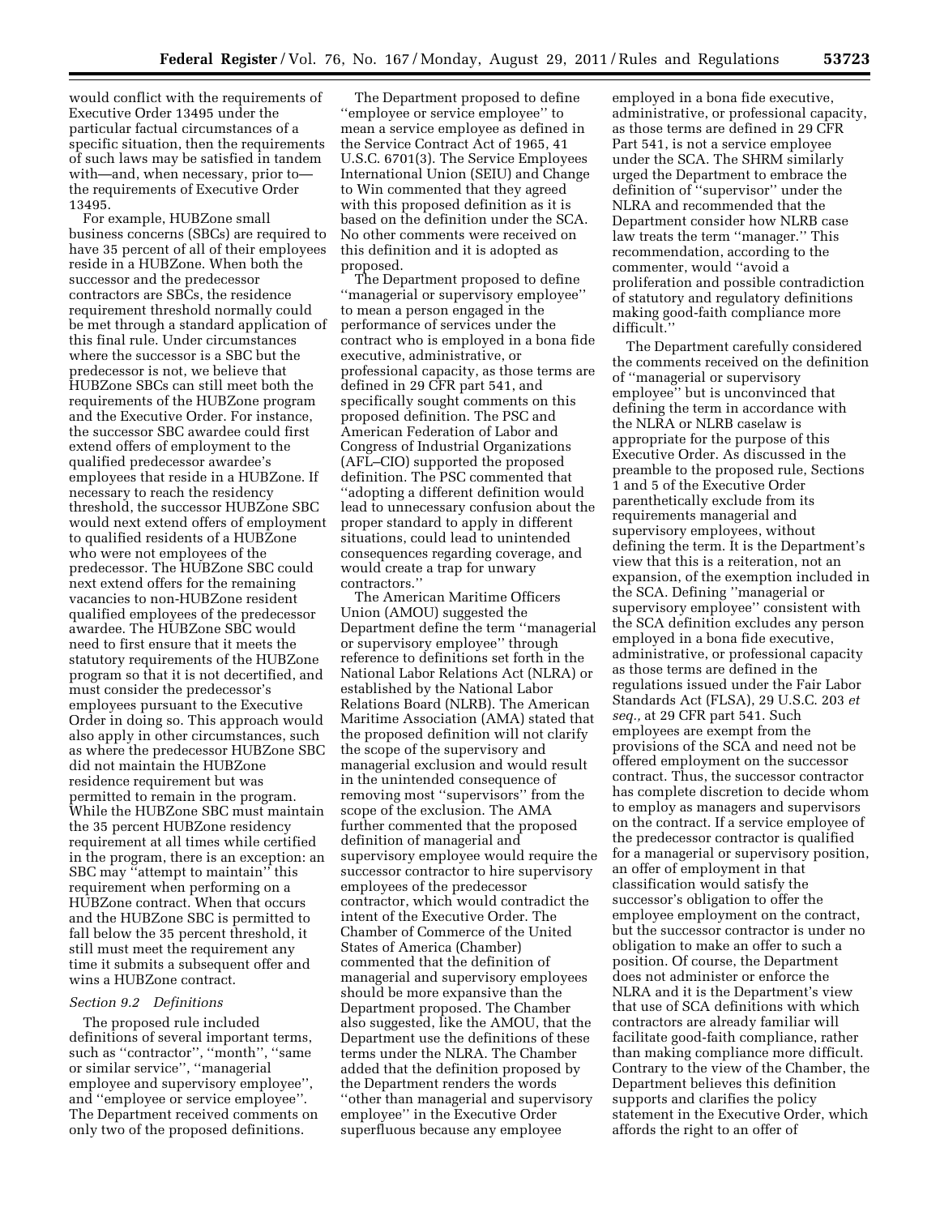would conflict with the requirements of Executive Order 13495 under the particular factual circumstances of a specific situation, then the requirements of such laws may be satisfied in tandem with—and, when necessary, prior to—the requirements of Executive Order 13495.

For example, HUBZone small business concerns (SBCs) are required to have 35 percent of all of their employees reside in a HUBZone. When both the successor and the predecessor contractors are SBCs, the residence requirement threshold normally could be met through a standard application of this final rule. Under circumstances where the successor is a SBC but the predecessor is not, we believe that HUBZone SBCs can still meet both the requirements of the HUBZone program and the Executive Order. For instance, the successor SBC awardee could first extend offers of employment to the qualified predecessor awardee's employees that reside in a HUBZone. If necessary to reach the residency threshold, the successor HUBZone SBC would next extend offers of employment to qualified residents of a HUBZone who were not employees of the predecessor. The HUBZone SBC could next extend offers for the remaining vacancies to non-HUBZone resident qualified employees of the predecessor awardee. The HUBZone SBC would need to first ensure that it meets the statutory requirements of the HUBZone program so that it is not decertified, and must consider the predecessor's employees pursuant to the Executive Order in doing so. This approach would also apply in other circumstances, such as where the predecessor HUBZone SBC did not maintain the HUBZone residence requirement but was permitted to remain in the program. While the HUBZone SBC must maintain the 35 percent HUBZone residency requirement at all times while certified in the program, there is an exception: an SBC may ''attempt to maintain'' this requirement when performing on a HUBZone contract. When that occurs and the HUBZone SBC is permitted to fall below the 35 percent threshold, it still must meet the requirement any time it submits a subsequent offer and wins a HUBZone contract.

*Section 9.2 Definitions*

The proposed rule included definitions of several important terms, such as ''contractor'', ''month'', ''same or similar service'', ''managerial employee and supervisory employee'', and ''employee or service employee''. The Department received comments on only two of the proposed definitions.

The Department proposed to define ''employee or service employee'' to mean a service employee as defined in the Service Contract Act of 1965, 41 U.S.C. 6701(3). The Service Employees International Union (SEIU) and Change to Win commented that they agreed with this proposed definition as it is based on the definition under the SCA. No other comments were received on this definition and it is adopted as proposed.

The Department proposed to define ''managerial or supervisory employee'' to mean a person engaged in the performance of services under the contract who is employed in a bona fide executive, administrative, or professional capacity, as those terms are defined in 29 CFR part 541, and specifically sought comments on this proposed definition. The PSC and American Federation of Labor and Congress of Industrial Organizations (AFL–CIO) supported the proposed definition. The PSC commented that ''adopting a different definition would lead to unnecessary confusion about the proper standard to apply in different situations, could lead to unintended consequences regarding coverage, and would create a trap for unwary contractors.''

The American Maritime Officers Union (AMOU) suggested the Department define the term ''managerial or supervisory employee'' through reference to definitions set forth in the National Labor Relations Act (NLRA) or established by the National Labor Relations Board (NLRB). The American Maritime Association (AMA) stated that the proposed definition will not clarify the scope of the supervisory and managerial exclusion and would result in the unintended consequence of removing most ''supervisors'' from the scope of the exclusion. The AMA further commented that the proposed definition of managerial and supervisory employee would require the successor contractor to hire supervisory employees of the predecessor contractor, which would contradict the intent of the Executive Order. The Chamber of Commerce of the United States of America (Chamber) commented that the definition of managerial and supervisory employees should be more expansive than the Department proposed. The Chamber also suggested, like the AMOU, that the Department use the definitions of these terms under the NLRA. The Chamber added that the definition proposed by the Department renders the words ''other than managerial and supervisory employee'' in the Executive Order superfluous because any employee employed in a bona fide executive, administrative, or professional capacity, as those terms are defined in 29 CFR Part 541, is not a service employee under the SCA. The SHRM similarly urged the Department to embrace the definition of ''supervisor'' under the NLRA and recommended that the Department consider how NLRB case law treats the term ''manager.'' This recommendation, according to the commenter, would ''avoid a proliferation and possible contradiction of statutory and regulatory definitions making good-faith compliance more difficult.''

The Department carefully considered the comments received on the definition of ''managerial or supervisory employee'' but is unconvinced that defining the term in accordance with the NLRA or NLRB caselaw is appropriate for the purpose of this Executive Order. As discussed in the preamble to the proposed rule, Sections 1 and 5 of the Executive Order parenthetically exclude from its requirements managerial and supervisory employees, without defining the term. It is the Department's view that this is a reiteration, not an expansion, of the exemption included in the SCA. Defining ''managerial or supervisory employee'' consistent with the SCA definition excludes any person employed in a bona fide executive, administrative, or professional capacity as those terms are defined in the regulations issued under the Fair Labor Standards Act (FLSA), 29 U.S.C. 203 *et seq.,* at 29 CFR part 541. Such employees are exempt from the provisions of the SCA and need not be offered employment on the successor contract. Thus, the successor contractor has complete discretion to decide whom to employ as managers and supervisors on the contract. If a service employee of the predecessor contractor is qualified for a managerial or supervisory position, an offer of employment in that classification would satisfy the successor's obligation to offer the employee employment on the contract, but the successor contractor is under no obligation to make an offer to such a position. Of course, the Department does not administer or enforce the NLRA and it is the Department's view that use of SCA definitions with which contractors are already familiar will facilitate good-faith compliance, rather than making compliance more difficult. Contrary to the view of the Chamber, the Department believes this definition supports and clarifies the policy statement in the Executive Order, which affords the right to an offer of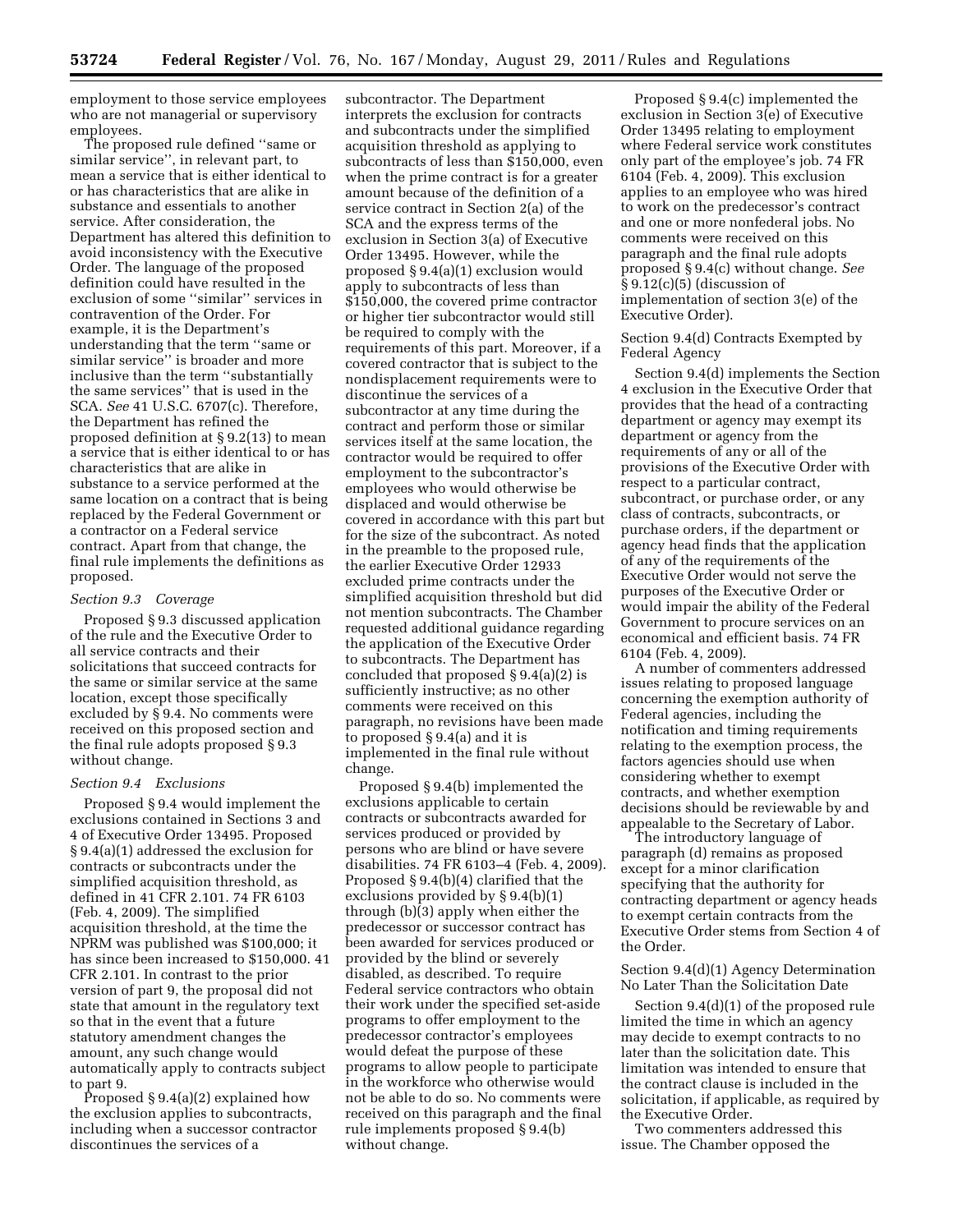employment to those service employees who are not managerial or supervisory employees.

The proposed rule defined ''same or similar service'', in relevant part, to mean a service that is either identical to or has characteristics that are alike in substance and essentials to another service. After consideration, the Department has altered this definition to avoid inconsistency with the Executive Order. The language of the proposed definition could have resulted in the exclusion of some ''similar'' services in contravention of the Order. For example, it is the Department's understanding that the term ''same or similar service'' is broader and more inclusive than the term ''substantially the same services'' that is used in the SCA. *See* 41 U.S.C. 6707(c). Therefore, the Department has refined the proposed definition at § 9.2(13) to mean a service that is either identical to or has characteristics that are alike in substance to a service performed at the same location on a contract that is being replaced by the Federal Government or a contractor on a Federal service contract. Apart from that change, the final rule implements the definitions as proposed.

### *Section 9.3 Coverage*

Proposed § 9.3 discussed application of the rule and the Executive Order to all service contracts and their solicitations that succeed contracts for the same or similar service at the same location, except those specifically excluded by § 9.4. No comments were received on this proposed section and the final rule adopts proposed § 9.3 without change.

### *Section 9.4 Exclusions*

Proposed § 9.4 would implement the exclusions contained in Sections 3 and 4 of Executive Order 13495. Proposed § 9.4(a)(1) addressed the exclusion for contracts or subcontracts under the simplified acquisition threshold, as defined in 41 CFR 2.101. 74 FR 6103 (Feb. 4, 2009). The simplified acquisition threshold, at the time the NPRM was published was $100,000; it has since been increased to $150,000. 41 CFR 2.101. In contrast to the prior version of part 9, the proposal did not state that amount in the regulatory text so that in the event that a future statutory amendment changes the amount, any such change would automatically apply to contracts subject to part 9.

Proposed § 9.4(a)(2) explained how the exclusion applies to subcontracts, including when a successor contractor discontinues the services of a subcontractor. The Department interprets the exclusion for contracts and subcontracts under the simplified acquisition threshold as applying to subcontracts of less than $150,000, even when the prime contract is for a greater amount because of the definition of a service contract in Section 2(a) of the SCA and the express terms of the exclusion in Section 3(a) of Executive Order 13495. However, while the proposed § 9.4(a)(1) exclusion would apply to subcontracts of less than $150,000, the covered prime contractor or higher tier subcontractor would still be required to comply with the requirements of this part. Moreover, if a covered contractor that is subject to the nondisplacement requirements were to discontinue the services of a subcontractor at any time during the contract and perform those or similar services itself at the same location, the contractor would be required to offer employment to the subcontractor's employees who would otherwise be displaced and would otherwise be covered in accordance with this part but for the size of the subcontract. As noted in the preamble to the proposed rule, the earlier Executive Order 12933 excluded prime contracts under the simplified acquisition threshold but did not mention subcontracts. The Chamber requested additional guidance regarding the application of the Executive Order to subcontracts. The Department has concluded that proposed § 9.4(a)(2) is sufficiently instructive; as no other comments were received on this paragraph, no revisions have been made to proposed § 9.4(a) and it is implemented in the final rule without change.

Proposed § 9.4(b) implemented the exclusions applicable to certain contracts or subcontracts awarded for services produced or provided by persons who are blind or have severe disabilities. 74 FR 6103–4 (Feb. 4, 2009). Proposed § 9.4(b)(4) clarified that the exclusions provided by § 9.4(b)(1) through (b)(3) apply when either the predecessor or successor contract has been awarded for services produced or provided by the blind or severely disabled, as described. To require Federal service contractors who obtain their work under the specified set-aside programs to offer employment to the predecessor contractor's employees would defeat the purpose of these programs to allow people to participate in the workforce who otherwise would not be able to do so. No comments were received on this paragraph and the final rule implements proposed § 9.4(b) without change.

Proposed § 9.4(c) implemented the exclusion in Section 3(e) of Executive Order 13495 relating to employment where Federal service work constitutes only part of the employee's job. 74 FR 6104 (Feb. 4, 2009). This exclusion applies to an employee who was hired to work on the predecessor's contract and one or more nonfederal jobs. No comments were received on this paragraph and the final rule adopts proposed § 9.4(c) without change. *See* § 9.12(c)(5) (discussion of implementation of section 3(e) of the Executive Order).

### Section 9.4(d) Contracts Exempted by Federal Agency

Section 9.4(d) implements the Section 4 exclusion in the Executive Order that provides that the head of a contracting department or agency may exempt its department or agency from the requirements of any or all of the provisions of the Executive Order with respect to a particular contract, subcontract, or purchase order, or any class of contracts, subcontracts, or purchase orders, if the department or agency head finds that the application of any of the requirements of the Executive Order would not serve the purposes of the Executive Order or would impair the ability of the Federal Government to procure services on an economical and efficient basis. 74 FR 6104 (Feb. 4, 2009).

A number of commenters addressed issues relating to proposed language concerning the exemption authority of Federal agencies, including the notification and timing requirements relating to the exemption process, the factors agencies should use when considering whether to exempt contracts, and whether exemption decisions should be reviewable by and appealable to the Secretary of Labor.

The introductory language of paragraph (d) remains as proposed except for a minor clarification specifying that the authority for contracting department or agency heads to exempt certain contracts from the Executive Order stems from Section 4 of the Order.

### Section 9.4(d)(1) Agency Determination No Later Than the Solicitation Date

Section 9.4(d)(1) of the proposed rule limited the time in which an agency may decide to exempt contracts to no later than the solicitation date. This limitation was intended to ensure that the contract clause is included in the solicitation, if applicable, as required by the Executive Order.

Two commenters addressed this issue. The Chamber opposed the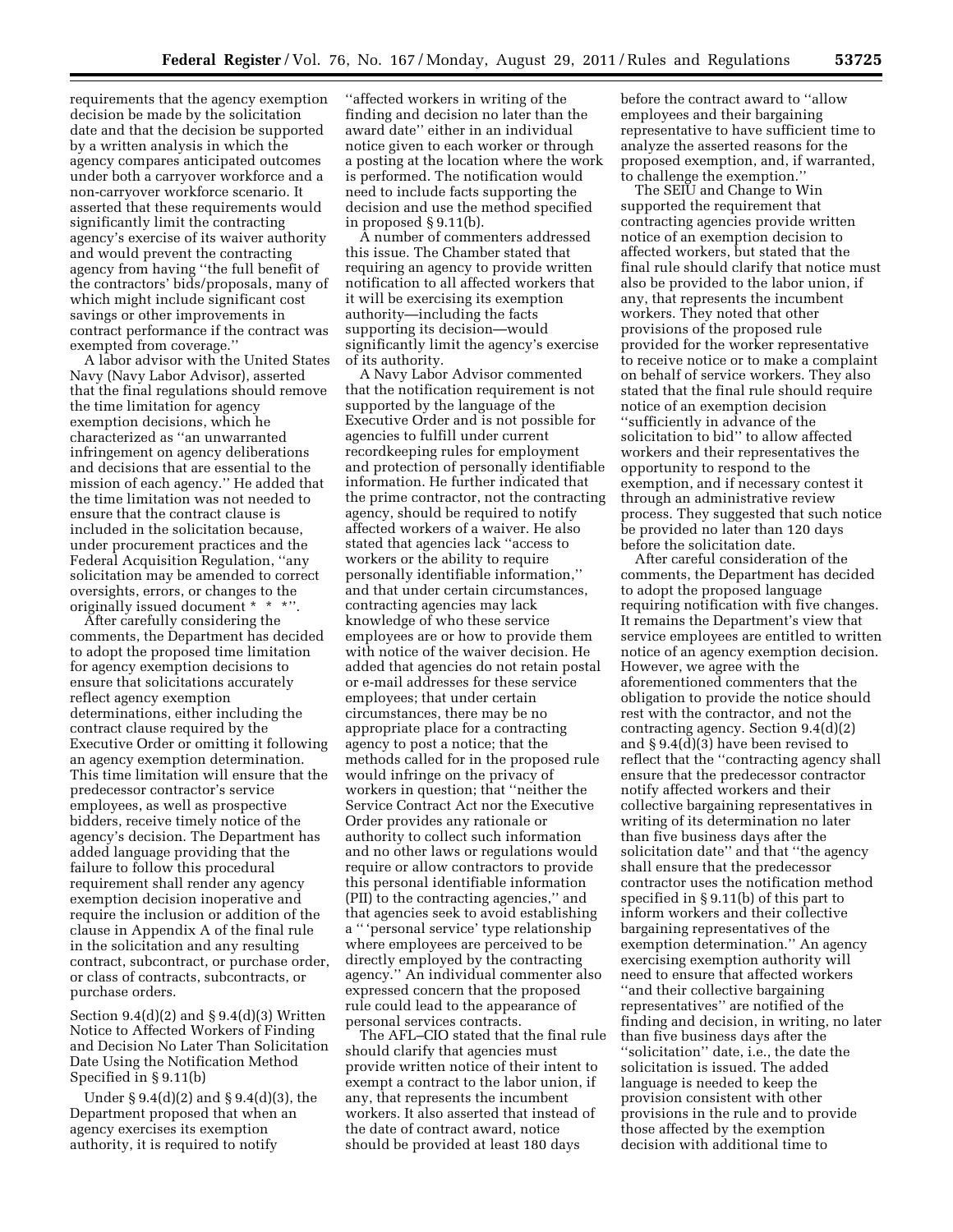requirements that the agency exemption decision be made by the solicitation date and that the decision be supported by a written analysis in which the agency compares anticipated outcomes under both a carryover workforce and a non-carryover workforce scenario. It asserted that these requirements would significantly limit the contracting agency's exercise of its waiver authority and would prevent the contracting agency from having ''the full benefit of the contractors' bids/proposals, many of which might include significant cost savings or other improvements in contract performance if the contract was exempted from coverage.''

A labor advisor with the United States Navy (Navy Labor Advisor), asserted that the final regulations should remove the time limitation for agency exemption decisions, which he characterized as ''an unwarranted infringement on agency deliberations and decisions that are essential to the mission of each agency.'' He added that the time limitation was not needed to ensure that the contract clause is included in the solicitation because, under procurement practices and the Federal Acquisition Regulation, ''any solicitation may be amended to correct oversights, errors, or changes to the originally issued document * * *''.

After carefully considering the comments, the Department has decided to adopt the proposed time limitation for agency exemption decisions to ensure that solicitations accurately reflect agency exemption determinations, either including the contract clause required by the Executive Order or omitting it following an agency exemption determination. This time limitation will ensure that the predecessor contractor's service employees, as well as prospective bidders, receive timely notice of the agency's decision. The Department has added language providing that the failure to follow this procedural requirement shall render any agency exemption decision inoperative and require the inclusion or addition of the clause in Appendix A of the final rule in the solicitation and any resulting contract, subcontract, or purchase order, or class of contracts, subcontracts, or purchase orders.

Section 9.4(d)(2) and § 9.4(d)(3) Written Notice to Affected Workers of Finding and Decision No Later Than Solicitation Date Using the Notification Method Specified in § 9.11(b)

Under § 9.4(d)(2) and § 9.4(d)(3), the Department proposed that when an agency exercises its exemption authority, it is required to notify ''affected workers in writing of the finding and decision no later than the award date'' either in an individual notice given to each worker or through a posting at the location where the work is performed. The notification would need to include facts supporting the decision and use the method specified in proposed § 9.11(b).

A number of commenters addressed this issue. The Chamber stated that requiring an agency to provide written notification to all affected workers that it will be exercising its exemption authority—including the facts supporting its decision—would significantly limit the agency's exercise of its authority.

A Navy Labor Advisor commented that the notification requirement is not supported by the language of the Executive Order and is not possible for agencies to fulfill under current recordkeeping rules for employment and protection of personally identifiable information. He further indicated that the prime contractor, not the contracting agency, should be required to notify affected workers of a waiver. He also stated that agencies lack ''access to workers or the ability to require personally identifiable information,'' and that under certain circumstances, contracting agencies may lack knowledge of who these service employees are or how to provide them with notice of the waiver decision. He added that agencies do not retain postal or e-mail addresses for these service employees; that under certain circumstances, there may be no appropriate place for a contracting agency to post a notice; that the methods called for in the proposed rule would infringe on the privacy of workers in question; that ''neither the Service Contract Act nor the Executive Order provides any rationale or authority to collect such information and no other laws or regulations would require or allow contractors to provide this personal identifiable information (PII) to the contracting agencies,'' and that agencies seek to avoid establishing a '' 'personal service' type relationship where employees are perceived to be directly employed by the contracting agency.'' An individual commenter also expressed concern that the proposed rule could lead to the appearance of personal services contracts.

The AFL–CIO stated that the final rule should clarify that agencies must provide written notice of their intent to exempt a contract to the labor union, if any, that represents the incumbent workers. It also asserted that instead of the date of contract award, notice should be provided at least 180 days before the contract award to ''allow employees and their bargaining representative to have sufficient time to analyze the asserted reasons for the proposed exemption, and, if warranted, to challenge the exemption.''

The SEIU and Change to Win supported the requirement that contracting agencies provide written notice of an exemption decision to affected workers, but stated that the final rule should clarify that notice must also be provided to the labor union, if any, that represents the incumbent workers. They noted that other provisions of the proposed rule provided for the worker representative to receive notice or to make a complaint on behalf of service workers. They also stated that the final rule should require notice of an exemption decision ''sufficiently in advance of the solicitation to bid'' to allow affected workers and their representatives the opportunity to respond to the exemption, and if necessary contest it through an administrative review process. They suggested that such notice be provided no later than 120 days before the solicitation date.

After careful consideration of the comments, the Department has decided to adopt the proposed language requiring notification with five changes. It remains the Department's view that service employees are entitled to written notice of an agency exemption decision. However, we agree with the aforementioned commenters that the obligation to provide the notice should rest with the contractor, and not the contracting agency. Section 9.4(d)(2) and § 9.4(d)(3) have been revised to reflect that the ''contracting agency shall ensure that the predecessor contractor notify affected workers and their collective bargaining representatives in writing of its determination no later than five business days after the solicitation date'' and that ''the agency shall ensure that the predecessor contractor uses the notification method specified in § 9.11(b) of this part to inform workers and their collective bargaining representatives of the exemption determination.'' An agency exercising exemption authority will need to ensure that affected workers ''and their collective bargaining representatives'' are notified of the finding and decision, in writing, no later than five business days after the ''solicitation'' date, i.e., the date the solicitation is issued. The added language is needed to keep the provision consistent with other provisions in the rule and to provide those affected by the exemption decision with additional time to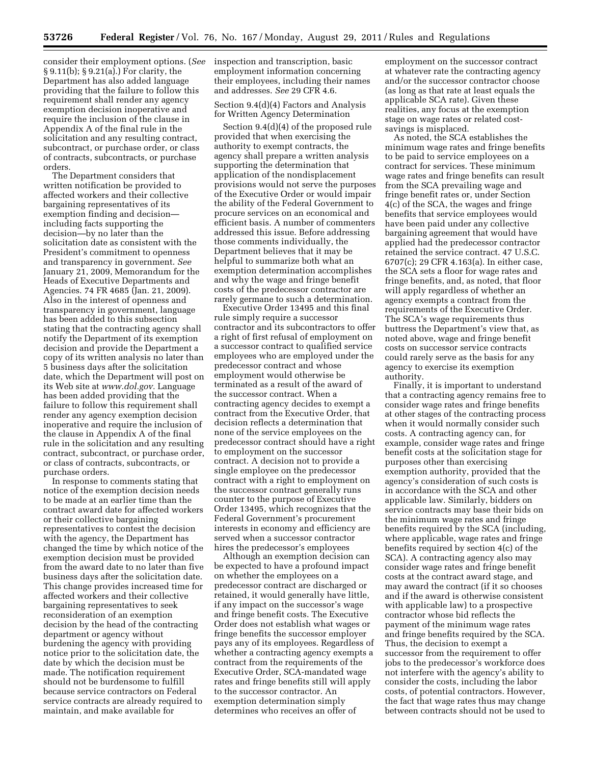consider their employment options. (*See* § 9.11(b); § 9.21(a).) For clarity, the Department has also added language providing that the failure to follow this requirement shall render any agency exemption decision inoperative and require the inclusion of the clause in Appendix A of the final rule in the solicitation and any resulting contract, subcontract, or purchase order, or class of contracts, subcontracts, or purchase orders.

The Department considers that written notification be provided to affected workers and their collective bargaining representatives of its exemption finding and decision—including facts supporting the decision—by no later than the solicitation date as consistent with the President's commitment to openness and transparency in government. *See* January 21, 2009, Memorandum for the Heads of Executive Departments and Agencies. 74 FR 4685 (Jan. 21, 2009). Also in the interest of openness and transparency in government, language has been added to this subsection stating that the contracting agency shall notify the Department of its exemption decision and provide the Department a copy of its written analysis no later than 5 business days after the solicitation date, which the Department will post on its Web site at *www.dol.gov.* Language has been added providing that the failure to follow this requirement shall render any agency exemption decision inoperative and require the inclusion of the clause in Appendix A of the final rule in the solicitation and any resulting contract, subcontract, or purchase order, or class of contracts, subcontracts, or purchase orders.

In response to comments stating that notice of the exemption decision needs to be made at an earlier time than the contract award date for affected workers or their collective bargaining representatives to contest the decision with the agency, the Department has changed the time by which notice of the exemption decision must be provided from the award date to no later than five business days after the solicitation date. This change provides increased time for affected workers and their collective bargaining representatives to seek reconsideration of an exemption decision by the head of the contracting department or agency without burdening the agency with providing notice prior to the solicitation date, the date by which the decision must be made. The notification requirement should not be burdensome to fulfill because service contractors on Federal service contracts are already required to maintain, and make available for inspection and transcription, basic employment information concerning their employees, including their names and addresses. *See* 29 CFR 4.6.

Section 9.4(d)(4) Factors and Analysis for Written Agency Determination

Section 9.4(d)(4) of the proposed rule provided that when exercising the authority to exempt contracts, the agency shall prepare a written analysis supporting the determination that application of the nondisplacement provisions would not serve the purposes of the Executive Order or would impair the ability of the Federal Government to procure services on an economical and efficient basis. A number of commenters addressed this issue. Before addressing those comments individually, the Department believes that it may be helpful to summarize both what an exemption determination accomplishes and why the wage and fringe benefit costs of the predecessor contractor are rarely germane to such a determination.

Executive Order 13495 and this final rule simply require a successor contractor and its subcontractors to offer a right of first refusal of employment on a successor contract to qualified service employees who are employed under the predecessor contract and whose employment would otherwise be terminated as a result of the award of the successor contract. When a contracting agency decides to exempt a contract from the Executive Order, that decision reflects a determination that none of the service employees on the predecessor contract should have a right to employment on the successor contract. A decision not to provide a single employee on the predecessor contract with a right to employment on the successor contract generally runs counter to the purpose of Executive Order 13495, which recognizes that the Federal Government's procurement interests in economy and efficiency are served when a successor contractor hires the predecessor's employees

Although an exemption decision can be expected to have a profound impact on whether the employees on a predecessor contract are discharged or retained, it would generally have little, if any impact on the successor's wage and fringe benefit costs. The Executive Order does not establish what wages or fringe benefits the successor employer pays any of its employees. Regardless of whether a contracting agency exempts a contract from the requirements of the Executive Order, SCA-mandated wage rates and fringe benefits still will apply to the successor contractor. An exemption determination simply determines who receives an offer of employment on the successor contract at whatever rate the contracting agency and/or the successor contractor choose (as long as that rate at least equals the applicable SCA rate). Given these realities, any focus at the exemption stage on wage rates or related cost-savings is misplaced.

As noted, the SCA establishes the minimum wage rates and fringe benefits to be paid to service employees on a contract for services. These minimum wage rates and fringe benefits can result from the SCA prevailing wage and fringe benefit rates or, under Section 4(c) of the SCA, the wages and fringe benefits that service employees would have been paid under any collective bargaining agreement that would have applied had the predecessor contractor retained the service contract. 47 U.S.C. 6707(c); 29 CFR 4.163(a). In either case, the SCA sets a floor for wage rates and fringe benefits, and, as noted, that floor will apply regardless of whether an agency exempts a contract from the requirements of the Executive Order. The SCA's wage requirements thus buttress the Department's view that, as noted above, wage and fringe benefit costs on successor service contracts could rarely serve as the basis for any agency to exercise its exemption authority.

Finally, it is important to understand that a contracting agency remains free to consider wage rates and fringe benefits at other stages of the contracting process when it would normally consider such costs. A contracting agency can, for example, consider wage rates and fringe benefit costs at the solicitation stage for purposes other than exercising exemption authority, provided that the agency's consideration of such costs is in accordance with the SCA and other applicable law. Similarly, bidders on service contracts may base their bids on the minimum wage rates and fringe benefits required by the SCA (including, where applicable, wage rates and fringe benefits required by section 4(c) of the SCA). A contracting agency also may consider wage rates and fringe benefit costs at the contract award stage, and may award the contract (if it so chooses and if the award is otherwise consistent with applicable law) to a prospective contractor whose bid reflects the payment of the minimum wage rates and fringe benefits required by the SCA. Thus, the decision to exempt a successor from the requirement to offer jobs to the predecessor's workforce does not interfere with the agency's ability to consider the costs, including the labor costs, of potential contractors. However, the fact that wage rates thus may change between contracts should not be used to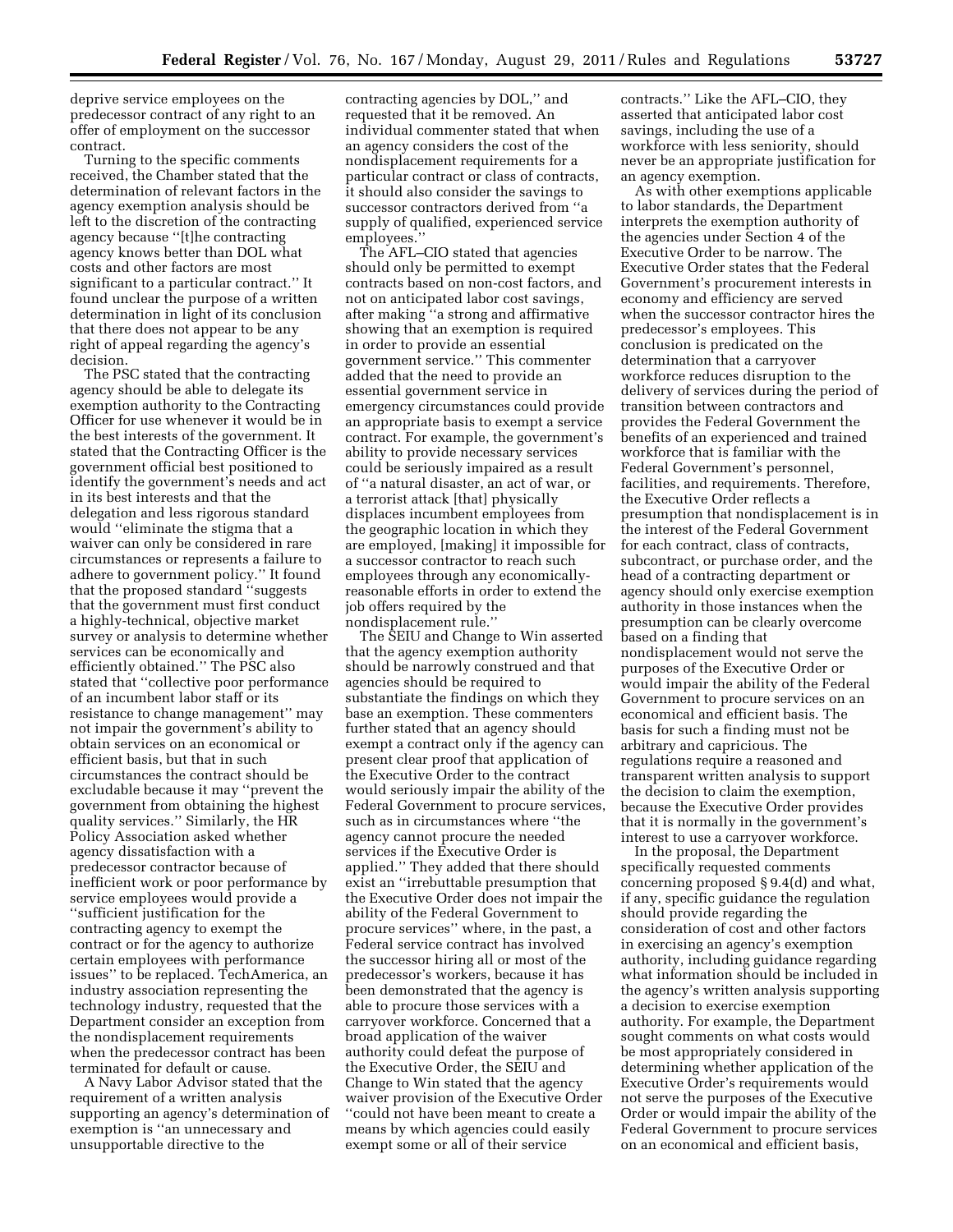deprive service employees on the predecessor contract of any right to an offer of employment on the successor contract.

Turning to the specific comments received, the Chamber stated that the determination of relevant factors in the agency exemption analysis should be left to the discretion of the contracting agency because "[t]he contracting agency knows better than DOL what costs and other factors are most significant to a particular contract." It found unclear the purpose of a written determination in light of its conclusion that there does not appear to be any right of appeal regarding the agency's decision.

The PSC stated that the contracting agency should be able to delegate its exemption authority to the Contracting Officer for use whenever it would be in the best interests of the government. It stated that the Contracting Officer is the government official best positioned to identify the government's needs and act in its best interests and that the delegation and less rigorous standard would "eliminate the stigma that a waiver can only be considered in rare circumstances or represents a failure to adhere to government policy." It found that the proposed standard "suggests that the government must first conduct a highly-technical, objective market survey or analysis to determine whether services can be economically and efficiently obtained." The PSC also stated that "collective poor performance of an incumbent labor staff or its resistance to change management" may not impair the government's ability to obtain services on an economical or efficient basis, but that in such circumstances the contract should be excludable because it may "prevent the government from obtaining the highest quality services." Similarly, the HR Policy Association asked whether agency dissatisfaction with a predecessor contractor because of inefficient work or poor performance by service employees would provide a "sufficient justification for the contracting agency to exempt the contract or for the agency to authorize certain employees with performance issues" to be replaced. TechAmerica, an industry association representing the technology industry, requested that the Department consider an exception from the nondisplacement requirements when the predecessor contract has been terminated for default or cause.

A Navy Labor Advisor stated that the requirement of a written analysis supporting an agency's determination of exemption is "an unnecessary and unsupportable directive to the contracting agencies by DOL," and requested that it be removed. An individual commenter stated that when an agency considers the cost of the nondisplacement requirements for a particular contract or class of contracts, it should also consider the savings to successor contractors derived from "a supply of qualified, experienced service employees."

The AFL–CIO stated that agencies should only be permitted to exempt contracts based on non-cost factors, and not on anticipated labor cost savings, after making "a strong and affirmative showing that an exemption is required in order to provide an essential government service." This commenter added that the need to provide an essential government service in emergency circumstances could provide an appropriate basis to exempt a service contract. For example, the government's ability to provide necessary services could be seriously impaired as a result of "a natural disaster, an act of war, or a terrorist attack [that] physically displaces incumbent employees from the geographic location in which they are employed, [making] it impossible for a successor contractor to reach such employees through any economically-reasonable efforts in order to extend the job offers required by the nondisplacement rule."

The SEIU and Change to Win asserted that the agency exemption authority should be narrowly construed and that agencies should be required to substantiate the findings on which they base an exemption. These commenters further stated that an agency should exempt a contract only if the agency can present clear proof that application of the Executive Order to the contract would seriously impair the ability of the Federal Government to procure services, such as in circumstances where "the agency cannot procure the needed services if the Executive Order is applied." They added that there should exist an "irrebuttable presumption that the Executive Order does not impair the ability of the Federal Government to procure services" where, in the past, a Federal service contract has involved the successor hiring all or most of the predecessor's workers, because it has been demonstrated that the agency is able to procure those services with a carryover workforce. Concerned that a broad application of the waiver authority could defeat the purpose of the Executive Order, the SEIU and Change to Win stated that the agency waiver provision of the Executive Order "could not have been meant to create a means by which agencies could easily exempt some or all of their service contracts." Like the AFL–CIO, they asserted that anticipated labor cost savings, including the use of a workforce with less seniority, should never be an appropriate justification for an agency exemption.

As with other exemptions applicable to labor standards, the Department interprets the exemption authority of the agencies under Section 4 of the Executive Order to be narrow. The Executive Order states that the Federal Government's procurement interests in economy and efficiency are served when the successor contractor hires the predecessor's employees. This conclusion is predicated on the determination that a carryover workforce reduces disruption to the delivery of services during the period of transition between contractors and provides the Federal Government the benefits of an experienced and trained workforce that is familiar with the Federal Government's personnel, facilities, and requirements. Therefore, the Executive Order reflects a presumption that nondisplacement is in the interest of the Federal Government for each contract, class of contracts, subcontract, or purchase order, and the head of a contracting department or agency should only exercise exemption authority in those instances when the presumption can be clearly overcome based on a finding that nondisplacement would not serve the purposes of the Executive Order or would impair the ability of the Federal Government to procure services on an economical and efficient basis. The basis for such a finding must not be arbitrary and capricious. The regulations require a reasoned and transparent written analysis to support the decision to claim the exemption, because the Executive Order provides that it is normally in the government's interest to use a carryover workforce.

In the proposal, the Department specifically requested comments concerning proposed § 9.4(d) and what, if any, specific guidance the regulation should provide regarding the consideration of cost and other factors in exercising an agency's exemption authority, including guidance regarding what information should be included in the agency's written analysis supporting a decision to exercise exemption authority. For example, the Department sought comments on what costs would be most appropriately considered in determining whether application of the Executive Order's requirements would not serve the purposes of the Executive Order or would impair the ability of the Federal Government to procure services on an economical and efficient basis,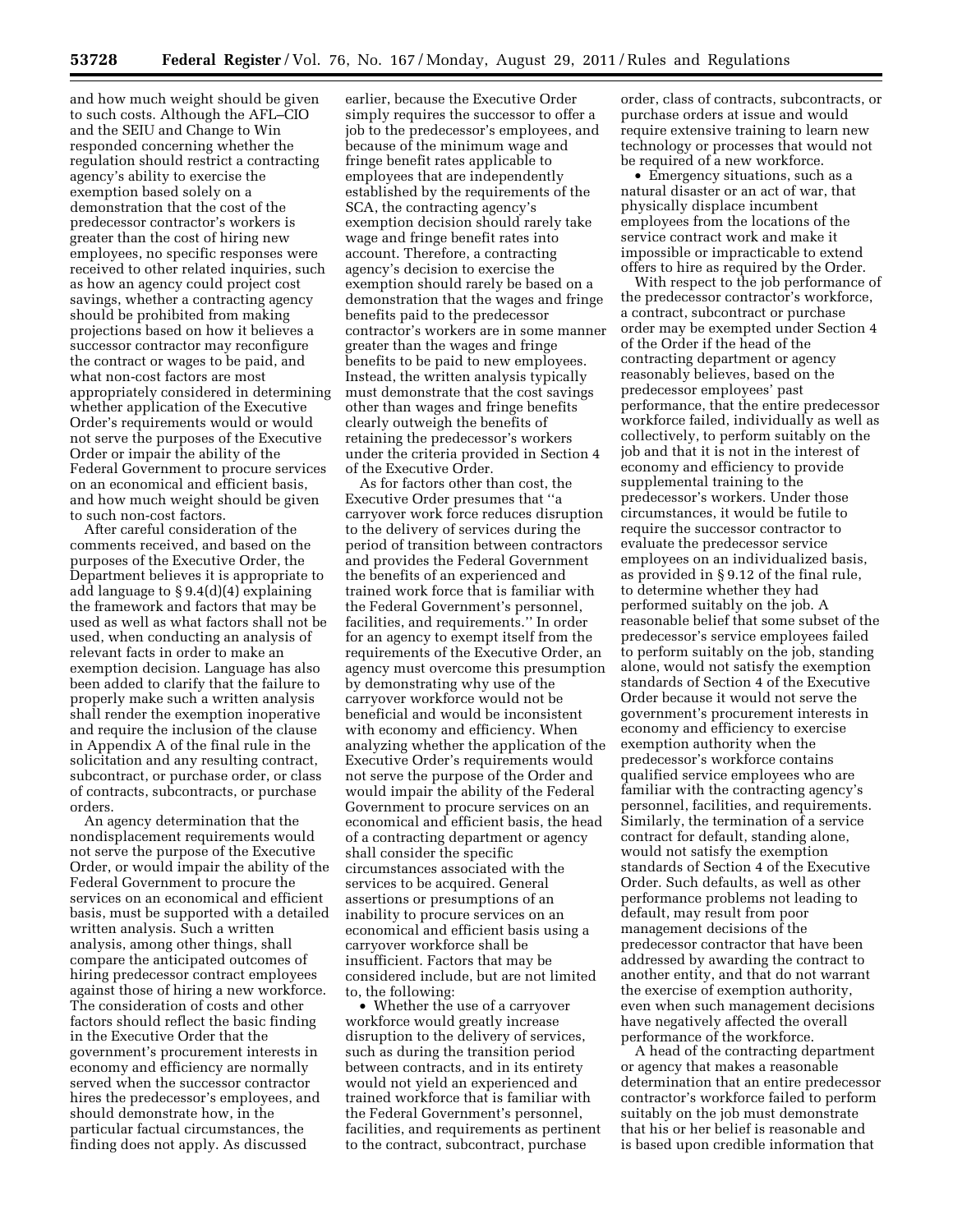and how much weight should be given to such costs. Although the AFL–CIO and the SEIU and Change to Win responded concerning whether the regulation should restrict a contracting agency's ability to exercise the exemption based solely on a demonstration that the cost of the predecessor contractor's workers is greater than the cost of hiring new employees, no specific responses were received to other related inquiries, such as how an agency could project cost savings, whether a contracting agency should be prohibited from making projections based on how it believes a successor contractor may reconfigure the contract or wages to be paid, and what non-cost factors are most appropriately considered in determining whether application of the Executive Order's requirements would or would not serve the purposes of the Executive Order or impair the ability of the Federal Government to procure services on an economical and efficient basis, and how much weight should be given to such non-cost factors.

After careful consideration of the comments received, and based on the purposes of the Executive Order, the Department believes it is appropriate to add language to § 9.4(d)(4) explaining the framework and factors that may be used as well as what factors shall not be used, when conducting an analysis of relevant facts in order to make an exemption decision. Language has also been added to clarify that the failure to properly make such a written analysis shall render the exemption inoperative and require the inclusion of the clause in Appendix A of the final rule in the solicitation and any resulting contract, subcontract, or purchase order, or class of contracts, subcontracts, or purchase orders.

An agency determination that the nondisplacement requirements would not serve the purpose of the Executive Order, or would impair the ability of the Federal Government to procure the services on an economical and efficient basis, must be supported with a detailed written analysis. Such a written analysis, among other things, shall compare the anticipated outcomes of hiring predecessor contract employees against those of hiring a new workforce. The consideration of costs and other factors should reflect the basic finding in the Executive Order that the government's procurement interests in economy and efficiency are normally served when the successor contractor hires the predecessor's employees, and should demonstrate how, in the particular factual circumstances, the finding does not apply. As discussed earlier, because the Executive Order simply requires the successor to offer a job to the predecessor's employees, and because of the minimum wage and fringe benefit rates applicable to employees that are independently established by the requirements of the SCA, the contracting agency's exemption decision should rarely take wage and fringe benefit rates into account. Therefore, a contracting agency's decision to exercise the exemption should rarely be based on a demonstration that the wages and fringe benefits paid to the predecessor contractor's workers are in some manner greater than the wages and fringe benefits to be paid to new employees. Instead, the written analysis typically must demonstrate that the cost savings other than wages and fringe benefits clearly outweigh the benefits of retaining the predecessor's workers under the criteria provided in Section 4 of the Executive Order.

As for factors other than cost, the Executive Order presumes that ''a carryover work force reduces disruption to the delivery of services during the period of transition between contractors and provides the Federal Government the benefits of an experienced and trained work force that is familiar with the Federal Government's personnel, facilities, and requirements.'' In order for an agency to exempt itself from the requirements of the Executive Order, an agency must overcome this presumption by demonstrating why use of the carryover workforce would not be beneficial and would be inconsistent with economy and efficiency. When analyzing whether the application of the Executive Order's requirements would not serve the purpose of the Order and would impair the ability of the Federal Government to procure services on an economical and efficient basis, the head of a contracting department or agency shall consider the specific circumstances associated with the services to be acquired. General assertions or presumptions of an inability to procure services on an economical and efficient basis using a carryover workforce shall be insufficient. Factors that may be considered include, but are not limited to, the following:

- Whether the use of a carryover workforce would greatly increase disruption to the delivery of services, such as during the transition period between contracts, and in its entirety would not yield an experienced and trained workforce that is familiar with the Federal Government's personnel, facilities, and requirements as pertinent to the contract, subcontract, purchase order, class of contracts, subcontracts, or purchase orders at issue and would require extensive training to learn new technology or processes that would not be required of a new workforce.
- Emergency situations, such as a natural disaster or an act of war, that physically displace incumbent employees from the locations of the service contract work and make it impossible or impracticable to extend offers to hire as required by the Order.

With respect to the job performance of the predecessor contractor's workforce, a contract, subcontract or purchase order may be exempted under Section 4 of the Order if the head of the contracting department or agency reasonably believes, based on the predecessor employees' past performance, that the entire predecessor workforce failed, individually as well as collectively, to perform suitably on the job and that it is not in the interest of economy and efficiency to provide supplemental training to the predecessor's workers. Under those circumstances, it would be futile to require the successor contractor to evaluate the predecessor service employees on an individualized basis, as provided in § 9.12 of the final rule, to determine whether they had performed suitably on the job. A reasonable belief that some subset of the predecessor's service employees failed to perform suitably on the job, standing alone, would not satisfy the exemption standards of Section 4 of the Executive Order because it would not serve the government's procurement interests in economy and efficiency to exercise exemption authority when the predecessor's workforce contains qualified service employees who are familiar with the contracting agency's personnel, facilities, and requirements. Similarly, the termination of a service contract for default, standing alone, would not satisfy the exemption standards of Section 4 of the Executive Order. Such defaults, as well as other performance problems not leading to default, may result from poor management decisions of the predecessor contractor that have been addressed by awarding the contract to another entity, and that do not warrant the exercise of exemption authority, even when such management decisions have negatively affected the overall performance of the workforce.

A head of the contracting department or agency that makes a reasonable determination that an entire predecessor contractor's workforce failed to perform suitably on the job must demonstrate that his or her belief is reasonable and is based upon credible information that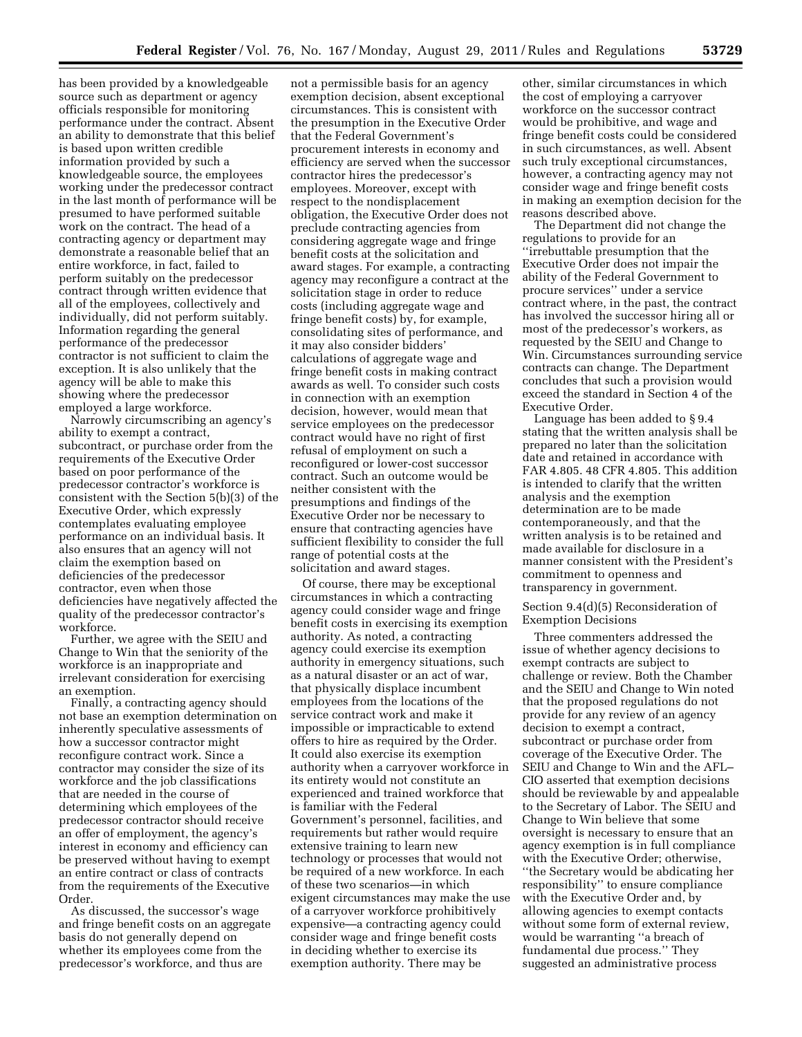has been provided by a knowledgeable source such as department or agency officials responsible for monitoring performance under the contract. Absent an ability to demonstrate that this belief is based upon written credible information provided by such a knowledgeable source, the employees working under the predecessor contract in the last month of performance will be presumed to have performed suitable work on the contract. The head of a contracting agency or department may demonstrate a reasonable belief that an entire workforce, in fact, failed to perform suitably on the predecessor contract through written evidence that all of the employees, collectively and individually, did not perform suitably. Information regarding the general performance of the predecessor contractor is not sufficient to claim the exception. It is also unlikely that the agency will be able to make this showing where the predecessor employed a large workforce.

Narrowly circumscribing an agency's ability to exempt a contract, subcontract, or purchase order from the requirements of the Executive Order based on poor performance of the predecessor contractor's workforce is consistent with the Section 5(b)(3) of the Executive Order, which expressly contemplates evaluating employee performance on an individual basis. It also ensures that an agency will not claim the exemption based on deficiencies of the predecessor contractor, even when those deficiencies have negatively affected the quality of the predecessor contractor's workforce.

Further, we agree with the SEIU and Change to Win that the seniority of the workforce is an inappropriate and irrelevant consideration for exercising an exemption.

Finally, a contracting agency should not base an exemption determination on inherently speculative assessments of how a successor contractor might reconfigure contract work. Since a contractor may consider the size of its workforce and the job classifications that are needed in the course of determining which employees of the predecessor contractor should receive an offer of employment, the agency's interest in economy and efficiency can be preserved without having to exempt an entire contract or class of contracts from the requirements of the Executive Order.

As discussed, the successor's wage and fringe benefit costs on an aggregate basis do not generally depend on whether its employees come from the predecessor's workforce, and thus are not a permissible basis for an agency exemption decision, absent exceptional circumstances. This is consistent with the presumption in the Executive Order that the Federal Government's procurement interests in economy and efficiency are served when the successor contractor hires the predecessor's employees. Moreover, except with respect to the nondisplacement obligation, the Executive Order does not preclude contracting agencies from considering aggregate wage and fringe benefit costs at the solicitation and award stages. For example, a contracting agency may reconfigure a contract at the solicitation stage in order to reduce costs (including aggregate wage and fringe benefit costs) by, for example, consolidating sites of performance, and it may also consider bidders' calculations of aggregate wage and fringe benefit costs in making contract awards as well. To consider such costs in connection with an exemption decision, however, would mean that service employees on the predecessor contract would have no right of first refusal of employment on such a reconfigured or lower-cost successor contract. Such an outcome would be neither consistent with the presumptions and findings of the Executive Order nor be necessary to ensure that contracting agencies have sufficient flexibility to consider the full range of potential costs at the solicitation and award stages.

Of course, there may be exceptional circumstances in which a contracting agency could consider wage and fringe benefit costs in exercising its exemption authority. As noted, a contracting agency could exercise its exemption authority in emergency situations, such as a natural disaster or an act of war, that physically displace incumbent employees from the locations of the service contract work and make it impossible or impracticable to extend offers to hire as required by the Order. It could also exercise its exemption authority when a carryover workforce in its entirety would not constitute an experienced and trained workforce that is familiar with the Federal Government's personnel, facilities, and requirements but rather would require extensive training to learn new technology or processes that would not be required of a new workforce. In each of these two scenarios—in which exigent circumstances may make the use of a carryover workforce prohibitively expensive—a contracting agency could consider wage and fringe benefit costs in deciding whether to exercise its exemption authority. There may be other, similar circumstances in which the cost of employing a carryover workforce on the successor contract would be prohibitive, and wage and fringe benefit costs could be considered in such circumstances, as well. Absent such truly exceptional circumstances, however, a contracting agency may not consider wage and fringe benefit costs in making an exemption decision for the reasons described above.

The Department did not change the regulations to provide for an "irrebuttable presumption that the Executive Order does not impair the ability of the Federal Government to procure services" under a service contract where, in the past, the contract has involved the successor hiring all or most of the predecessor's workers, as requested by the SEIU and Change to Win. Circumstances surrounding service contracts can change. The Department concludes that such a provision would exceed the standard in Section 4 of the Executive Order.

Language has been added to § 9.4 stating that the written analysis shall be prepared no later than the solicitation date and retained in accordance with FAR 4.805. 48 CFR 4.805. This addition is intended to clarify that the written analysis and the exemption determination are to be made contemporaneously, and that the written analysis is to be retained and made available for disclosure in a manner consistent with the President's commitment to openness and transparency in government.

### Section 9.4(d)(5) Reconsideration of Exemption Decisions

Three commenters addressed the issue of whether agency decisions to exempt contracts are subject to challenge or review. Both the Chamber and the SEIU and Change to Win noted that the proposed regulations do not provide for any review of an agency decision to exempt a contract, subcontract or purchase order from coverage of the Executive Order. The SEIU and Change to Win and the AFL–CIO asserted that exemption decisions should be reviewable by and appealable to the Secretary of Labor. The SEIU and Change to Win believe that some oversight is necessary to ensure that an agency exemption is in full compliance with the Executive Order; otherwise, "the Secretary would be abdicating her responsibility" to ensure compliance with the Executive Order and, by allowing agencies to exempt contacts without some form of external review, would be warranting "a breach of fundamental due process." They suggested an administrative process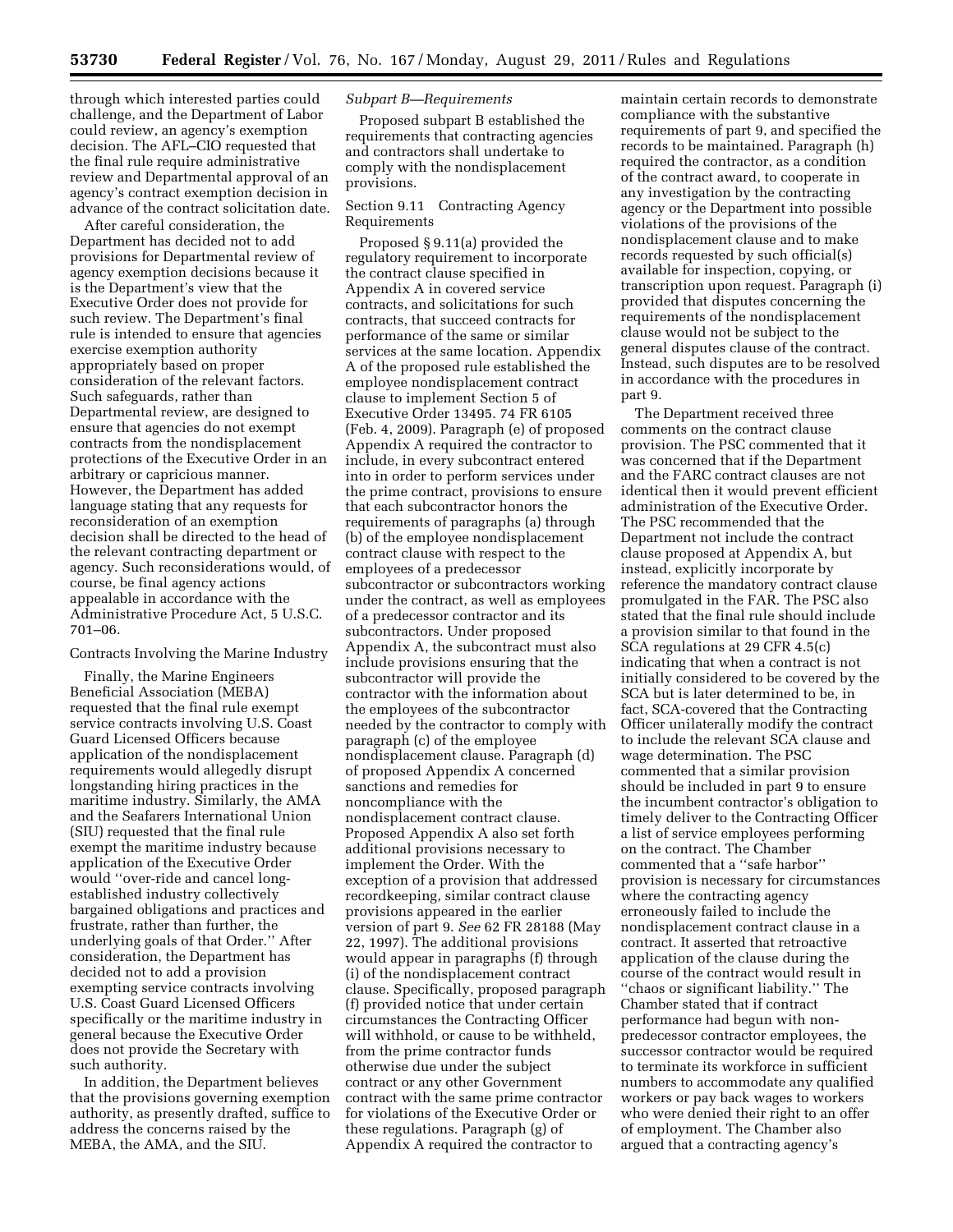through which interested parties could challenge, and the Department of Labor could review, an agency's exemption decision. The AFL–CIO requested that the final rule require administrative review and Departmental approval of an agency's contract exemption decision in advance of the contract solicitation date.

After careful consideration, the Department has decided not to add provisions for Departmental review of agency exemption decisions because it is the Department's view that the Executive Order does not provide for such review. The Department's final rule is intended to ensure that agencies exercise exemption authority appropriately based on proper consideration of the relevant factors. Such safeguards, rather than Departmental review, are designed to ensure that agencies do not exempt contracts from the nondisplacement protections of the Executive Order in an arbitrary or capricious manner. However, the Department has added language stating that any requests for reconsideration of an exemption decision shall be directed to the head of the relevant contracting department or agency. Such reconsiderations would, of course, be final agency actions appealable in accordance with the Administrative Procedure Act, 5 U.S.C. 701–06.

Contracts Involving the Marine Industry

Finally, the Marine Engineers Beneficial Association (MEBA) requested that the final rule exempt service contracts involving U.S. Coast Guard Licensed Officers because application of the nondisplacement requirements would allegedly disrupt longstanding hiring practices in the maritime industry. Similarly, the AMA and the Seafarers International Union (SIU) requested that the final rule exempt the maritime industry because application of the Executive Order would ''over-ride and cancel long-established industry collectively bargained obligations and practices and frustrate, rather than further, the underlying goals of that Order.'' After consideration, the Department has decided not to add a provision exempting service contracts involving U.S. Coast Guard Licensed Officers specifically or the maritime industry in general because the Executive Order does not provide the Secretary with such authority.

In addition, the Department believes that the provisions governing exemption authority, as presently drafted, suffice to address the concerns raised by the MEBA, the AMA, and the SIU.

*Subpart B—Requirements*

Proposed subpart B established the requirements that contracting agencies and contractors shall undertake to comply with the nondisplacement provisions.

Section 9.11 Contracting Agency Requirements

Proposed § 9.11(a) provided the regulatory requirement to incorporate the contract clause specified in Appendix A in covered service contracts, and solicitations for such contracts, that succeed contracts for performance of the same or similar services at the same location. Appendix A of the proposed rule established the employee nondisplacement contract clause to implement Section 5 of Executive Order 13495. 74 FR 6105 (Feb. 4, 2009). Paragraph (e) of proposed Appendix A required the contractor to include, in every subcontract entered into in order to perform services under the prime contract, provisions to ensure that each subcontractor honors the requirements of paragraphs (a) through (b) of the employee nondisplacement contract clause with respect to the employees of a predecessor subcontractor or subcontractors working under the contract, as well as employees of a predecessor contractor and its subcontractors. Under proposed Appendix A, the subcontract must also include provisions ensuring that the subcontractor will provide the contractor with the information about the employees of the subcontractor needed by the contractor to comply with paragraph (c) of the employee nondisplacement clause. Paragraph (d) of proposed Appendix A concerned sanctions and remedies for noncompliance with the nondisplacement contract clause. Proposed Appendix A also set forth additional provisions necessary to implement the Order. With the exception of a provision that addressed recordkeeping, similar contract clause provisions appeared in the earlier version of part 9. *See* 62 FR 28188 (May 22, 1997). The additional provisions would appear in paragraphs (f) through (i) of the nondisplacement contract clause. Specifically, proposed paragraph (f) provided notice that under certain circumstances the Contracting Officer will withhold, or cause to be withheld, from the prime contractor funds otherwise due under the subject contract or any other Government contract with the same prime contractor for violations of the Executive Order or these regulations. Paragraph (g) of Appendix A required the contractor to maintain certain records to demonstrate compliance with the substantive requirements of part 9, and specified the records to be maintained. Paragraph (h) required the contractor, as a condition of the contract award, to cooperate in any investigation by the contracting agency or the Department into possible violations of the provisions of the nondisplacement clause and to make records requested by such official(s) available for inspection, copying, or transcription upon request. Paragraph (i) provided that disputes concerning the requirements of the nondisplacement clause would not be subject to the general disputes clause of the contract. Instead, such disputes are to be resolved in accordance with the procedures in part 9.

The Department received three comments on the contract clause provision. The PSC commented that it was concerned that if the Department and the FARC contract clauses are not identical then it would prevent efficient administration of the Executive Order. The PSC recommended that the Department not include the contract clause proposed at Appendix A, but instead, explicitly incorporate by reference the mandatory contract clause promulgated in the FAR. The PSC also stated that the final rule should include a provision similar to that found in the SCA regulations at 29 CFR 4.5(c) indicating that when a contract is not initially considered to be covered by the SCA but is later determined to be, in fact, SCA-covered that the Contracting Officer unilaterally modify the contract to include the relevant SCA clause and wage determination. The PSC commented that a similar provision should be included in part 9 to ensure the incumbent contractor's obligation to timely deliver to the Contracting Officer a list of service employees performing on the contract. The Chamber commented that a ''safe harbor'' provision is necessary for circumstances where the contracting agency erroneously failed to include the nondisplacement contract clause in a contract. It asserted that retroactive application of the clause during the course of the contract would result in ''chaos or significant liability.'' The Chamber stated that if contract performance had begun with non-predecessor contractor employees, the successor contractor would be required to terminate its workforce in sufficient numbers to accommodate any qualified workers or pay back wages to workers who were denied their right to an offer of employment. The Chamber also argued that a contracting agency's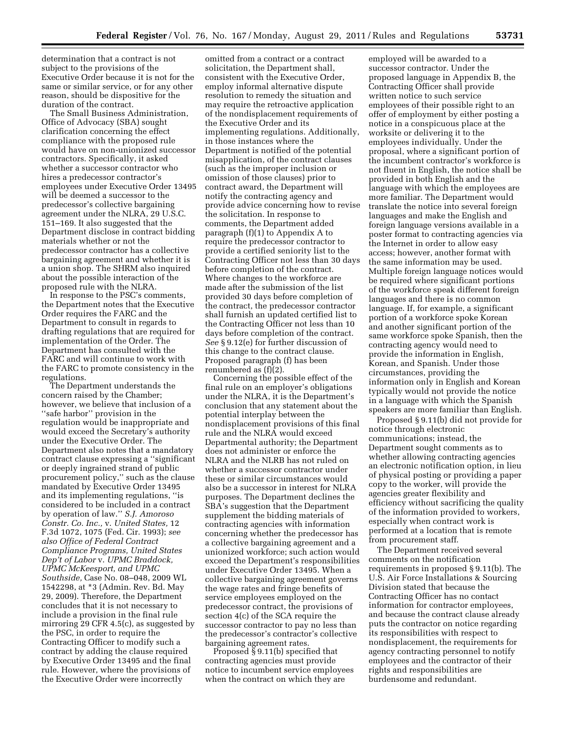determination that a contract is not subject to the provisions of the Executive Order because it is not for the same or similar service, or for any other reason, should be dispositive for the duration of the contract.

The Small Business Administration, Office of Advocacy (SBA) sought clarification concerning the effect compliance with the proposed rule would have on non-unionized successor contractors. Specifically, it asked whether a successor contractor who hires a predecessor contractor's employees under Executive Order 13495 will be deemed a successor to the predecessor's collective bargaining agreement under the NLRA, 29 U.S.C. 151–169. It also suggested that the Department disclose in contract bidding materials whether or not the predecessor contractor has a collective bargaining agreement and whether it is a union shop. The SHRM also inquired about the possible interaction of the proposed rule with the NLRA.

In response to the PSC's comments, the Department notes that the Executive Order requires the FARC and the Department to consult in regards to drafting regulations that are required for implementation of the Order. The Department has consulted with the FARC and will continue to work with the FARC to promote consistency in the regulations.

The Department understands the concern raised by the Chamber; however, we believe that inclusion of a ''safe harbor'' provision in the regulation would be inappropriate and would exceed the Secretary's authority under the Executive Order. The Department also notes that a mandatory contract clause expressing a ''significant or deeply ingrained strand of public procurement policy,'' such as the clause mandated by Executive Order 13495 and its implementing regulations, ''is considered to be included in a contract by operation of law.'' *S.J. Amoroso Constr. Co. Inc.,* v. *United States,* 12 F.3d 1072, 1075 (Fed. Cir. 1993); *see also Office of Federal Contract Compliance Programs, United States Dep't of Labor* v. *UPMC Braddock, UPMC McKeesport, and UPMC Southside,* Case No. 08–048, 2009 WL 1542298, at *3 (Admin. Rev. Bd. May 29, 2009). Therefore, the Department concludes that it is not necessary to include a provision in the final rule mirroring 29 CFR 4.5(c), as suggested by the PSC, in order to require the Contracting Officer to modify such a contract by adding the clause required by Executive Order 13495 and the final rule. However, where the provisions of the Executive Order were incorrectly omitted from a contract or a contract solicitation, the Department shall, consistent with the Executive Order, employ informal alternative dispute resolution to remedy the situation and may require the retroactive application of the nondisplacement requirements of the Executive Order and its implementing regulations. Additionally, in those instances where the Department is notified of the potential misapplication, of the contract clauses (such as the improper inclusion or omission of those clauses) prior to contract award, the Department will notify the contracting agency and provide advice concerning how to revise the solicitation. In response to comments, the Department added paragraph (f)(1) to Appendix A to require the predecessor contractor to provide a certified seniority list to the Contracting Officer not less than 30 days before completion of the contract. Where changes to the workforce are made after the submission of the list provided 30 days before completion of the contract, the predecessor contractor shall furnish an updated certified list to the Contracting Officer not less than 10 days before completion of the contract. *See* § 9.12(e) for further discussion of this change to the contract clause. Proposed paragraph (f) has been renumbered as (f)(2).

Concerning the possible effect of the final rule on an employer's obligations under the NLRA, it is the Department's conclusion that any statement about the potential interplay between the nondisplacement provisions of this final rule and the NLRA would exceed Departmental authority; the Department does not administer or enforce the NLRA and the NLRB has not ruled on whether a successor contractor under these or similar circumstances would also be a successor in interest for NLRA purposes. The Department declines the SBA's suggestion that the Department supplement the bidding materials of contracting agencies with information concerning whether the predecessor has a collective bargaining agreement and a unionized workforce; such action would exceed the Department's responsibilities under Executive Order 13495. When a collective bargaining agreement governs the wage rates and fringe benefits of service employees employed on the predecessor contract, the provisions of section 4(c) of the SCA require the successor contractor to pay no less than the predecessor's contractor's collective bargaining agreement rates.

Proposed § 9.11(b) specified that contracting agencies must provide notice to incumbent service employees when the contract on which they are employed will be awarded to a successor contractor. Under the proposed language in Appendix B, the Contracting Officer shall provide written notice to such service employees of their possible right to an offer of employment by either posting a notice in a conspicuous place at the worksite or delivering it to the employees individually. Under the proposal, where a significant portion of the incumbent contractor's workforce is not fluent in English, the notice shall be provided in both English and the language with which the employees are more familiar. The Department would translate the notice into several foreign languages and make the English and foreign language versions available in a poster format to contracting agencies via the Internet in order to allow easy access; however, another format with the same information may be used. Multiple foreign language notices would be required where significant portions of the workforce speak different foreign languages and there is no common language. If, for example, a significant portion of a workforce spoke Korean and another significant portion of the same workforce spoke Spanish, then the contracting agency would need to provide the information in English, Korean, and Spanish. Under those circumstances, providing the information only in English and Korean typically would not provide the notice in a language with which the Spanish speakers are more familiar than English.

Proposed § 9.11(b) did not provide for notice through electronic communications; instead, the Department sought comments as to whether allowing contracting agencies an electronic notification option, in lieu of physical posting or providing a paper copy to the worker, will provide the agencies greater flexibility and efficiency without sacrificing the quality of the information provided to workers, especially when contract work is performed at a location that is remote from procurement staff.

The Department received several comments on the notification requirements in proposed § 9.11(b). The U.S. Air Force Installations & Sourcing Division stated that because the Contracting Officer has no contact information for contractor employees, and because the contract clause already puts the contractor on notice regarding its responsibilities with respect to nondisplacement, the requirements for agency contracting personnel to notify employees and the contractor of their rights and responsibilities are burdensome and redundant.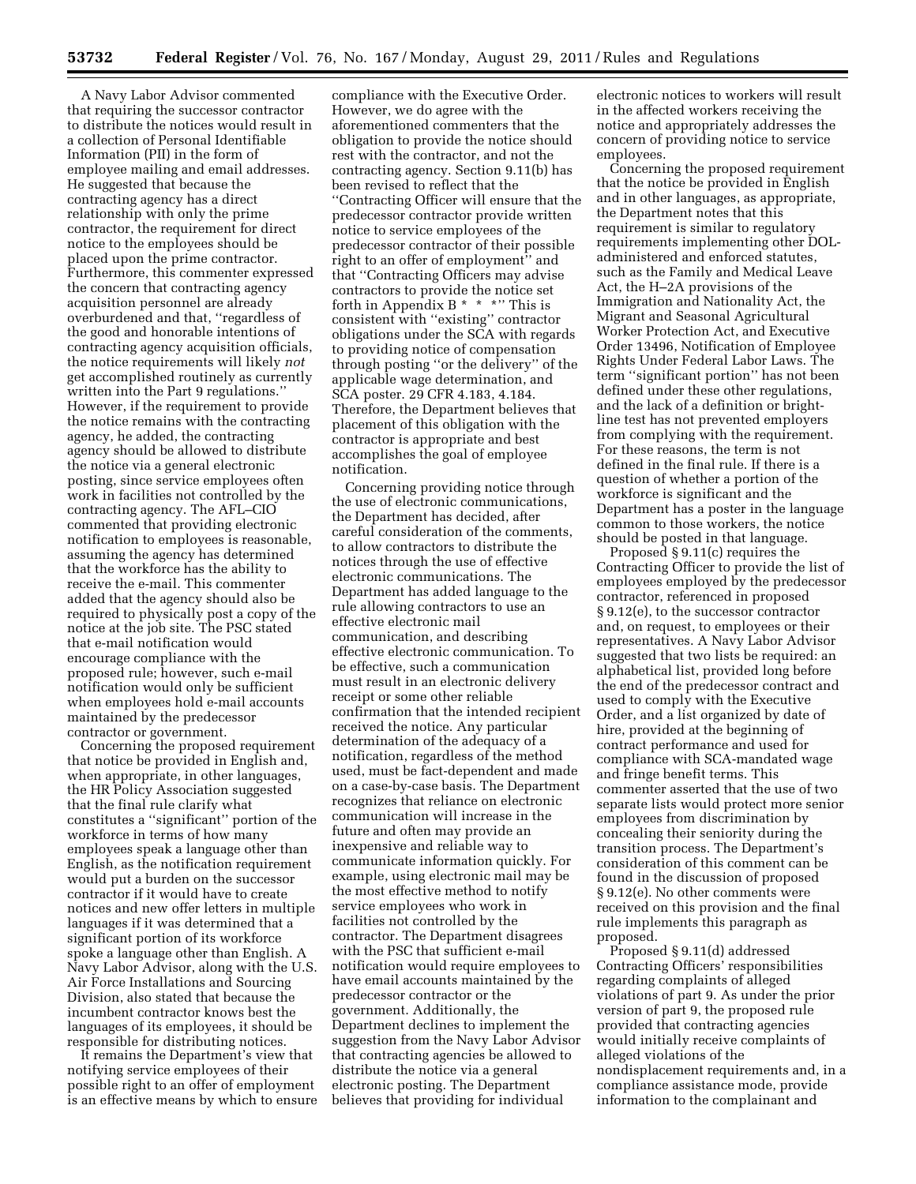A Navy Labor Advisor commented that requiring the successor contractor to distribute the notices would result in a collection of Personal Identifiable Information (PII) in the form of employee mailing and email addresses. He suggested that because the contracting agency has a direct relationship with only the prime contractor, the requirement for direct notice to the employees should be placed upon the prime contractor. Furthermore, this commenter expressed the concern that contracting agency acquisition personnel are already overburdened and that, ''regardless of the good and honorable intentions of contracting agency acquisition officials, the notice requirements will likely *not* get accomplished routinely as currently written into the Part 9 regulations.'' However, if the requirement to provide the notice remains with the contracting agency, he added, the contracting agency should be allowed to distribute the notice via a general electronic posting, since service employees often work in facilities not controlled by the contracting agency. The AFL–CIO commented that providing electronic notification to employees is reasonable, assuming the agency has determined that the workforce has the ability to receive the e-mail. This commenter added that the agency should also be required to physically post a copy of the notice at the job site. The PSC stated that e-mail notification would encourage compliance with the proposed rule; however, such e-mail notification would only be sufficient when employees hold e-mail accounts maintained by the predecessor contractor or government.

Concerning the proposed requirement that notice be provided in English and, when appropriate, in other languages, the HR Policy Association suggested that the final rule clarify what constitutes a ''significant'' portion of the workforce in terms of how many employees speak a language other than English, as the notification requirement would put a burden on the successor contractor if it would have to create notices and new offer letters in multiple languages if it was determined that a significant portion of its workforce spoke a language other than English. A Navy Labor Advisor, along with the U.S. Air Force Installations and Sourcing Division, also stated that because the incumbent contractor knows best the languages of its employees, it should be responsible for distributing notices.

It remains the Department's view that notifying service employees of their possible right to an offer of employment is an effective means by which to ensure compliance with the Executive Order. However, we do agree with the aforementioned commenters that the obligation to provide the notice should rest with the contractor, and not the contracting agency. Section 9.11(b) has been revised to reflect that the ''Contracting Officer will ensure that the predecessor contractor provide written notice to service employees of the predecessor contractor of their possible right to an offer of employment'' and that ''Contracting Officers may advise contractors to provide the notice set forth in Appendix B * * *'' This is consistent with ''existing'' contractor obligations under the SCA with regards to providing notice of compensation through posting ''or the delivery'' of the applicable wage determination, and SCA poster. 29 CFR 4.183, 4.184. Therefore, the Department believes that placement of this obligation with the contractor is appropriate and best accomplishes the goal of employee notification.

Concerning providing notice through the use of electronic communications, the Department has decided, after careful consideration of the comments, to allow contractors to distribute the notices through the use of effective electronic communications. The Department has added language to the rule allowing contractors to use an effective electronic mail communication, and describing effective electronic communication. To be effective, such a communication must result in an electronic delivery receipt or some other reliable confirmation that the intended recipient received the notice. Any particular determination of the adequacy of a notification, regardless of the method used, must be fact-dependent and made on a case-by-case basis. The Department recognizes that reliance on electronic communication will increase in the future and often may provide an inexpensive and reliable way to communicate information quickly. For example, using electronic mail may be the most effective method to notify service employees who work in facilities not controlled by the contractor. The Department disagrees with the PSC that sufficient e-mail notification would require employees to have email accounts maintained by the predecessor contractor or the government. Additionally, the Department declines to implement the suggestion from the Navy Labor Advisor that contracting agencies be allowed to distribute the notice via a general electronic posting. The Department believes that providing for individual electronic notices to workers will result in the affected workers receiving the notice and appropriately addresses the concern of providing notice to service employees.

Concerning the proposed requirement that the notice be provided in English and in other languages, as appropriate, the Department notes that this requirement is similar to regulatory requirements implementing other DOL-administered and enforced statutes, such as the Family and Medical Leave Act, the H–2A provisions of the Immigration and Nationality Act, the Migrant and Seasonal Agricultural Worker Protection Act, and Executive Order 13496, Notification of Employee Rights Under Federal Labor Laws. The term ''significant portion'' has not been defined under these other regulations, and the lack of a definition or bright-line test has not prevented employers from complying with the requirement. For these reasons, the term is not defined in the final rule. If there is a question of whether a portion of the workforce is significant and the Department has a poster in the language common to those workers, the notice should be posted in that language.

Proposed § 9.11(c) requires the Contracting Officer to provide the list of employees employed by the predecessor contractor, referenced in proposed § 9.12(e), to the successor contractor and, on request, to employees or their representatives. A Navy Labor Advisor suggested that two lists be required: an alphabetical list, provided long before the end of the predecessor contract and used to comply with the Executive Order, and a list organized by date of hire, provided at the beginning of contract performance and used for compliance with SCA-mandated wage and fringe benefit terms. This commenter asserted that the use of two separate lists would protect more senior employees from discrimination by concealing their seniority during the transition process. The Department's consideration of this comment can be found in the discussion of proposed § 9.12(e). No other comments were received on this provision and the final rule implements this paragraph as proposed.

Proposed § 9.11(d) addressed Contracting Officers' responsibilities regarding complaints of alleged violations of part 9. As under the prior version of part 9, the proposed rule provided that contracting agencies would initially receive complaints of alleged violations of the nondisplacement requirements and, in a compliance assistance mode, provide information to the complainant and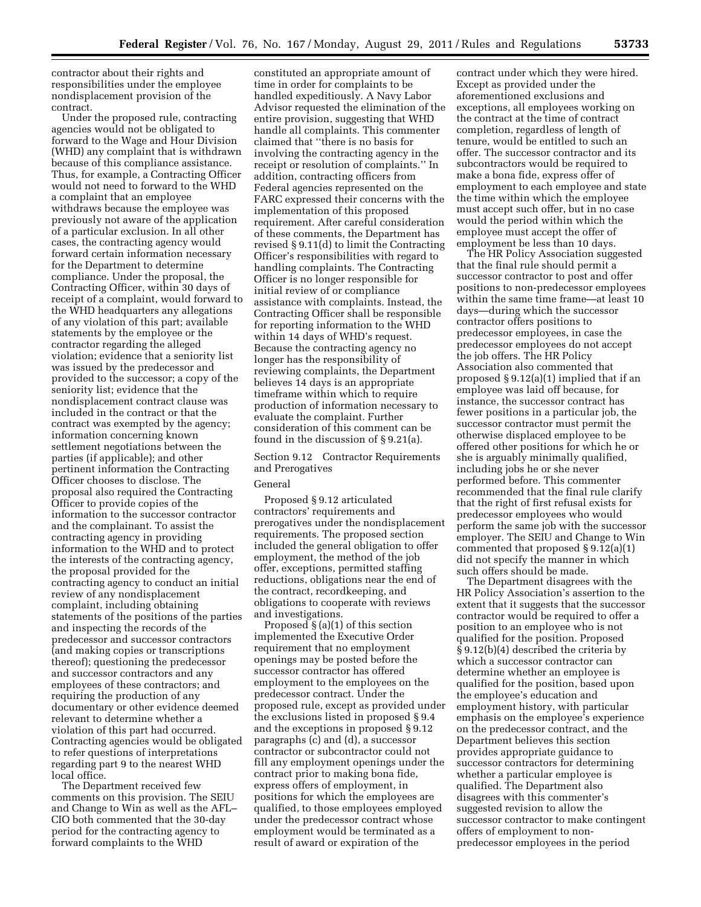contractor about their rights and responsibilities under the employee nondisplacement provision of the contract.

Under the proposed rule, contracting agencies would not be obligated to forward to the Wage and Hour Division (WHD) any complaint that is withdrawn because of this compliance assistance. Thus, for example, a Contracting Officer would not need to forward to the WHD a complaint that an employee withdraws because the employee was previously not aware of the application of a particular exclusion. In all other cases, the contracting agency would forward certain information necessary for the Department to determine compliance. Under the proposal, the Contracting Officer, within 30 days of receipt of a complaint, would forward to the WHD headquarters any allegations of any violation of this part; available statements by the employee or the contractor regarding the alleged violation; evidence that a seniority list was issued by the predecessor and provided to the successor; a copy of the seniority list; evidence that the nondisplacement contract clause was included in the contract or that the contract was exempted by the agency; information concerning known settlement negotiations between the parties (if applicable); and other pertinent information the Contracting Officer chooses to disclose. The proposal also required the Contracting Officer to provide copies of the information to the successor contractor and the complainant. To assist the contracting agency in providing information to the WHD and to protect the interests of the contracting agency, the proposal provided for the contracting agency to conduct an initial review of any nondisplacement complaint, including obtaining statements of the positions of the parties and inspecting the records of the predecessor and successor contractors (and making copies or transcriptions thereof); questioning the predecessor and successor contractors and any employees of these contractors; and requiring the production of any documentary or other evidence deemed relevant to determine whether a violation of this part had occurred. Contracting agencies would be obligated to refer questions of interpretations regarding part 9 to the nearest WHD local office.

The Department received few comments on this provision. The SEIU and Change to Win as well as the AFL–CIO both commented that the 30-day period for the contracting agency to forward complaints to the WHD constituted an appropriate amount of time in order for complaints to be handled expeditiously. A Navy Labor Advisor requested the elimination of the entire provision, suggesting that WHD handle all complaints. This commenter claimed that "there is no basis for involving the contracting agency in the receipt or resolution of complaints." In addition, contracting officers from Federal agencies represented on the FARC expressed their concerns with the implementation of this proposed requirement. After careful consideration of these comments, the Department has revised § 9.11(d) to limit the Contracting Officer's responsibilities with regard to handling complaints. The Contracting Officer is no longer responsible for initial review of or compliance assistance with complaints. Instead, the Contracting Officer shall be responsible for reporting information to the WHD within 14 days of WHD's request. Because the contracting agency no longer has the responsibility of reviewing complaints, the Department believes 14 days is an appropriate timeframe within which to require production of information necessary to evaluate the complaint. Further consideration of this comment can be found in the discussion of § 9.21(a).

Section 9.12 Contractor Requirements and Prerogatives

General

Proposed § 9.12 articulated contractors' requirements and prerogatives under the nondisplacement requirements. The proposed section included the general obligation to offer employment, the method of the job offer, exceptions, permitted staffing reductions, obligations near the end of the contract, recordkeeping, and obligations to cooperate with reviews and investigations.

Proposed § (a)(1) of this section implemented the Executive Order requirement that no employment openings may be posted before the successor contractor has offered employment to the employees on the predecessor contract. Under the proposed rule, except as provided under the exclusions listed in proposed § 9.4 and the exceptions in proposed § 9.12 paragraphs (c) and (d), a successor contractor or subcontractor could not fill any employment openings under the contract prior to making bona fide, express offers of employment, in positions for which the employees are qualified, to those employees employed under the predecessor contract whose employment would be terminated as a result of award or expiration of the contract under which they were hired. Except as provided under the aforementioned exclusions and exceptions, all employees working on the contract at the time of contract completion, regardless of length of tenure, would be entitled to such an offer. The successor contractor and its subcontractors would be required to make a bona fide, express offer of employment to each employee and state the time within which the employee must accept such offer, but in no case would the period within which the employee must accept the offer of employment be less than 10 days.

The HR Policy Association suggested that the final rule should permit a successor contractor to post and offer positions to non-predecessor employees within the same time frame—at least 10 days—during which the successor contractor offers positions to predecessor employees, in case the predecessor employees do not accept the job offers. The HR Policy Association also commented that proposed § 9.12(a)(1) implied that if an employee was laid off because, for instance, the successor contract has fewer positions in a particular job, the successor contractor must permit the otherwise displaced employee to be offered other positions for which he or she is arguably minimally qualified, including jobs he or she never performed before. This commenter recommended that the final rule clarify that the right of first refusal exists for predecessor employees who would perform the same job with the successor employer. The SEIU and Change to Win commented that proposed § 9.12(a)(1) did not specify the manner in which such offers should be made.

The Department disagrees with the HR Policy Association's assertion to the extent that it suggests that the successor contractor would be required to offer a position to an employee who is not qualified for the position. Proposed § 9.12(b)(4) described the criteria by which a successor contractor can determine whether an employee is qualified for the position, based upon the employee's education and employment history, with particular emphasis on the employee's experience on the predecessor contract, and the Department believes this section provides appropriate guidance to successor contractors for determining whether a particular employee is qualified. The Department also disagrees with this commenter's suggested revision to allow the successor contractor to make contingent offers of employment to non-predecessor employees in the period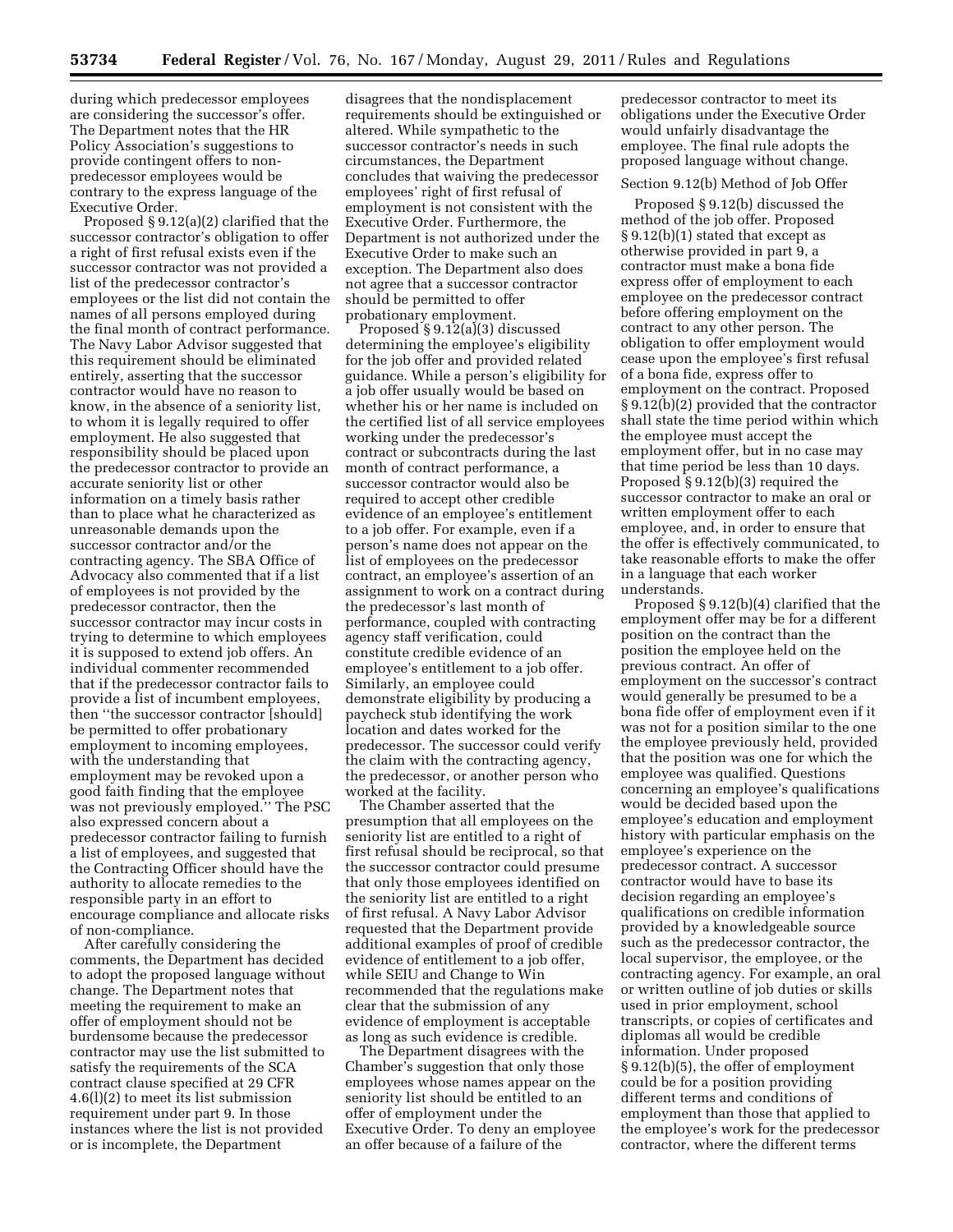during which predecessor employees are considering the successor's offer. The Department notes that the HR Policy Association's suggestions to provide contingent offers to non-predecessor employees would be contrary to the express language of the Executive Order.

Proposed § 9.12(a)(2) clarified that the successor contractor's obligation to offer a right of first refusal exists even if the successor contractor was not provided a list of the predecessor contractor's employees or the list did not contain the names of all persons employed during the final month of contract performance. The Navy Labor Advisor suggested that this requirement should be eliminated entirely, asserting that the successor contractor would have no reason to know, in the absence of a seniority list, to whom it is legally required to offer employment. He also suggested that responsibility should be placed upon the predecessor contractor to provide an accurate seniority list or other information on a timely basis rather than to place what he characterized as unreasonable demands upon the successor contractor and/or the contracting agency. The SBA Office of Advocacy also commented that if a list of employees is not provided by the predecessor contractor, then the successor contractor may incur costs in trying to determine to which employees it is supposed to extend job offers. An individual commenter recommended that if the predecessor contractor fails to provide a list of incumbent employees, then "the successor contractor [should] be permitted to offer probationary employment to incoming employees, with the understanding that employment may be revoked upon a good faith finding that the employee was not previously employed." The PSC also expressed concern about a predecessor contractor failing to furnish a list of employees, and suggested that the Contracting Officer should have the authority to allocate remedies to the responsible party in an effort to encourage compliance and allocate risks of non-compliance.

After carefully considering the comments, the Department has decided to adopt the proposed language without change. The Department notes that meeting the requirement to make an offer of employment should not be burdensome because the predecessor contractor may use the list submitted to satisfy the requirements of the SCA contract clause specified at 29 CFR 4.6(l)(2) to meet its list submission requirement under part 9. In those instances where the list is not provided or is incomplete, the Department disagrees that the nondisplacement requirements should be extinguished or altered. While sympathetic to the successor contractor's needs in such circumstances, the Department concludes that waiving the predecessor employees' right of first refusal of employment is not consistent with the Executive Order. Furthermore, the Department is not authorized under the Executive Order to make such an exception. The Department also does not agree that a successor contractor should be permitted to offer probationary employment.

Proposed § 9.12(a)(3) discussed determining the employee's eligibility for the job offer and provided related guidance. While a person's eligibility for a job offer usually would be based on whether his or her name is included on the certified list of all service employees working under the predecessor's contract or subcontracts during the last month of contract performance, a successor contractor would also be required to accept other credible evidence of an employee's entitlement to a job offer. For example, even if a person's name does not appear on the list of employees on the predecessor contract, an employee's assertion of an assignment to work on a contract during the predecessor's last month of performance, coupled with contracting agency staff verification, could constitute credible evidence of an employee's entitlement to a job offer. Similarly, an employee could demonstrate eligibility by producing a paycheck stub identifying the work location and dates worked for the predecessor. The successor could verify the claim with the contracting agency, the predecessor, or another person who worked at the facility.

The Chamber asserted that the presumption that all employees on the seniority list are entitled to a right of first refusal should be reciprocal, so that the successor contractor could presume that only those employees identified on the seniority list are entitled to a right of first refusal. A Navy Labor Advisor requested that the Department provide additional examples of proof of credible evidence of entitlement to a job offer, while SEIU and Change to Win recommended that the regulations make clear that the submission of any evidence of employment is acceptable as long as such evidence is credible.

The Department disagrees with the Chamber's suggestion that only those employees whose names appear on the seniority list should be entitled to an offer of employment under the Executive Order. To deny an employee an offer because of a failure of the predecessor contractor to meet its obligations under the Executive Order would unfairly disadvantage the employee. The final rule adopts the proposed language without change.

Section 9.12(b) Method of Job Offer

Proposed § 9.12(b) discussed the method of the job offer. Proposed § 9.12(b)(1) stated that except as otherwise provided in part 9, a contractor must make a bona fide express offer of employment to each employee on the predecessor contract before offering employment on the contract to any other person. The obligation to offer employment would cease upon the employee's first refusal of a bona fide, express offer to employment on the contract. Proposed § 9.12(b)(2) provided that the contractor shall state the time period within which the employee must accept the employment offer, but in no case may that time period be less than 10 days. Proposed § 9.12(b)(3) required the successor contractor to make an oral or written employment offer to each employee, and, in order to ensure that the offer is effectively communicated, to take reasonable efforts to make the offer in a language that each worker understands.

Proposed § 9.12(b)(4) clarified that the employment offer may be for a different position on the contract than the position the employee held on the previous contract. An offer of employment on the successor's contract would generally be presumed to be a bona fide offer of employment even if it was not for a position similar to the one the employee previously held, provided that the position was one for which the employee was qualified. Questions concerning an employee's qualifications would be decided based upon the employee's education and employment history with particular emphasis on the employee's experience on the predecessor contract. A successor contractor would have to base its decision regarding an employee's qualifications on credible information provided by a knowledgeable source such as the predecessor contractor, the local supervisor, the employee, or the contracting agency. For example, an oral or written outline of job duties or skills used in prior employment, school transcripts, or copies of certificates and diplomas all would be credible information. Under proposed § 9.12(b)(5), the offer of employment could be for a position providing different terms and conditions of employment than those that applied to the employee's work for the predecessor contractor, where the different terms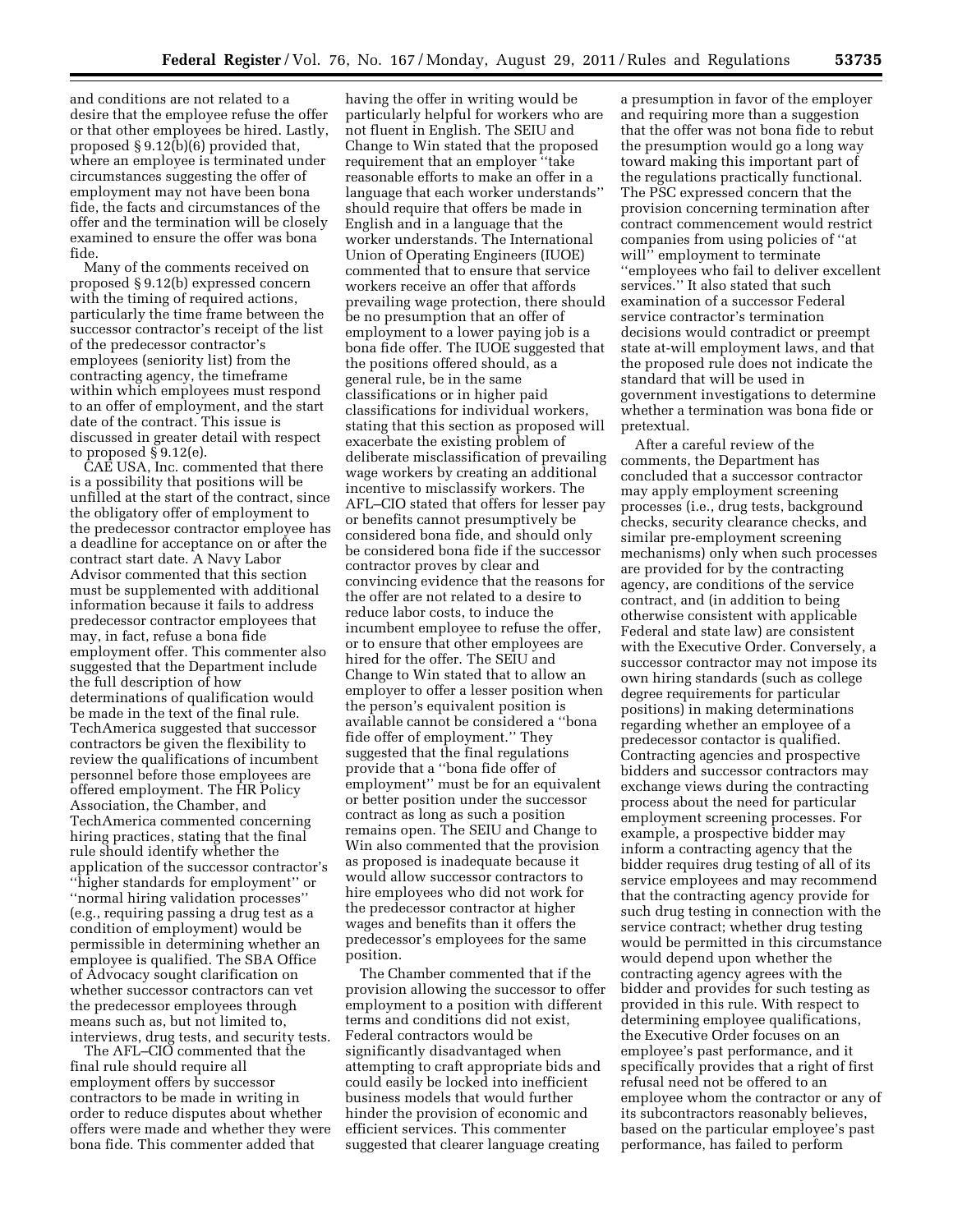and conditions are not related to a desire that the employee refuse the offer or that other employees be hired. Lastly, proposed § 9.12(b)(6) provided that, where an employee is terminated under circumstances suggesting the offer of employment may not have been bona fide, the facts and circumstances of the offer and the termination will be closely examined to ensure the offer was bona fide.

Many of the comments received on proposed § 9.12(b) expressed concern with the timing of required actions, particularly the time frame between the successor contractor's receipt of the list of the predecessor contractor's employees (seniority list) from the contracting agency, the timeframe within which employees must respond to an offer of employment, and the start date of the contract. This issue is discussed in greater detail with respect to proposed § 9.12(e).

CAE USA, Inc. commented that there is a possibility that positions will be unfilled at the start of the contract, since the obligatory offer of employment to the predecessor contractor employee has a deadline for acceptance on or after the contract start date. A Navy Labor Advisor commented that this section must be supplemented with additional information because it fails to address predecessor contractor employees that may, in fact, refuse a bona fide employment offer. This commenter also suggested that the Department include the full description of how determinations of qualification would be made in the text of the final rule. TechAmerica suggested that successor contractors be given the flexibility to review the qualifications of incumbent personnel before those employees are offered employment. The HR Policy Association, the Chamber, and TechAmerica commented concerning hiring practices, stating that the final rule should identify whether the application of the successor contractor's ''higher standards for employment'' or ''normal hiring validation processes'' (e.g., requiring passing a drug test as a condition of employment) would be permissible in determining whether an employee is qualified. The SBA Office of Advocacy sought clarification on whether successor contractors can vet the predecessor employees through means such as, but not limited to, interviews, drug tests, and security tests.

The AFL–CIO commented that the final rule should require all employment offers by successor contractors to be made in writing in order to reduce disputes about whether offers were made and whether they were bona fide. This commenter added that having the offer in writing would be particularly helpful for workers who are not fluent in English. The SEIU and Change to Win stated that the proposed requirement that an employer ''take reasonable efforts to make an offer in a language that each worker understands'' should require that offers be made in English and in a language that the worker understands. The International Union of Operating Engineers (IUOE) commented that to ensure that service workers receive an offer that affords prevailing wage protection, there should be no presumption that an offer of employment to a lower paying job is a bona fide offer. The IUOE suggested that the positions offered should, as a general rule, be in the same classifications or in higher paid classifications for individual workers, stating that this section as proposed will exacerbate the existing problem of deliberate misclassification of prevailing wage workers by creating an additional incentive to misclassify workers. The AFL–CIO stated that offers for lesser pay or benefits cannot presumptively be considered bona fide, and should only be considered bona fide if the successor contractor proves by clear and convincing evidence that the reasons for the offer are not related to a desire to reduce labor costs, to induce the incumbent employee to refuse the offer, or to ensure that other employees are hired for the offer. The SEIU and Change to Win stated that to allow an employer to offer a lesser position when the person's equivalent position is available cannot be considered a ''bona fide offer of employment.'' They suggested that the final regulations provide that a ''bona fide offer of employment'' must be for an equivalent or better position under the successor contract as long as such a position remains open. The SEIU and Change to Win also commented that the provision as proposed is inadequate because it would allow successor contractors to hire employees who did not work for the predecessor contractor at higher wages and benefits than it offers the predecessor's employees for the same position.

The Chamber commented that if the provision allowing the successor to offer employment to a position with different terms and conditions did not exist, Federal contractors would be significantly disadvantaged when attempting to craft appropriate bids and could easily be locked into inefficient business models that would further hinder the provision of economic and efficient services. This commenter suggested that clearer language creating a presumption in favor of the employer and requiring more than a suggestion that the offer was not bona fide to rebut the presumption would go a long way toward making this important part of the regulations practically functional. The PSC expressed concern that the provision concerning termination after contract commencement would restrict companies from using policies of ''at will'' employment to terminate ''employees who fail to deliver excellent services.'' It also stated that such examination of a successor Federal service contractor's termination decisions would contradict or preempt state at-will employment laws, and that the proposed rule does not indicate the standard that will be used in government investigations to determine whether a termination was bona fide or pretextual.

After a careful review of the comments, the Department has concluded that a successor contractor may apply employment screening processes (i.e., drug tests, background checks, security clearance checks, and similar pre-employment screening mechanisms) only when such processes are provided for by the contracting agency, are conditions of the service contract, and (in addition to being otherwise consistent with applicable Federal and state law) are consistent with the Executive Order. Conversely, a successor contractor may not impose its own hiring standards (such as college degree requirements for particular positions) in making determinations regarding whether an employee of a predecessor contactor is qualified. Contracting agencies and prospective bidders and successor contractors may exchange views during the contracting process about the need for particular employment screening processes. For example, a prospective bidder may inform a contracting agency that the bidder requires drug testing of all of its service employees and may recommend that the contracting agency provide for such drug testing in connection with the service contract; whether drug testing would be permitted in this circumstance would depend upon whether the contracting agency agrees with the bidder and provides for such testing as provided in this rule. With respect to determining employee qualifications, the Executive Order focuses on an employee's past performance, and it specifically provides that a right of first refusal need not be offered to an employee whom the contractor or any of its subcontractors reasonably believes, based on the particular employee's past performance, has failed to perform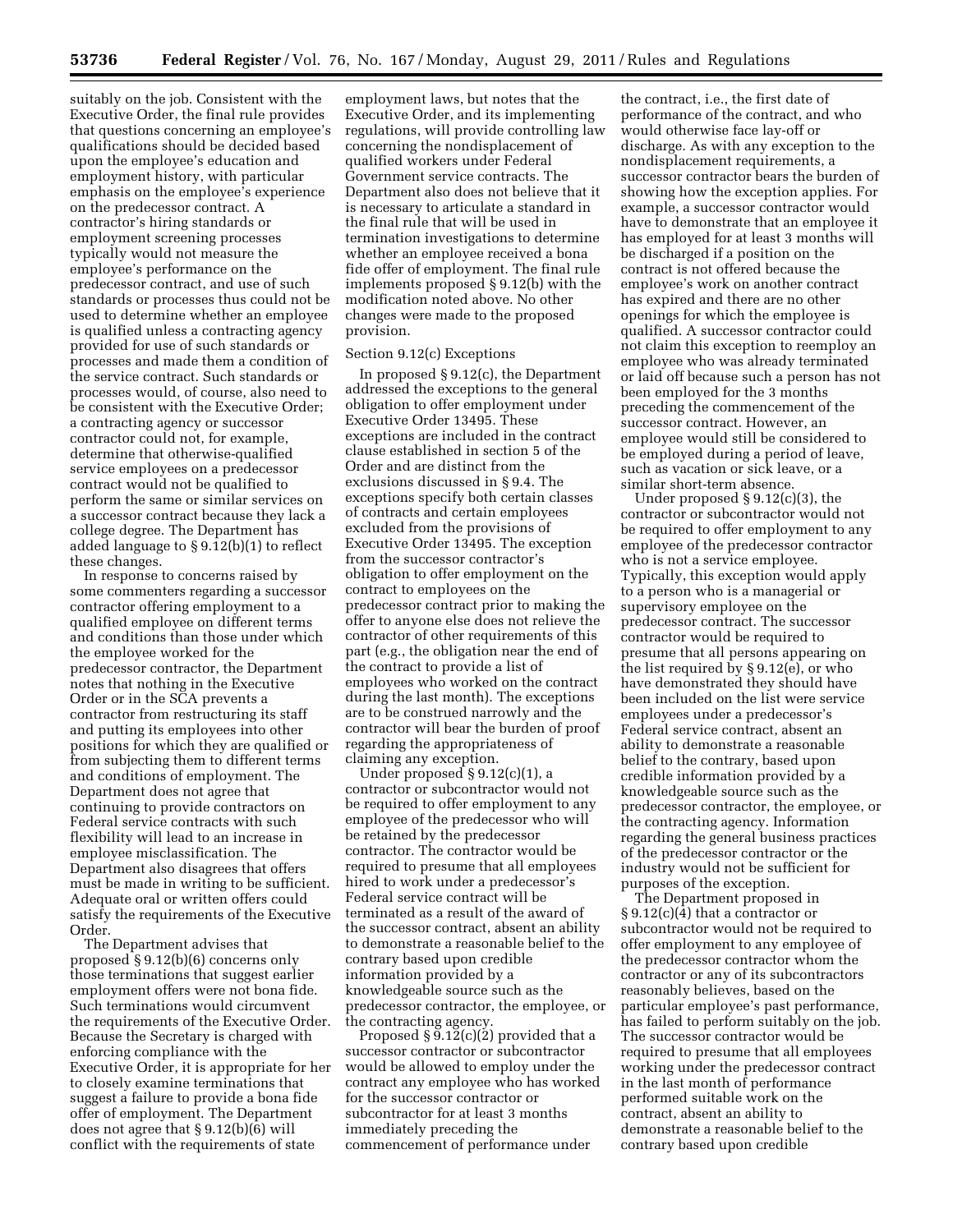suitably on the job. Consistent with the Executive Order, the final rule provides that questions concerning an employee's qualifications should be decided based upon the employee's education and employment history, with particular emphasis on the employee's experience on the predecessor contract. A contractor's hiring standards or employment screening processes typically would not measure the employee's performance on the predecessor contract, and use of such standards or processes thus could not be used to determine whether an employee is qualified unless a contracting agency provided for use of such standards or processes and made them a condition of the service contract. Such standards or processes would, of course, also need to be consistent with the Executive Order; a contracting agency or successor contractor could not, for example, determine that otherwise-qualified service employees on a predecessor contract would not be qualified to perform the same or similar services on a successor contract because they lack a college degree. The Department has added language to § 9.12(b)(1) to reflect these changes.

In response to concerns raised by some commenters regarding a successor contractor offering employment to a qualified employee on different terms and conditions than those under which the employee worked for the predecessor contractor, the Department notes that nothing in the Executive Order or in the SCA prevents a contractor from restructuring its staff and putting its employees into other positions for which they are qualified or from subjecting them to different terms and conditions of employment. The Department does not agree that continuing to provide contractors on Federal service contracts with such flexibility will lead to an increase in employee misclassification. The Department also disagrees that offers must be made in writing to be sufficient. Adequate oral or written offers could satisfy the requirements of the Executive Order.

The Department advises that proposed § 9.12(b)(6) concerns only those terminations that suggest earlier employment offers were not bona fide. Such terminations would circumvent the requirements of the Executive Order. Because the Secretary is charged with enforcing compliance with the Executive Order, it is appropriate for her to closely examine terminations that suggest a failure to provide a bona fide offer of employment. The Department does not agree that § 9.12(b)(6) will conflict with the requirements of state employment laws, but notes that the Executive Order, and its implementing regulations, will provide controlling law concerning the nondisplacement of qualified workers under Federal Government service contracts. The Department also does not believe that it is necessary to articulate a standard in the final rule that will be used in termination investigations to determine whether an employee received a bona fide offer of employment. The final rule implements proposed § 9.12(b) with the modification noted above. No other changes were made to the proposed provision.

Section 9.12(c) Exceptions

In proposed § 9.12(c), the Department addressed the exceptions to the general obligation to offer employment under Executive Order 13495. These exceptions are included in the contract clause established in section 5 of the Order and are distinct from the exclusions discussed in § 9.4. The exceptions specify both certain classes of contracts and certain employees excluded from the provisions of Executive Order 13495. The exception from the successor contractor's obligation to offer employment on the contract to employees on the predecessor contract prior to making the offer to anyone else does not relieve the contractor of other requirements of this part (e.g., the obligation near the end of the contract to provide a list of employees who worked on the contract during the last month). The exceptions are to be construed narrowly and the contractor will bear the burden of proof regarding the appropriateness of claiming any exception.

Under proposed § 9.12(c)(1), a contractor or subcontractor would not be required to offer employment to any employee of the predecessor who will be retained by the predecessor contractor. The contractor would be required to presume that all employees hired to work under a predecessor's Federal service contract will be terminated as a result of the award of the successor contract, absent an ability to demonstrate a reasonable belief to the contrary based upon credible information provided by a knowledgeable source such as the predecessor contractor, the employee, or the contracting agency.

Proposed § 9.12(c)(2) provided that a successor contractor or subcontractor would be allowed to employ under the contract any employee who has worked for the successor contractor or subcontractor for at least 3 months immediately preceding the commencement of performance under the contract, i.e., the first date of performance of the contract, and who would otherwise face lay-off or discharge. As with any exception to the nondisplacement requirements, a successor contractor bears the burden of showing how the exception applies. For example, a successor contractor would have to demonstrate that an employee it has employed for at least 3 months will be discharged if a position on the contract is not offered because the employee's work on another contract has expired and there are no other openings for which the employee is qualified. A successor contractor could not claim this exception to reemploy an employee who was already terminated or laid off because such a person has not been employed for the 3 months preceding the commencement of the successor contract. However, an employee would still be considered to be employed during a period of leave, such as vacation or sick leave, or a similar short-term absence.

Under proposed § 9.12(c)(3), the contractor or subcontractor would not be required to offer employment to any employee of the predecessor contractor who is not a service employee. Typically, this exception would apply to a person who is a managerial or supervisory employee on the predecessor contract. The successor contractor would be required to presume that all persons appearing on the list required by § 9.12(e), or who have demonstrated they should have been included on the list were service employees under a predecessor's Federal service contract, absent an ability to demonstrate a reasonable belief to the contrary, based upon credible information provided by a knowledgeable source such as the predecessor contractor, the employee, or the contracting agency. Information regarding the general business practices of the predecessor contractor or the industry would not be sufficient for purposes of the exception.

The Department proposed in § 9.12(c)(4) that a contractor or subcontractor would not be required to offer employment to any employee of the predecessor contractor whom the contractor or any of its subcontractors reasonably believes, based on the particular employee's past performance, has failed to perform suitably on the job. The successor contractor would be required to presume that all employees working under the predecessor contract in the last month of performance performed suitable work on the contract, absent an ability to demonstrate a reasonable belief to the contrary based upon credible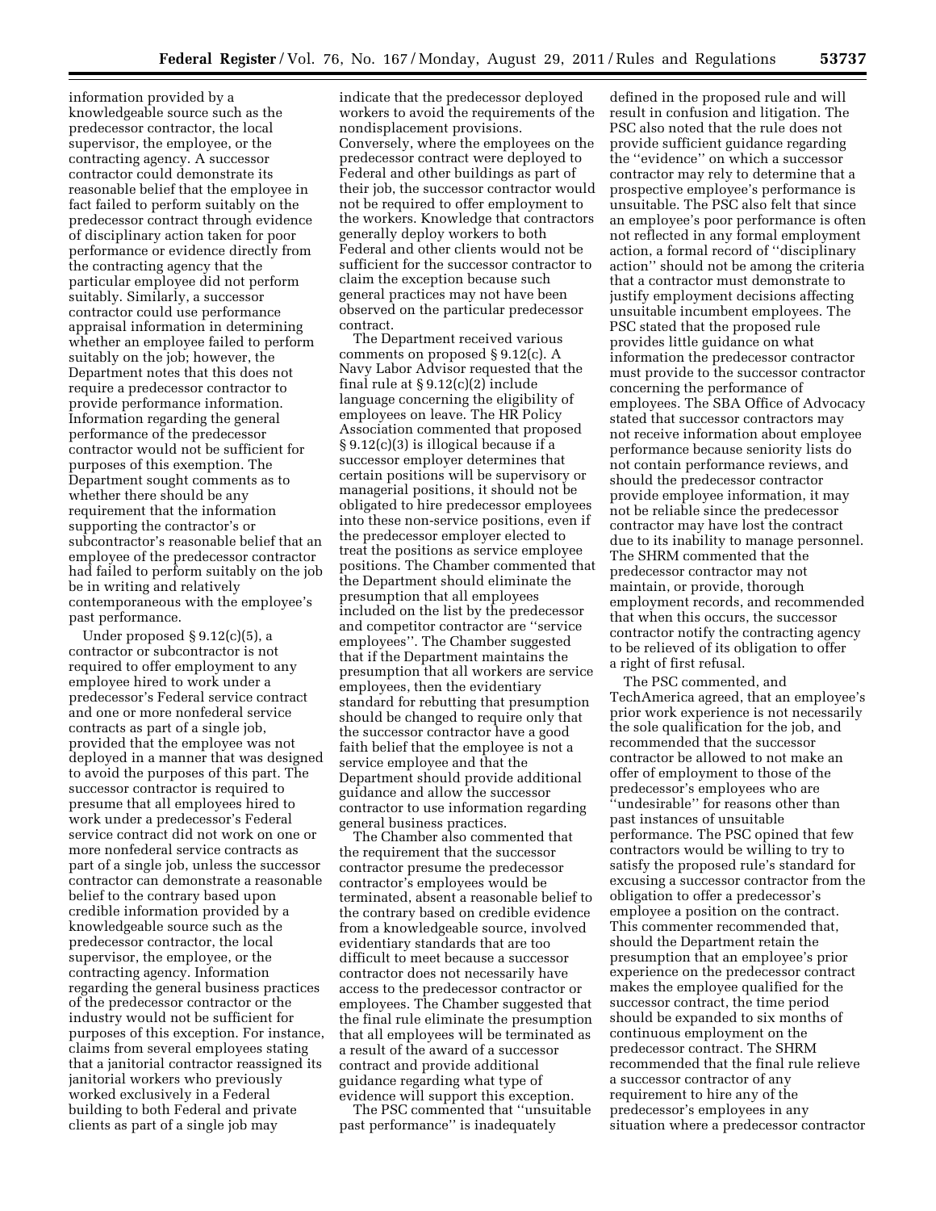information provided by a knowledgeable source such as the predecessor contractor, the local supervisor, the employee, or the contracting agency. A successor contractor could demonstrate its reasonable belief that the employee in fact failed to perform suitably on the predecessor contract through evidence of disciplinary action taken for poor performance or evidence directly from the contracting agency that the particular employee did not perform suitably. Similarly, a successor contractor could use performance appraisal information in determining whether an employee failed to perform suitably on the job; however, the Department notes that this does not require a predecessor contractor to provide performance information. Information regarding the general performance of the predecessor contractor would not be sufficient for purposes of this exemption. The Department sought comments as to whether there should be any requirement that the information supporting the contractor's or subcontractor's reasonable belief that an employee of the predecessor contractor had failed to perform suitably on the job be in writing and relatively contemporaneous with the employee's past performance.

Under proposed § 9.12(c)(5), a contractor or subcontractor is not required to offer employment to any employee hired to work under a predecessor's Federal service contract and one or more nonfederal service contracts as part of a single job, provided that the employee was not deployed in a manner that was designed to avoid the purposes of this part. The successor contractor is required to presume that all employees hired to work under a predecessor's Federal service contract did not work on one or more nonfederal service contracts as part of a single job, unless the successor contractor can demonstrate a reasonable belief to the contrary based upon credible information provided by a knowledgeable source such as the predecessor contractor, the local supervisor, the employee, or the contracting agency. Information regarding the general business practices of the predecessor contractor or the industry would not be sufficient for purposes of this exception. For instance, claims from several employees stating that a janitorial contractor reassigned its janitorial workers who previously worked exclusively in a Federal building to both Federal and private clients as part of a single job may indicate that the predecessor deployed workers to avoid the requirements of the nondisplacement provisions. Conversely, where the employees on the predecessor contract were deployed to Federal and other buildings as part of their job, the successor contractor would not be required to offer employment to the workers. Knowledge that contractors generally deploy workers to both Federal and other clients would not be sufficient for the successor contractor to claim the exception because such general practices may not have been observed on the particular predecessor contract.

The Department received various comments on proposed § 9.12(c). A Navy Labor Advisor requested that the final rule at § 9.12(c)(2) include language concerning the eligibility of employees on leave. The HR Policy Association commented that proposed § 9.12(c)(3) is illogical because if a successor employer determines that certain positions will be supervisory or managerial positions, it should not be obligated to hire predecessor employees into these non-service positions, even if the predecessor employer elected to treat the positions as service employee positions. The Chamber commented that the Department should eliminate the presumption that all employees included on the list by the predecessor and competitor contractor are "service employees". The Chamber suggested that if the Department maintains the presumption that all workers are service employees, then the evidentiary standard for rebutting that presumption should be changed to require only that the successor contractor have a good faith belief that the employee is not a service employee and that the Department should provide additional guidance and allow the successor contractor to use information regarding general business practices.

The Chamber also commented that the requirement that the successor contractor presume the predecessor contractor's employees would be terminated, absent a reasonable belief to the contrary based on credible evidence from a knowledgeable source, involved evidentiary standards that are too difficult to meet because a successor contractor does not necessarily have access to the predecessor contractor or employees. The Chamber suggested that the final rule eliminate the presumption that all employees will be terminated as a result of the award of a successor contract and provide additional guidance regarding what type of evidence will support this exception.

The PSC commented that "unsuitable past performance" is inadequately defined in the proposed rule and will result in confusion and litigation. The PSC also noted that the rule does not provide sufficient guidance regarding the "evidence" on which a successor contractor may rely to determine that a prospective employee's performance is unsuitable. The PSC also felt that since an employee's poor performance is often not reflected in any formal employment action, a formal record of "disciplinary action" should not be among the criteria that a contractor must demonstrate to justify employment decisions affecting unsuitable incumbent employees. The PSC stated that the proposed rule provides little guidance on what information the predecessor contractor must provide to the successor contractor concerning the performance of employees. The SBA Office of Advocacy stated that successor contractors may not receive information about employee performance because seniority lists do not contain performance reviews, and should the predecessor contractor provide employee information, it may not be reliable since the predecessor contractor may have lost the contract due to its inability to manage personnel. The SHRM commented that the predecessor contractor may not maintain, or provide, thorough employment records, and recommended that when this occurs, the successor contractor notify the contracting agency to be relieved of its obligation to offer a right of first refusal.

The PSC commented, and TechAmerica agreed, that an employee's prior work experience is not necessarily the sole qualification for the job, and recommended that the successor contractor be allowed to not make an offer of employment to those of the predecessor's employees who are "undesirable" for reasons other than past instances of unsuitable performance. The PSC opined that few contractors would be willing to try to satisfy the proposed rule's standard for excusing a successor contractor from the obligation to offer a predecessor's employee a position on the contract. This commenter recommended that, should the Department retain the presumption that an employee's prior experience on the predecessor contract makes the employee qualified for the successor contract, the time period should be expanded to six months of continuous employment on the predecessor contract. The SHRM recommended that the final rule relieve a successor contractor of any requirement to hire any of the predecessor's employees in any situation where a predecessor contractor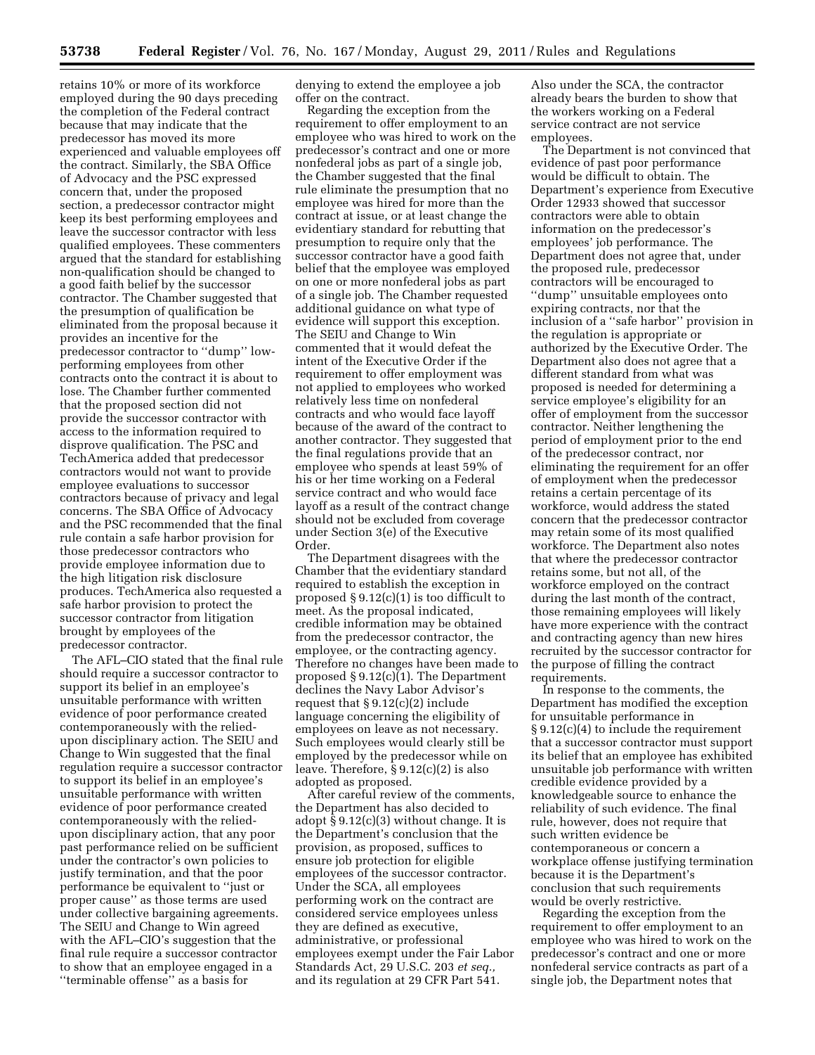retains 10% or more of its workforce employed during the 90 days preceding the completion of the Federal contract because that may indicate that the predecessor has moved its more experienced and valuable employees off the contract. Similarly, the SBA Office of Advocacy and the PSC expressed concern that, under the proposed section, a predecessor contractor might keep its best performing employees and leave the successor contractor with less qualified employees. These commenters argued that the standard for establishing non-qualification should be changed to a good faith belief by the successor contractor. The Chamber suggested that the presumption of qualification be eliminated from the proposal because it provides an incentive for the predecessor contractor to ''dump'' low-performing employees from other contracts onto the contract it is about to lose. The Chamber further commented that the proposed section did not provide the successor contractor with access to the information required to disprove qualification. The PSC and TechAmerica added that predecessor contractors would not want to provide employee evaluations to successor contractors because of privacy and legal concerns. The SBA Office of Advocacy and the PSC recommended that the final rule contain a safe harbor provision for those predecessor contractors who provide employee information due to the high litigation risk disclosure produces. TechAmerica also requested a safe harbor provision to protect the successor contractor from litigation brought by employees of the predecessor contractor.

The AFL–CIO stated that the final rule should require a successor contractor to support its belief in an employee's unsuitable performance with written evidence of poor performance created contemporaneously with the relied-upon disciplinary action. The SEIU and Change to Win suggested that the final regulation require a successor contractor to support its belief in an employee's unsuitable performance with written evidence of poor performance created contemporaneously with the relied-upon disciplinary action, that any poor past performance relied on be sufficient under the contractor's own policies to justify termination, and that the poor performance be equivalent to ''just or proper cause'' as those terms are used under collective bargaining agreements. The SEIU and Change to Win agreed with the AFL–CIO's suggestion that the final rule require a successor contractor to show that an employee engaged in a ''terminable offense'' as a basis for denying to extend the employee a job offer on the contract.

Regarding the exception from the requirement to offer employment to an employee who was hired to work on the predecessor's contract and one or more nonfederal jobs as part of a single job, the Chamber suggested that the final rule eliminate the presumption that no employee was hired for more than the contract at issue, or at least change the evidentiary standard for rebutting that presumption to require only that the successor contractor have a good faith belief that the employee was employed on one or more nonfederal jobs as part of a single job. The Chamber requested additional guidance on what type of evidence will support this exception. The SEIU and Change to Win commented that it would defeat the intent of the Executive Order if the requirement to offer employment was not applied to employees who worked relatively less time on nonfederal contracts and who would face layoff because of the award of the contract to another contractor. They suggested that the final regulations provide that an employee who spends at least 59% of his or her time working on a Federal service contract and who would face layoff as a result of the contract change should not be excluded from coverage under Section 3(e) of the Executive Order.

The Department disagrees with the Chamber that the evidentiary standard required to establish the exception in proposed § 9.12(c)(1) is too difficult to meet. As the proposal indicated, credible information may be obtained from the predecessor contractor, the employee, or the contracting agency. Therefore no changes have been made to proposed § 9.12(c)(1). The Department declines the Navy Labor Advisor's request that § 9.12(c)(2) include language concerning the eligibility of employees on leave as not necessary. Such employees would clearly still be employed by the predecessor while on leave. Therefore, § 9.12(c)(2) is also adopted as proposed.

After careful review of the comments, the Department has also decided to adopt § 9.12(c)(3) without change. It is the Department's conclusion that the provision, as proposed, suffices to ensure job protection for eligible employees of the successor contractor. Under the SCA, all employees performing work on the contract are considered service employees unless they are defined as executive, administrative, or professional employees exempt under the Fair Labor Standards Act, 29 U.S.C. 203 *et seq.,* and its regulation at 29 CFR Part 541. Also under the SCA, the contractor already bears the burden to show that the workers working on a Federal service contract are not service employees.

The Department is not convinced that evidence of past poor performance would be difficult to obtain. The Department's experience from Executive Order 12933 showed that successor contractors were able to obtain information on the predecessor's employees' job performance. The Department does not agree that, under the proposed rule, predecessor contractors will be encouraged to ''dump'' unsuitable employees onto expiring contracts, nor that the inclusion of a ''safe harbor'' provision in the regulation is appropriate or authorized by the Executive Order. The Department also does not agree that a different standard from what was proposed is needed for determining a service employee's eligibility for an offer of employment from the successor contractor. Neither lengthening the period of employment prior to the end of the predecessor contract, nor eliminating the requirement for an offer of employment when the predecessor retains a certain percentage of its workforce, would address the stated concern that the predecessor contractor may retain some of its most qualified workforce. The Department also notes that where the predecessor contractor retains some, but not all, of the workforce employed on the contract during the last month of the contract, those remaining employees will likely have more experience with the contract and contracting agency than new hires recruited by the successor contractor for the purpose of filling the contract requirements.

In response to the comments, the Department has modified the exception for unsuitable performance in § 9.12(c)(4) to include the requirement that a successor contractor must support its belief that an employee has exhibited unsuitable job performance with written credible evidence provided by a knowledgeable source to enhance the reliability of such evidence. The final rule, however, does not require that such written evidence be contemporaneous or concern a workplace offense justifying termination because it is the Department's conclusion that such requirements would be overly restrictive.

Regarding the exception from the requirement to offer employment to an employee who was hired to work on the predecessor's contract and one or more nonfederal service contracts as part of a single job, the Department notes that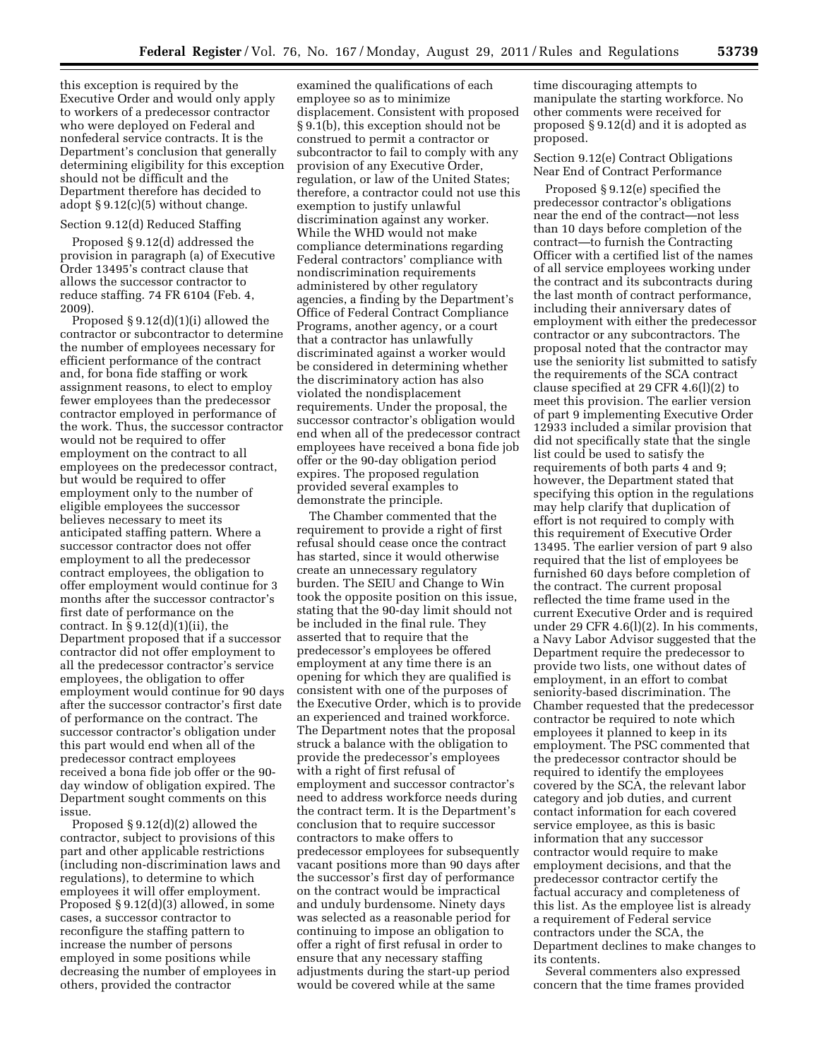this exception is required by the Executive Order and would only apply to workers of a predecessor contractor who were deployed on Federal and nonfederal service contracts. It is the Department's conclusion that generally determining eligibility for this exception should not be difficult and the Department therefore has decided to adopt § 9.12(c)(5) without change.

Section 9.12(d) Reduced Staffing

Proposed § 9.12(d) addressed the provision in paragraph (a) of Executive Order 13495's contract clause that allows the successor contractor to reduce staffing. 74 FR 6104 (Feb. 4, 2009).

Proposed § 9.12(d)(1)(i) allowed the contractor or subcontractor to determine the number of employees necessary for efficient performance of the contract and, for bona fide staffing or work assignment reasons, to elect to employ fewer employees than the predecessor contractor employed in performance of the work. Thus, the successor contractor would not be required to offer employment on the contract to all employees on the predecessor contract, but would be required to offer employment only to the number of eligible employees the successor believes necessary to meet its anticipated staffing pattern. Where a successor contractor does not offer employment to all the predecessor contract employees, the obligation to offer employment would continue for 3 months after the successor contractor's first date of performance on the contract. In § 9.12(d)(1)(ii), the Department proposed that if a successor contractor did not offer employment to all the predecessor contractor's service employees, the obligation to offer employment would continue for 90 days after the successor contractor's first date of performance on the contract. The successor contractor's obligation under this part would end when all of the predecessor contract employees received a bona fide job offer or the 90-day window of obligation expired. The Department sought comments on this issue.

Proposed § 9.12(d)(2) allowed the contractor, subject to provisions of this part and other applicable restrictions (including non-discrimination laws and regulations), to determine to which employees it will offer employment. Proposed § 9.12(d)(3) allowed, in some cases, a successor contractor to reconfigure the staffing pattern to increase the number of persons employed in some positions while decreasing the number of employees in others, provided the contractor examined the qualifications of each employee so as to minimize displacement. Consistent with proposed § 9.1(b), this exception should not be construed to permit a contractor or subcontractor to fail to comply with any provision of any Executive Order, regulation, or law of the United States; therefore, a contractor could not use this exemption to justify unlawful discrimination against any worker. While the WHD would not make compliance determinations regarding Federal contractors' compliance with nondiscrimination requirements administered by other regulatory agencies, a finding by the Department's Office of Federal Contract Compliance Programs, another agency, or a court that a contractor has unlawfully discriminated against a worker would be considered in determining whether the discriminatory action has also violated the nondisplacement requirements. Under the proposal, the successor contractor's obligation would end when all of the predecessor contract employees have received a bona fide job offer or the 90-day obligation period expires. The proposed regulation provided several examples to demonstrate the principle.

The Chamber commented that the requirement to provide a right of first refusal should cease once the contract has started, since it would otherwise create an unnecessary regulatory burden. The SEIU and Change to Win took the opposite position on this issue, stating that the 90-day limit should not be included in the final rule. They asserted that to require that the predecessor's employees be offered employment at any time there is an opening for which they are qualified is consistent with one of the purposes of the Executive Order, which is to provide an experienced and trained workforce. The Department notes that the proposal struck a balance with the obligation to provide the predecessor's employees with a right of first refusal of employment and successor contractor's need to address workforce needs during the contract term. It is the Department's conclusion that to require successor contractors to make offers to predecessor employees for subsequently vacant positions more than 90 days after the successor's first day of performance on the contract would be impractical and unduly burdensome. Ninety days was selected as a reasonable period for continuing to impose an obligation to offer a right of first refusal in order to ensure that any necessary staffing adjustments during the start-up period would be covered while at the same time discouraging attempts to manipulate the starting workforce. No other comments were received for proposed § 9.12(d) and it is adopted as proposed.

Section 9.12(e) Contract Obligations Near End of Contract Performance

Proposed § 9.12(e) specified the predecessor contractor's obligations near the end of the contract—not less than 10 days before completion of the contract—to furnish the Contracting Officer with a certified list of the names of all service employees working under the contract and its subcontracts during the last month of contract performance, including their anniversary dates of employment with either the predecessor contractor or any subcontractors. The proposal noted that the contractor may use the seniority list submitted to satisfy the requirements of the SCA contract clause specified at 29 CFR 4.6(l)(2) to meet this provision. The earlier version of part 9 implementing Executive Order 12933 included a similar provision that did not specifically state that the single list could be used to satisfy the requirements of both parts 4 and 9; however, the Department stated that specifying this option in the regulations may help clarify that duplication of effort is not required to comply with this requirement of Executive Order 13495. The earlier version of part 9 also required that the list of employees be furnished 60 days before completion of the contract. The current proposal reflected the time frame used in the current Executive Order and is required under 29 CFR 4.6(l)(2). In his comments, a Navy Labor Advisor suggested that the Department require the predecessor to provide two lists, one without dates of employment, in an effort to combat seniority-based discrimination. The Chamber requested that the predecessor contractor be required to note which employees it planned to keep in its employment. The PSC commented that the predecessor contractor should be required to identify the employees covered by the SCA, the relevant labor category and job duties, and current contact information for each covered service employee, as this is basic information that any successor contractor would require to make employment decisions, and that the predecessor contractor certify the factual accuracy and completeness of this list. As the employee list is already a requirement of Federal service contractors under the SCA, the Department declines to make changes to its contents.

Several commenters also expressed concern that the time frames provided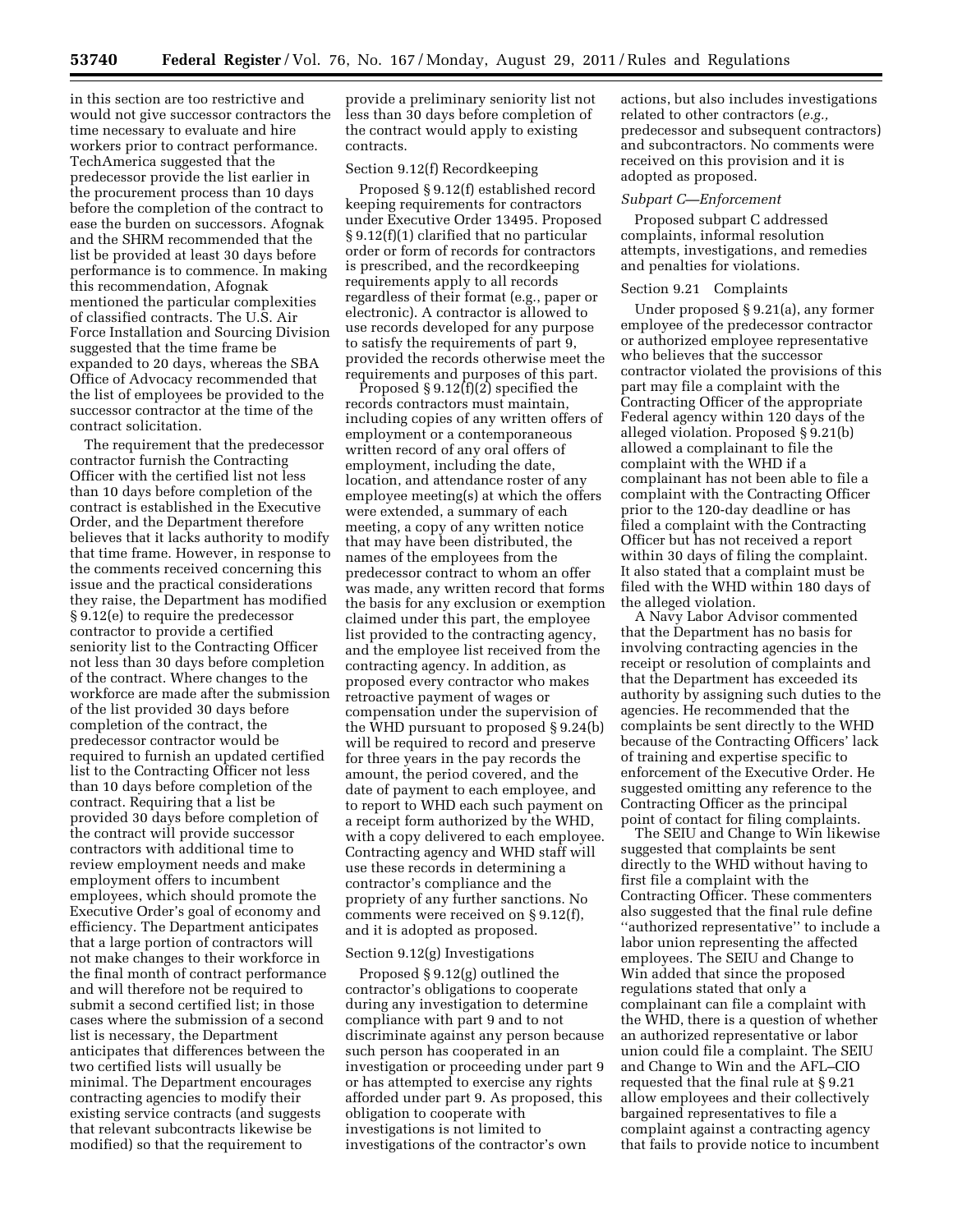in this section are too restrictive and would not give successor contractors the time necessary to evaluate and hire workers prior to contract performance. TechAmerica suggested that the predecessor provide the list earlier in the procurement process than 10 days before the completion of the contract to ease the burden on successors. Afognak and the SHRM recommended that the list be provided at least 30 days before performance is to commence. In making this recommendation, Afognak mentioned the particular complexities of classified contracts. The U.S. Air Force Installation and Sourcing Division suggested that the time frame be expanded to 20 days, whereas the SBA Office of Advocacy recommended that the list of employees be provided to the successor contractor at the time of the contract solicitation.

The requirement that the predecessor contractor furnish the Contracting Officer with the certified list not less than 10 days before completion of the contract is established in the Executive Order, and the Department therefore believes that it lacks authority to modify that time frame. However, in response to the comments received concerning this issue and the practical considerations they raise, the Department has modified § 9.12(e) to require the predecessor contractor to provide a certified seniority list to the Contracting Officer not less than 30 days before completion of the contract. Where changes to the workforce are made after the submission of the list provided 30 days before completion of the contract, the predecessor contractor would be required to furnish an updated certified list to the Contracting Officer not less than 10 days before completion of the contract. Requiring that a list be provided 30 days before completion of the contract will provide successor contractors with additional time to review employment needs and make employment offers to incumbent employees, which should promote the Executive Order's goal of economy and efficiency. The Department anticipates that a large portion of contractors will not make changes to their workforce in the final month of contract performance and will therefore not be required to submit a second certified list; in those cases where the submission of a second list is necessary, the Department anticipates that differences between the two certified lists will usually be minimal. The Department encourages contracting agencies to modify their existing service contracts (and suggests that relevant subcontracts likewise be modified) so that the requirement to provide a preliminary seniority list not less than 30 days before completion of the contract would apply to existing contracts.

Section 9.12(f) Recordkeeping

Proposed § 9.12(f) established record keeping requirements for contractors under Executive Order 13495. Proposed § 9.12(f)(1) clarified that no particular order or form of records for contractors is prescribed, and the recordkeeping requirements apply to all records regardless of their format (e.g., paper or electronic). A contractor is allowed to use records developed for any purpose to satisfy the requirements of part 9, provided the records otherwise meet the requirements and purposes of this part.

Proposed § 9.12(f)(2) specified the records contractors must maintain, including copies of any written offers of employment or a contemporaneous written record of any oral offers of employment, including the date, location, and attendance roster of any employee meeting(s) at which the offers were extended, a summary of each meeting, a copy of any written notice that may have been distributed, the names of the employees from the predecessor contract to whom an offer was made, any written record that forms the basis for any exclusion or exemption claimed under this part, the employee list provided to the contracting agency, and the employee list received from the contracting agency. In addition, as proposed every contractor who makes retroactive payment of wages or compensation under the supervision of the WHD pursuant to proposed § 9.24(b) will be required to record and preserve for three years in the pay records the amount, the period covered, and the date of payment to each employee, and to report to WHD each such payment on a receipt form authorized by the WHD, with a copy delivered to each employee. Contracting agency and WHD staff will use these records in determining a contractor's compliance and the propriety of any further sanctions. No comments were received on § 9.12(f), and it is adopted as proposed.

Section 9.12(g) Investigations

Proposed § 9.12(g) outlined the contractor's obligations to cooperate during any investigation to determine compliance with part 9 and to not discriminate against any person because such person has cooperated in an investigation or proceeding under part 9 or has attempted to exercise any rights afforded under part 9. As proposed, this obligation to cooperate with investigations is not limited to investigations of the contractor's own actions, but also includes investigations related to other contractors (*e.g.,* predecessor and subsequent contractors) and subcontractors. No comments were received on this provision and it is adopted as proposed.

*Subpart C—Enforcement*

Proposed subpart C addressed complaints, informal resolution attempts, investigations, and remedies and penalties for violations.

Section 9.21 Complaints

Under proposed § 9.21(a), any former employee of the predecessor contractor or authorized employee representative who believes that the successor contractor violated the provisions of this part may file a complaint with the Contracting Officer of the appropriate Federal agency within 120 days of the alleged violation. Proposed § 9.21(b) allowed a complainant to file the complaint with the WHD if a complainant has not been able to file a complaint with the Contracting Officer prior to the 120-day deadline or has filed a complaint with the Contracting Officer but has not received a report within 30 days of filing the complaint. It also stated that a complaint must be filed with the WHD within 180 days of the alleged violation.

A Navy Labor Advisor commented that the Department has no basis for involving contracting agencies in the receipt or resolution of complaints and that the Department has exceeded its authority by assigning such duties to the agencies. He recommended that the complaints be sent directly to the WHD because of the Contracting Officers' lack of training and expertise specific to enforcement of the Executive Order. He suggested omitting any reference to the Contracting Officer as the principal point of contact for filing complaints.

The SEIU and Change to Win likewise suggested that complaints be sent directly to the WHD without having to first file a complaint with the Contracting Officer. These commenters also suggested that the final rule define ''authorized representative'' to include a labor union representing the affected employees. The SEIU and Change to Win added that since the proposed regulations stated that only a complainant can file a complaint with the WHD, there is a question of whether an authorized representative or labor union could file a complaint. The SEIU and Change to Win and the AFL–CIO requested that the final rule at § 9.21 allow employees and their collectively bargained representatives to file a complaint against a contracting agency that fails to provide notice to incumbent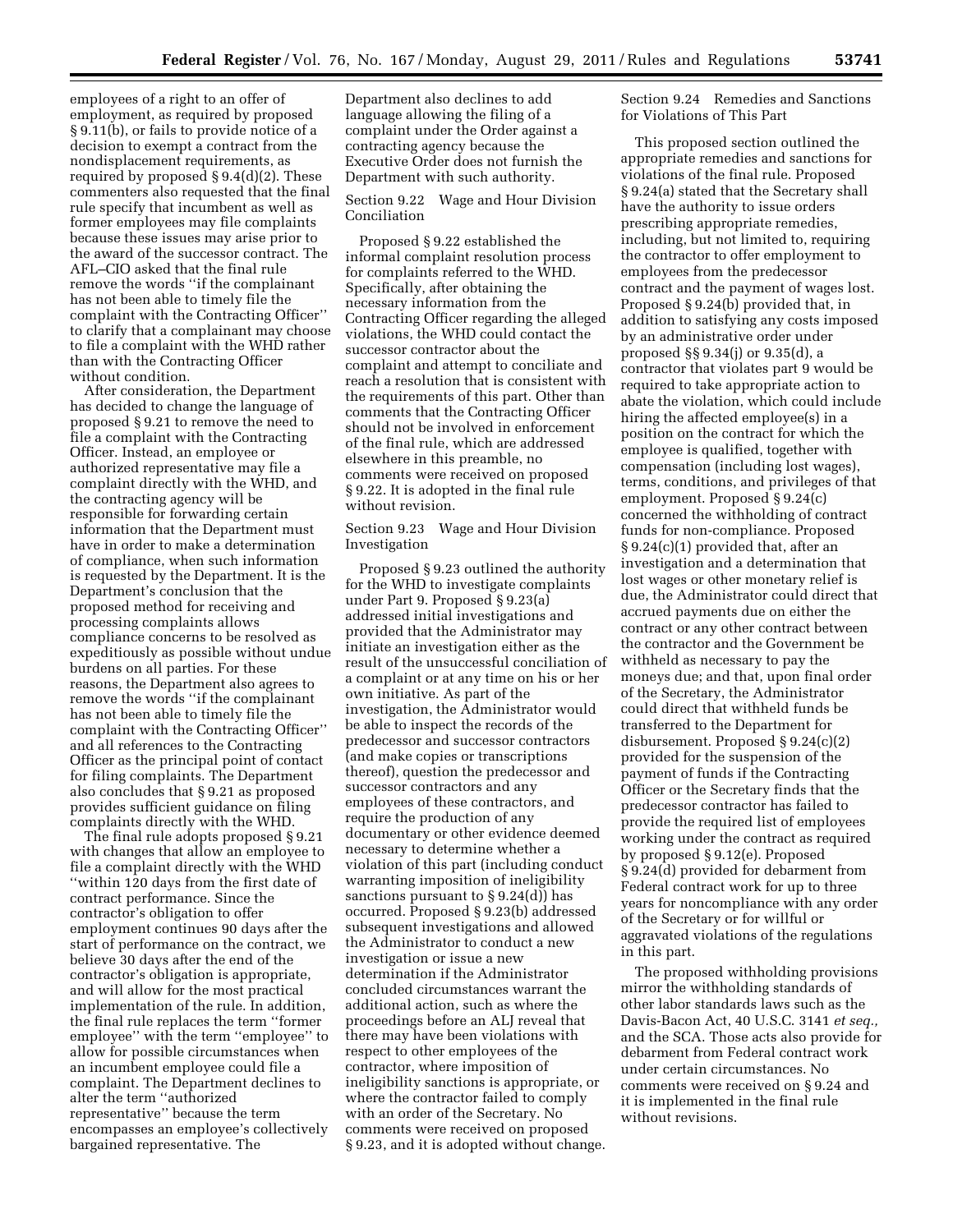employees of a right to an offer of employment, as required by proposed § 9.11(b), or fails to provide notice of a decision to exempt a contract from the nondisplacement requirements, as required by proposed § 9.4(d)(2). These commenters also requested that the final rule specify that incumbent as well as former employees may file complaints because these issues may arise prior to the award of the successor contract. The AFL–CIO asked that the final rule remove the words ''if the complainant has not been able to timely file the complaint with the Contracting Officer'' to clarify that a complainant may choose to file a complaint with the WHD rather than with the Contracting Officer without condition.

After consideration, the Department has decided to change the language of proposed § 9.21 to remove the need to file a complaint with the Contracting Officer. Instead, an employee or authorized representative may file a complaint directly with the WHD, and the contracting agency will be responsible for forwarding certain information that the Department must have in order to make a determination of compliance, when such information is requested by the Department. It is the Department's conclusion that the proposed method for receiving and processing complaints allows compliance concerns to be resolved as expeditiously as possible without undue burdens on all parties. For these reasons, the Department also agrees to remove the words ''if the complainant has not been able to timely file the complaint with the Contracting Officer'' and all references to the Contracting Officer as the principal point of contact for filing complaints. The Department also concludes that § 9.21 as proposed provides sufficient guidance on filing complaints directly with the WHD.

The final rule adopts proposed § 9.21 with changes that allow an employee to file a complaint directly with the WHD ''within 120 days from the first date of contract performance. Since the contractor's obligation to offer employment continues 90 days after the start of performance on the contract, we believe 30 days after the end of the contractor's obligation is appropriate, and will allow for the most practical implementation of the rule. In addition, the final rule replaces the term ''former employee'' with the term ''employee'' to allow for possible circumstances when an incumbent employee could file a complaint. The Department declines to alter the term ''authorized representative'' because the term encompasses an employee's collectively bargained representative. The Department also declines to add language allowing the filing of a complaint under the Order against a contracting agency because the Executive Order does not furnish the Department with such authority.

Section 9.22 Wage and Hour Division Conciliation

Proposed § 9.22 established the informal complaint resolution process for complaints referred to the WHD. Specifically, after obtaining the necessary information from the Contracting Officer regarding the alleged violations, the WHD could contact the successor contractor about the complaint and attempt to conciliate and reach a resolution that is consistent with the requirements of this part. Other than comments that the Contracting Officer should not be involved in enforcement of the final rule, which are addressed elsewhere in this preamble, no comments were received on proposed § 9.22. It is adopted in the final rule without revision.

Section 9.23 Wage and Hour Division Investigation

Proposed § 9.23 outlined the authority for the WHD to investigate complaints under Part 9. Proposed § 9.23(a) addressed initial investigations and provided that the Administrator may initiate an investigation either as the result of the unsuccessful conciliation of a complaint or at any time on his or her own initiative. As part of the investigation, the Administrator would be able to inspect the records of the predecessor and successor contractors (and make copies or transcriptions thereof), question the predecessor and successor contractors and any employees of these contractors, and require the production of any documentary or other evidence deemed necessary to determine whether a violation of this part (including conduct warranting imposition of ineligibility sanctions pursuant to § 9.24(d)) has occurred. Proposed § 9.23(b) addressed subsequent investigations and allowed the Administrator to conduct a new investigation or issue a new determination if the Administrator concluded circumstances warrant the additional action, such as where the proceedings before an ALJ reveal that there may have been violations with respect to other employees of the contractor, where imposition of ineligibility sanctions is appropriate, or where the contractor failed to comply with an order of the Secretary. No comments were received on proposed § 9.23, and it is adopted without change.

Section 9.24 Remedies and Sanctions for Violations of This Part

This proposed section outlined the appropriate remedies and sanctions for violations of the final rule. Proposed § 9.24(a) stated that the Secretary shall have the authority to issue orders prescribing appropriate remedies, including, but not limited to, requiring the contractor to offer employment to employees from the predecessor contract and the payment of wages lost. Proposed § 9.24(b) provided that, in addition to satisfying any costs imposed by an administrative order under proposed §§ 9.34(j) or 9.35(d), a contractor that violates part 9 would be required to take appropriate action to abate the violation, which could include hiring the affected employee(s) in a position on the contract for which the employee is qualified, together with compensation (including lost wages), terms, conditions, and privileges of that employment. Proposed § 9.24(c) concerned the withholding of contract funds for non-compliance. Proposed § 9.24(c)(1) provided that, after an investigation and a determination that lost wages or other monetary relief is due, the Administrator could direct that accrued payments due on either the contract or any other contract between the contractor and the Government be withheld as necessary to pay the moneys due; and that, upon final order of the Secretary, the Administrator could direct that withheld funds be transferred to the Department for disbursement. Proposed § 9.24(c)(2) provided for the suspension of the payment of funds if the Contracting Officer or the Secretary finds that the predecessor contractor has failed to provide the required list of employees working under the contract as required by proposed § 9.12(e). Proposed § 9.24(d) provided for debarment from Federal contract work for up to three years for noncompliance with any order of the Secretary or for willful or aggravated violations of the regulations in this part.

The proposed withholding provisions mirror the withholding standards of other labor standards laws such as the Davis-Bacon Act, 40 U.S.C. 3141 *et seq.,* and the SCA. Those acts also provide for debarment from Federal contract work under certain circumstances. No comments were received on § 9.24 and it is implemented in the final rule without revisions.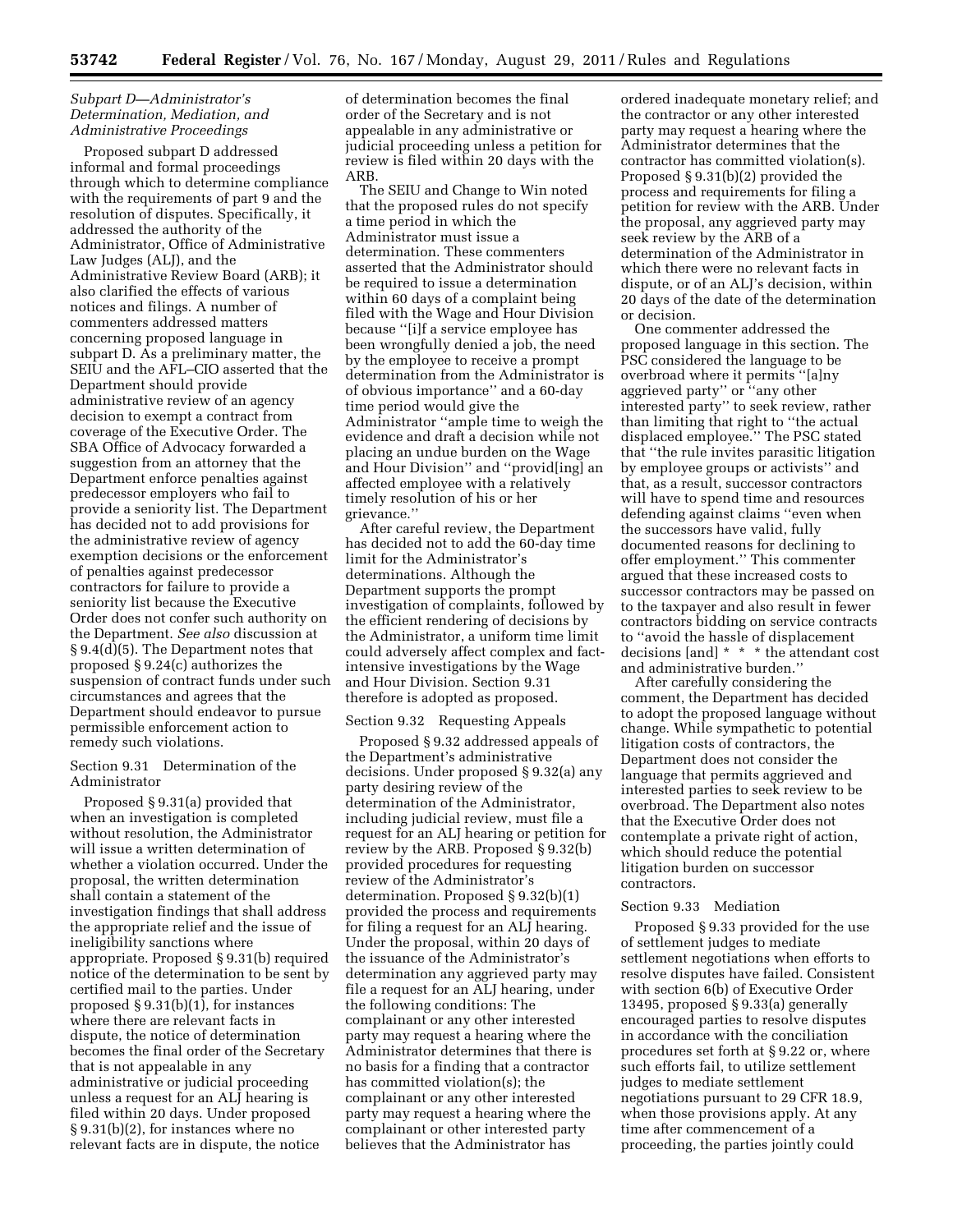### *Subpart D—Administrator's Determination, Mediation, and Administrative Proceedings*

Proposed subpart D addressed informal and formal proceedings through which to determine compliance with the requirements of part 9 and the resolution of disputes. Specifically, it addressed the authority of the Administrator, Office of Administrative Law Judges (ALJ), and the Administrative Review Board (ARB); it also clarified the effects of various notices and filings. A number of commenters addressed matters concerning proposed language in subpart D. As a preliminary matter, the SEIU and the AFL–CIO asserted that the Department should provide administrative review of an agency decision to exempt a contract from coverage of the Executive Order. The SBA Office of Advocacy forwarded a suggestion from an attorney that the Department enforce penalties against predecessor employers who fail to provide a seniority list. The Department has decided not to add provisions for the administrative review of agency exemption decisions or the enforcement of penalties against predecessor contractors for failure to provide a seniority list because the Executive Order does not confer such authority on the Department. *See also* discussion at § 9.4(d)(5). The Department notes that proposed § 9.24(c) authorizes the suspension of contract funds under such circumstances and agrees that the Department should endeavor to pursue permissible enforcement action to remedy such violations.

#### Section 9.31 Determination of the Administrator

Proposed § 9.31(a) provided that when an investigation is completed without resolution, the Administrator will issue a written determination of whether a violation occurred. Under the proposal, the written determination shall contain a statement of the investigation findings that shall address the appropriate relief and the issue of ineligibility sanctions where appropriate. Proposed § 9.31(b) required notice of the determination to be sent by certified mail to the parties. Under proposed § 9.31(b)(1), for instances where there are relevant facts in dispute, the notice of determination becomes the final order of the Secretary that is not appealable in any administrative or judicial proceeding unless a request for an ALJ hearing is filed within 20 days. Under proposed § 9.31(b)(2), for instances where no relevant facts are in dispute, the notice of determination becomes the final order of the Secretary and is not appealable in any administrative or judicial proceeding unless a petition for review is filed within 20 days with the ARB.

The SEIU and Change to Win noted that the proposed rules do not specify a time period in which the Administrator must issue a determination. These commenters asserted that the Administrator should be required to issue a determination within 60 days of a complaint being filed with the Wage and Hour Division because ''[i]f a service employee has been wrongfully denied a job, the need by the employee to receive a prompt determination from the Administrator is of obvious importance'' and a 60-day time period would give the Administrator ''ample time to weigh the evidence and draft a decision while not placing an undue burden on the Wage and Hour Division'' and ''provid[ing] an affected employee with a relatively timely resolution of his or her grievance.''

After careful review, the Department has decided not to add the 60-day time limit for the Administrator's determinations. Although the Department supports the prompt investigation of complaints, followed by the efficient rendering of decisions by the Administrator, a uniform time limit could adversely affect complex and fact-intensive investigations by the Wage and Hour Division. Section 9.31 therefore is adopted as proposed.

#### Section 9.32 Requesting Appeals

Proposed § 9.32 addressed appeals of the Department's administrative decisions. Under proposed § 9.32(a) any party desiring review of the determination of the Administrator, including judicial review, must file a request for an ALJ hearing or petition for review by the ARB. Proposed § 9.32(b) provided procedures for requesting review of the Administrator's determination. Proposed § 9.32(b)(1) provided the process and requirements for filing a request for an ALJ hearing. Under the proposal, within 20 days of the issuance of the Administrator's determination any aggrieved party may file a request for an ALJ hearing, under the following conditions: The complainant or any other interested party may request a hearing where the Administrator determines that there is no basis for a finding that a contractor has committed violation(s); the complainant or any other interested party may request a hearing where the complainant or other interested party believes that the Administrator has ordered inadequate monetary relief; and the contractor or any other interested party may request a hearing where the Administrator determines that the contractor has committed violation(s). Proposed § 9.31(b)(2) provided the process and requirements for filing a petition for review with the ARB. Under the proposal, any aggrieved party may seek review by the ARB of a determination of the Administrator in which there were no relevant facts in dispute, or of an ALJ's decision, within 20 days of the date of the determination or decision.

One commenter addressed the proposed language in this section. The PSC considered the language to be overbroad where it permits ''[a]ny aggrieved party'' or ''any other interested party'' to seek review, rather than limiting that right to ''the actual displaced employee.'' The PSC stated that ''the rule invites parasitic litigation by employee groups or activists'' and that, as a result, successor contractors will have to spend time and resources defending against claims ''even when the successors have valid, fully documented reasons for declining to offer employment.'' This commenter argued that these increased costs to successor contractors may be passed on to the taxpayer and also result in fewer contractors bidding on service contracts to ''avoid the hassle of displacement decisions [and] * * * the attendant cost and administrative burden.''

After carefully considering the comment, the Department has decided to adopt the proposed language without change. While sympathetic to potential litigation costs of contractors, the Department does not consider the language that permits aggrieved and interested parties to seek review to be overbroad. The Department also notes that the Executive Order does not contemplate a private right of action, which should reduce the potential litigation burden on successor contractors.

#### Section 9.33 Mediation

Proposed § 9.33 provided for the use of settlement judges to mediate settlement negotiations when efforts to resolve disputes have failed. Consistent with section 6(b) of Executive Order 13495, proposed § 9.33(a) generally encouraged parties to resolve disputes in accordance with the conciliation procedures set forth at § 9.22 or, where such efforts fail, to utilize settlement judges to mediate settlement negotiations pursuant to 29 CFR 18.9, when those provisions apply. At any time after commencement of a proceeding, the parties jointly could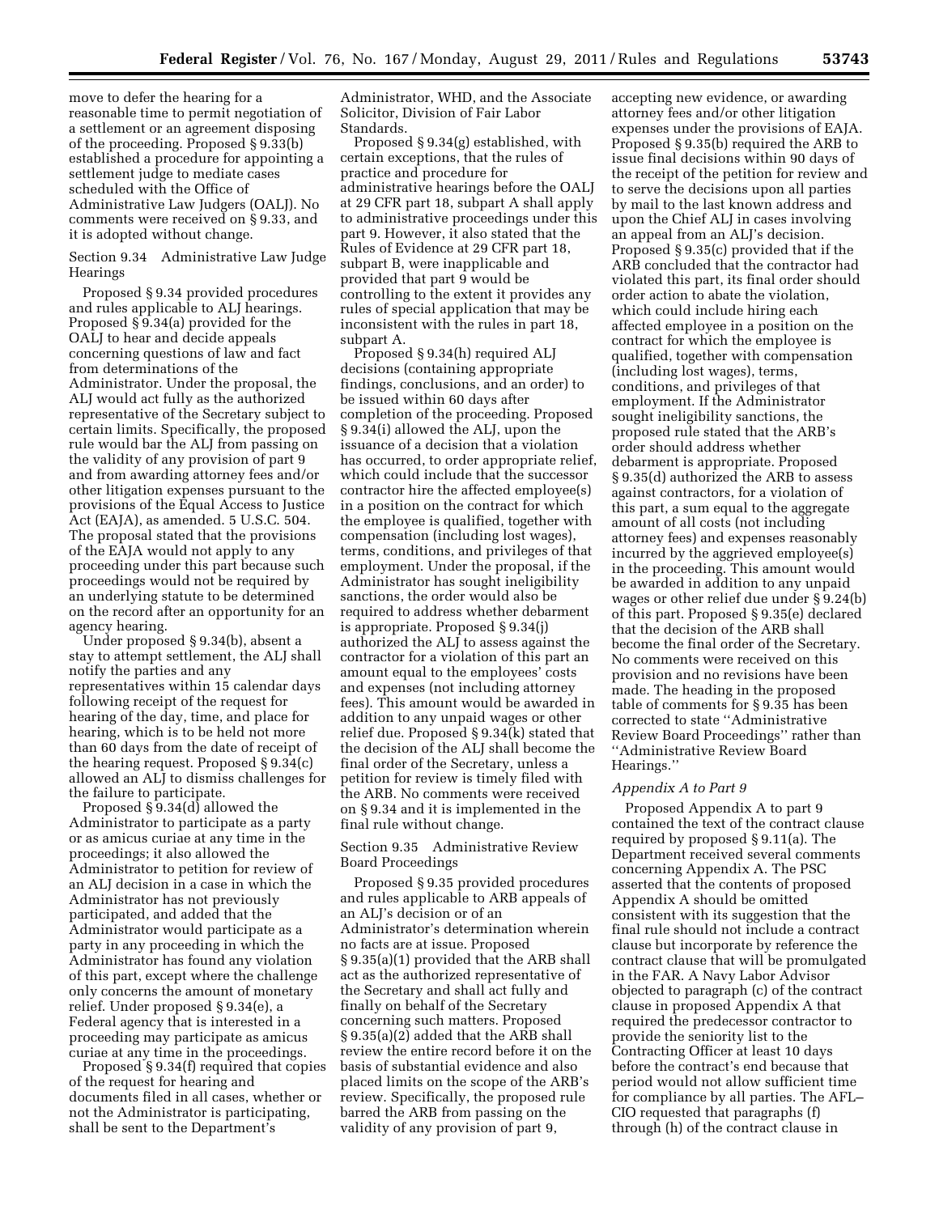move to defer the hearing for a reasonable time to permit negotiation of a settlement or an agreement disposing of the proceeding. Proposed § 9.33(b) established a procedure for appointing a settlement judge to mediate cases scheduled with the Office of Administrative Law Judges (OALJ). No comments were received on § 9.33, and it is adopted without change.

Section 9.34 Administrative Law Judge Hearings

Proposed § 9.34 provided procedures and rules applicable to ALJ hearings. Proposed § 9.34(a) provided for the OALJ to hear and decide appeals concerning questions of law and fact from determinations of the Administrator. Under the proposal, the ALJ would act fully as the authorized representative of the Secretary subject to certain limits. Specifically, the proposed rule would bar the ALJ from passing on the validity of any provision of part 9 and from awarding attorney fees and/or other litigation expenses pursuant to the provisions of the Equal Access to Justice Act (EAJA), as amended. 5 U.S.C. 504. The proposal stated that the provisions of the EAJA would not apply to any proceeding under this part because such proceedings would not be required by an underlying statute to be determined on the record after an opportunity for an agency hearing.

Under proposed § 9.34(b), absent a stay to attempt settlement, the ALJ shall notify the parties and any representatives within 15 calendar days following receipt of the request for hearing of the day, time, and place for hearing, which is to be held not more than 60 days from the date of receipt of the hearing request. Proposed § 9.34(c) allowed an ALJ to dismiss challenges for the failure to participate.

Proposed § 9.34(d) allowed the Administrator to participate as a party or as amicus curiae at any time in the proceedings; it also allowed the Administrator to petition for review of an ALJ decision in a case in which the Administrator has not previously participated, and added that the Administrator would participate as a party in any proceeding in which the Administrator has found any violation of this part, except where the challenge only concerns the amount of monetary relief. Under proposed § 9.34(e), a Federal agency that is interested in a proceeding may participate as amicus curiae at any time in the proceedings.

Proposed § 9.34(f) required that copies of the request for hearing and documents filed in all cases, whether or not the Administrator is participating, shall be sent to the Department's Administrator, WHD, and the Associate Solicitor, Division of Fair Labor Standards.

Proposed § 9.34(g) established, with certain exceptions, that the rules of practice and procedure for administrative hearings before the OALJ at 29 CFR part 18, subpart A shall apply to administrative proceedings under this part 9. However, it also stated that the Rules of Evidence at 29 CFR part 18, subpart B, were inapplicable and provided that part 9 would be controlling to the extent it provides any rules of special application that may be inconsistent with the rules in part 18, subpart A.

Proposed § 9.34(h) required ALJ decisions (containing appropriate findings, conclusions, and an order) to be issued within 60 days after completion of the proceeding. Proposed § 9.34(i) allowed the ALJ, upon the issuance of a decision that a violation has occurred, to order appropriate relief, which could include that the successor contractor hire the affected employee(s) in a position on the contract for which the employee is qualified, together with compensation (including lost wages), terms, conditions, and privileges of that employment. Under the proposal, if the Administrator has sought ineligibility sanctions, the order would also be required to address whether debarment is appropriate. Proposed § 9.34(j) authorized the ALJ to assess against the contractor for a violation of this part an amount equal to the employees' costs and expenses (not including attorney fees). This amount would be awarded in addition to any unpaid wages or other relief due. Proposed § 9.34(k) stated that the decision of the ALJ shall become the final order of the Secretary, unless a petition for review is timely filed with the ARB. No comments were received on § 9.34 and it is implemented in the final rule without change.

Section 9.35 Administrative Review Board Proceedings

Proposed § 9.35 provided procedures and rules applicable to ARB appeals of an ALJ's decision or of an Administrator's determination wherein no facts are at issue. Proposed § 9.35(a)(1) provided that the ARB shall act as the authorized representative of the Secretary and shall act fully and finally on behalf of the Secretary concerning such matters. Proposed § 9.35(a)(2) added that the ARB shall review the entire record before it on the basis of substantial evidence and also placed limits on the scope of the ARB's review. Specifically, the proposed rule barred the ARB from passing on the validity of any provision of part 9, accepting new evidence, or awarding attorney fees and/or other litigation expenses under the provisions of EAJA. Proposed § 9.35(b) required the ARB to issue final decisions within 90 days of the receipt of the petition for review and to serve the decisions upon all parties by mail to the last known address and upon the Chief ALJ in cases involving an appeal from an ALJ's decision. Proposed § 9.35(c) provided that if the ARB concluded that the contractor had violated this part, its final order should order action to abate the violation, which could include hiring each affected employee in a position on the contract for which the employee is qualified, together with compensation (including lost wages), terms, conditions, and privileges of that employment. If the Administrator sought ineligibility sanctions, the proposed rule stated that the ARB's order should address whether debarment is appropriate. Proposed § 9.35(d) authorized the ARB to assess against contractors, for a violation of this part, a sum equal to the aggregate amount of all costs (not including attorney fees) and expenses reasonably incurred by the aggrieved employee(s) in the proceeding. This amount would be awarded in addition to any unpaid wages or other relief due under § 9.24(b) of this part. Proposed § 9.35(e) declared that the decision of the ARB shall become the final order of the Secretary. No comments were received on this provision and no revisions have been made. The heading in the proposed table of comments for § 9.35 has been corrected to state ''Administrative Review Board Proceedings'' rather than ''Administrative Review Board Hearings.''

*Appendix A to Part 9*

Proposed Appendix A to part 9 contained the text of the contract clause required by proposed § 9.11(a). The Department received several comments concerning Appendix A. The PSC asserted that the contents of proposed Appendix A should be omitted consistent with its suggestion that the final rule should not include a contract clause but incorporate by reference the contract clause that will be promulgated in the FAR. A Navy Labor Advisor objected to paragraph (c) of the contract clause in proposed Appendix A that required the predecessor contractor to provide the seniority list to the Contracting Officer at least 10 days before the contract's end because that period would not allow sufficient time for compliance by all parties. The AFL–CIO requested that paragraphs (f) through (h) of the contract clause in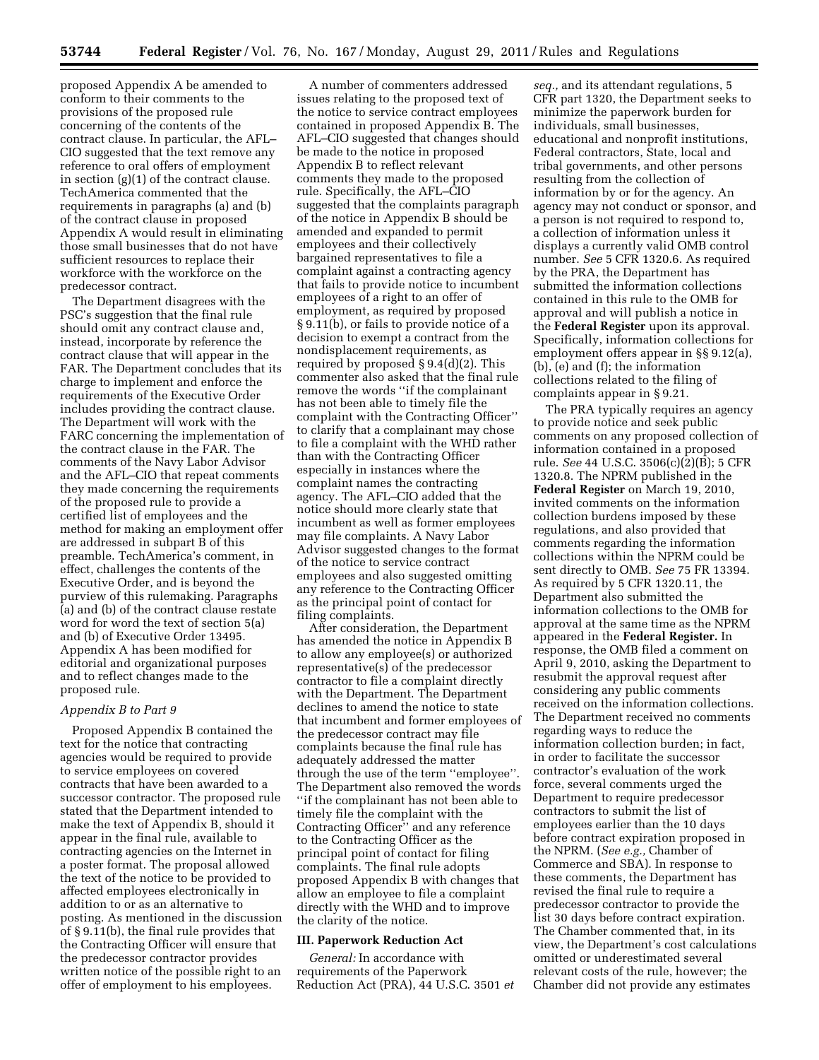proposed Appendix A be amended to conform to their comments to the provisions of the proposed rule concerning of the contents of the contract clause. In particular, the AFL–CIO suggested that the text remove any reference to oral offers of employment in section (g)(1) of the contract clause. TechAmerica commented that the requirements in paragraphs (a) and (b) of the contract clause in proposed Appendix A would result in eliminating those small businesses that do not have sufficient resources to replace their workforce with the workforce on the predecessor contract.

The Department disagrees with the PSC's suggestion that the final rule should omit any contract clause and, instead, incorporate by reference the contract clause that will appear in the FAR. The Department concludes that its charge to implement and enforce the requirements of the Executive Order includes providing the contract clause. The Department will work with the FARC concerning the implementation of the contract clause in the FAR. The comments of the Navy Labor Advisor and the AFL–CIO that repeat comments they made concerning the requirements of the proposed rule to provide a certified list of employees and the method for making an employment offer are addressed in subpart B of this preamble. TechAmerica's comment, in effect, challenges the contents of the Executive Order, and is beyond the purview of this rulemaking. Paragraphs (a) and (b) of the contract clause restate word for word the text of section 5(a) and (b) of Executive Order 13495. Appendix A has been modified for editorial and organizational purposes and to reflect changes made to the proposed rule.

### *Appendix B to Part 9*

Proposed Appendix B contained the text for the notice that contracting agencies would be required to provide to service employees on covered contracts that have been awarded to a successor contractor. The proposed rule stated that the Department intended to make the text of Appendix B, should it appear in the final rule, available to contracting agencies on the Internet in a poster format. The proposal allowed the text of the notice to be provided to affected employees electronically in addition to or as an alternative to posting. As mentioned in the discussion of § 9.11(b), the final rule provides that the Contracting Officer will ensure that the predecessor contractor provides written notice of the possible right to an offer of employment to his employees.

A number of commenters addressed issues relating to the proposed text of the notice to service contract employees contained in proposed Appendix B. The AFL–CIO suggested that changes should be made to the notice in proposed Appendix B to reflect relevant comments they made to the proposed rule. Specifically, the AFL–CIO suggested that the complaints paragraph of the notice in Appendix B should be amended and expanded to permit employees and their collectively bargained representatives to file a complaint against a contracting agency that fails to provide notice to incumbent employees of a right to an offer of employment, as required by proposed § 9.11(b), or fails to provide notice of a decision to exempt a contract from the nondisplacement requirements, as required by proposed § 9.4(d)(2). This commenter also asked that the final rule remove the words ''if the complainant has not been able to timely file the complaint with the Contracting Officer'' to clarify that a complainant may chose to file a complaint with the WHD rather than with the Contracting Officer especially in instances where the complaint names the contracting agency. The AFL–CIO added that the notice should more clearly state that incumbent as well as former employees may file complaints. A Navy Labor Advisor suggested changes to the format of the notice to service contract employees and also suggested omitting any reference to the Contracting Officer as the principal point of contact for filing complaints.

After consideration, the Department has amended the notice in Appendix B to allow any employee(s) or authorized representative(s) of the predecessor contractor to file a complaint directly with the Department. The Department declines to amend the notice to state that incumbent and former employees of the predecessor contract may file complaints because the final rule has adequately addressed the matter through the use of the term ''employee''. The Department also removed the words ''if the complainant has not been able to timely file the complaint with the Contracting Officer'' and any reference to the Contracting Officer as the principal point of contact for filing complaints. The final rule adopts proposed Appendix B with changes that allow an employee to file a complaint directly with the WHD and to improve the clarity of the notice.

## III. Paperwork Reduction Act

*General:* In accordance with requirements of the Paperwork Reduction Act (PRA), 44 U.S.C. 3501 *et seq.,* and its attendant regulations, 5 CFR part 1320, the Department seeks to minimize the paperwork burden for individuals, small businesses, educational and nonprofit institutions, Federal contractors, State, local and tribal governments, and other persons resulting from the collection of information by or for the agency. An agency may not conduct or sponsor, and a person is not required to respond to, a collection of information unless it displays a currently valid OMB control number. *See* 5 CFR 1320.6. As required by the PRA, the Department has submitted the information collections contained in this rule to the OMB for approval and will publish a notice in the **Federal Register** upon its approval. Specifically, information collections for employment offers appear in §§ 9.12(a), (b), (e) and (f); the information collections related to the filing of complaints appear in § 9.21.

The PRA typically requires an agency to provide notice and seek public comments on any proposed collection of information contained in a proposed rule. *See* 44 U.S.C. 3506(c)(2)(B); 5 CFR 1320.8. The NPRM published in the **Federal Register** on March 19, 2010, invited comments on the information collection burdens imposed by these regulations, and also provided that comments regarding the information collections within the NPRM could be sent directly to OMB. *See* 75 FR 13394. As required by 5 CFR 1320.11, the Department also submitted the information collections to the OMB for approval at the same time as the NPRM appeared in the **Federal Register.** In response, the OMB filed a comment on April 9, 2010, asking the Department to resubmit the approval request after considering any public comments received on the information collections. The Department received no comments regarding ways to reduce the information collection burden; in fact, in order to facilitate the successor contractor's evaluation of the work force, several comments urged the Department to require predecessor contractors to submit the list of employees earlier than the 10 days before contract expiration proposed in the NPRM. (*See e.g.,* Chamber of Commerce and SBA). In response to these comments, the Department has revised the final rule to require a predecessor contractor to provide the list 30 days before contract expiration. The Chamber commented that, in its view, the Department's cost calculations omitted or underestimated several relevant costs of the rule, however; the Chamber did not provide any estimates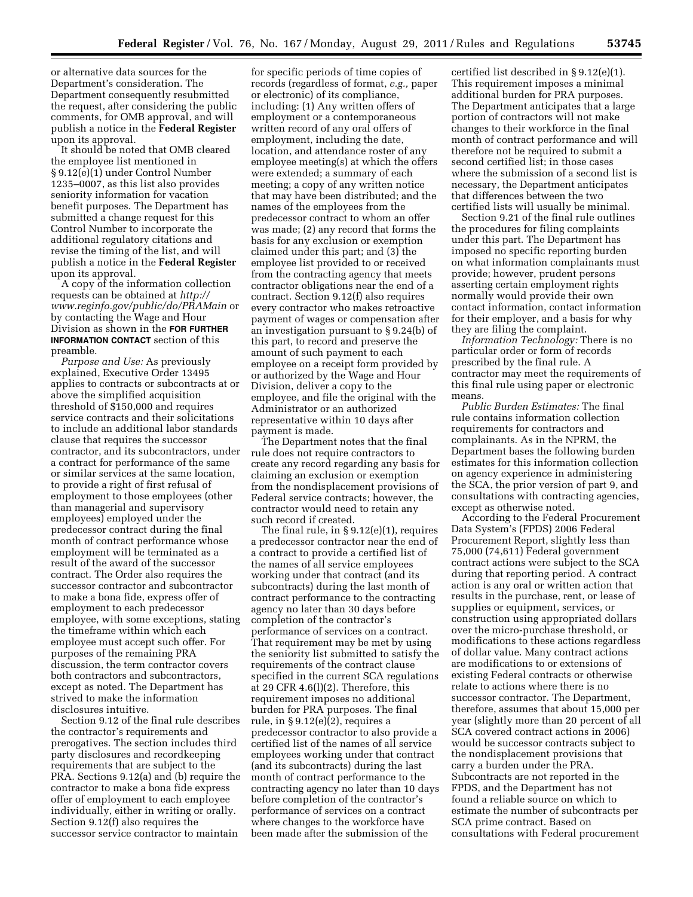or alternative data sources for the Department's consideration. The Department consequently resubmitted the request, after considering the public comments, for OMB approval, and will publish a notice in the **Federal Register** upon its approval.

It should be noted that OMB cleared the employee list mentioned in § 9.12(e)(1) under Control Number 1235–0007, as this list also provides seniority information for vacation benefit purposes. The Department has submitted a change request for this Control Number to incorporate the additional regulatory citations and revise the timing of the list, and will publish a notice in the **Federal Register** upon its approval.

A copy of the information collection requests can be obtained at *http://www.reginfo.gov/public/do/PRAMain* or by contacting the Wage and Hour Division as shown in the **FOR FURTHER INFORMATION CONTACT** section of this preamble.

*Purpose and Use:* As previously explained, Executive Order 13495 applies to contracts or subcontracts at or above the simplified acquisition threshold of $150,000 and requires service contracts and their solicitations to include an additional labor standards clause that requires the successor contractor, and its subcontractors, under a contract for performance of the same or similar services at the same location, to provide a right of first refusal of employment to those employees (other than managerial and supervisory employees) employed under the predecessor contract during the final month of contract performance whose employment will be terminated as a result of the award of the successor contract. The Order also requires the successor contractor and subcontractor to make a bona fide, express offer of employment to each predecessor employee, with some exceptions, stating the timeframe within which each employee must accept such offer. For purposes of the remaining PRA discussion, the term contractor covers both contractors and subcontractors, except as noted. The Department has strived to make the information disclosures intuitive.

Section 9.12 of the final rule describes the contractor's requirements and prerogatives. The section includes third party disclosures and recordkeeping requirements that are subject to the PRA. Sections 9.12(a) and (b) require the contractor to make a bona fide express offer of employment to each employee individually, either in writing or orally. Section 9.12(f) also requires the successor service contractor to maintain for specific periods of time copies of records (regardless of format, *e.g.,* paper or electronic) of its compliance, including: (1) Any written offers of employment or a contemporaneous written record of any oral offers of employment, including the date, location, and attendance roster of any employee meeting(s) at which the offers were extended; a summary of each meeting; a copy of any written notice that may have been distributed; and the names of the employees from the predecessor contract to whom an offer was made; (2) any record that forms the basis for any exclusion or exemption claimed under this part; and (3) the employee list provided to or received from the contracting agency that meets contractor obligations near the end of a contract. Section 9.12(f) also requires every contractor who makes retroactive payment of wages or compensation after an investigation pursuant to § 9.24(b) of this part, to record and preserve the amount of such payment to each employee on a receipt form provided by or authorized by the Wage and Hour Division, deliver a copy to the employee, and file the original with the Administrator or an authorized representative within 10 days after payment is made.

The Department notes that the final rule does not require contractors to create any record regarding any basis for claiming an exclusion or exemption from the nondisplacement provisions of Federal service contracts; however, the contractor would need to retain any such record if created.

The final rule, in § 9.12(e)(1), requires a predecessor contractor near the end of a contract to provide a certified list of the names of all service employees working under that contract (and its subcontracts) during the last month of contract performance to the contracting agency no later than 30 days before completion of the contractor's performance of services on a contract. That requirement may be met by using the seniority list submitted to satisfy the requirements of the contract clause specified in the current SCA regulations at 29 CFR 4.6(l)(2). Therefore, this requirement imposes no additional burden for PRA purposes. The final rule, in § 9.12(e)(2), requires a predecessor contractor to also provide a certified list of the names of all service employees working under that contract (and its subcontracts) during the last month of contract performance to the contracting agency no later than 10 days before completion of the contractor's performance of services on a contract where changes to the workforce have been made after the submission of the certified list described in § 9.12(e)(1). This requirement imposes a minimal additional burden for PRA purposes. The Department anticipates that a large portion of contractors will not make changes to their workforce in the final month of contract performance and will therefore not be required to submit a second certified list; in those cases where the submission of a second list is necessary, the Department anticipates that differences between the two certified lists will usually be minimal.

Section 9.21 of the final rule outlines the procedures for filing complaints under this part. The Department has imposed no specific reporting burden on what information complainants must provide; however, prudent persons asserting certain employment rights normally would provide their own contact information, contact information for their employer, and a basis for why they are filing the complaint.

*Information Technology:* There is no particular order or form of records prescribed by the final rule. A contractor may meet the requirements of this final rule using paper or electronic means.

*Public Burden Estimates:* The final rule contains information collection requirements for contractors and complainants. As in the NPRM, the Department bases the following burden estimates for this information collection on agency experience in administering the SCA, the prior version of part 9, and consultations with contracting agencies, except as otherwise noted.

According to the Federal Procurement Data System's (FPDS) 2006 Federal Procurement Report, slightly less than 75,000 (74,611) Federal government contract actions were subject to the SCA during that reporting period. A contract action is any oral or written action that results in the purchase, rent, or lease of supplies or equipment, services, or construction using appropriated dollars over the micro-purchase threshold, or modifications to these actions regardless of dollar value. Many contract actions are modifications to or extensions of existing Federal contracts or otherwise relate to actions where there is no successor contractor. The Department, therefore, assumes that about 15,000 per year (slightly more than 20 percent of all SCA covered contract actions in 2006) would be successor contracts subject to the nondisplacement provisions that carry a burden under the PRA. Subcontracts are not reported in the FPDS, and the Department has not found a reliable source on which to estimate the number of subcontracts per SCA prime contract. Based on consultations with Federal procurement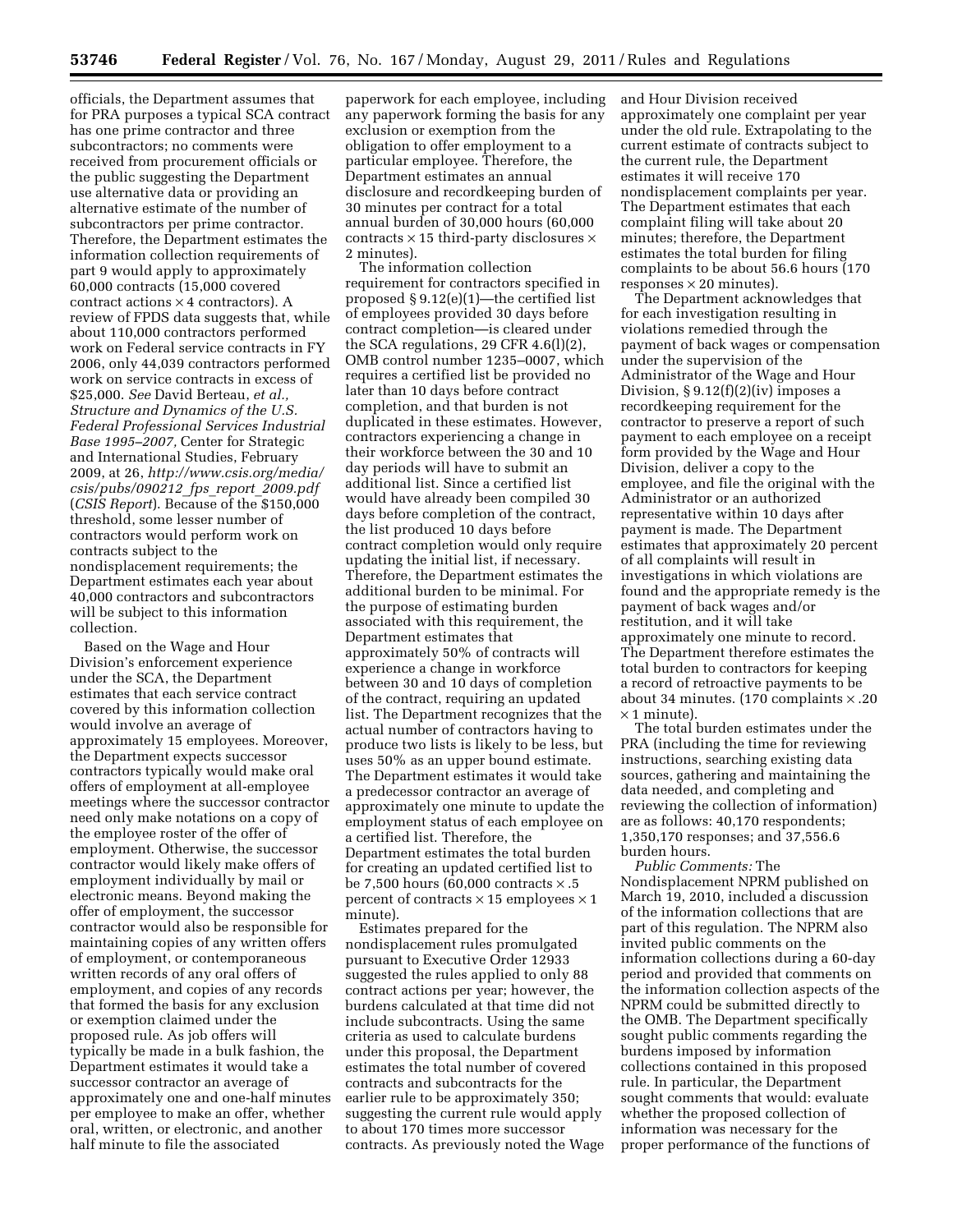officials, the Department assumes that for PRA purposes a typical SCA contract has one prime contractor and three subcontractors; no comments were received from procurement officials or the public suggesting the Department use alternative data or providing an alternative estimate of the number of subcontractors per prime contractor. Therefore, the Department estimates the information collection requirements of part 9 would apply to approximately 60,000 contracts (15,000 covered contract actions × 4 contractors). A review of FPDS data suggests that, while about 110,000 contractors performed work on Federal service contracts in FY 2006, only 44,039 contractors performed work on service contracts in excess of $25,000. *See* David Berteau, *et al., Structure and Dynamics of the U.S. Federal Professional Services Industrial Base 1995–2007,* Center for Strategic and International Studies, February 2009, at 26, *http://www.csis.org/media/csis/pubs/090212_fps_report_2009.pdf* (*CSIS Report*). Because of the $150,000 threshold, some lesser number of contractors would perform work on contracts subject to the nondisplacement requirements; the Department estimates each year about 40,000 contractors and subcontractors will be subject to this information collection.

Based on the Wage and Hour Division's enforcement experience under the SCA, the Department estimates that each service contract covered by this information collection would involve an average of approximately 15 employees. Moreover, the Department expects successor contractors typically would make oral offers of employment at all-employee meetings where the successor contractor need only make notations on a copy of the employee roster of the offer of employment. Otherwise, the successor contractor would likely make offers of employment individually by mail or electronic means. Beyond making the offer of employment, the successor contractor would also be responsible for maintaining copies of any written offers of employment, or contemporaneous written records of any oral offers of employment, and copies of any records that formed the basis for any exclusion or exemption claimed under the proposed rule. As job offers will typically be made in a bulk fashion, the Department estimates it would take a successor contractor an average of approximately one and one-half minutes per employee to make an offer, whether oral, written, or electronic, and another half minute to file the associated paperwork for each employee, including any paperwork forming the basis for any exclusion or exemption from the obligation to offer employment to a particular employee. Therefore, the Department estimates an annual disclosure and recordkeeping burden of 30 minutes per contract for a total annual burden of 30,000 hours (60,000 contracts × 15 third-party disclosures × 2 minutes).

The information collection requirement for contractors specified in proposed § 9.12(e)(1)—the certified list of employees provided 30 days before contract completion—is cleared under the SCA regulations, 29 CFR 4.6(l)(2), OMB control number 1235–0007, which requires a certified list be provided no later than 10 days before contract completion, and that burden is not duplicated in these estimates. However, contractors experiencing a change in their workforce between the 30 and 10 day periods will have to submit an additional list. Since a certified list would have already been compiled 30 days before completion of the contract, the list produced 10 days before contract completion would only require updating the initial list, if necessary. Therefore, the Department estimates the additional burden to be minimal. For the purpose of estimating burden associated with this requirement, the Department estimates that approximately 50% of contracts will experience a change in workforce between 30 and 10 days of completion of the contract, requiring an updated list. The Department recognizes that the actual number of contractors having to produce two lists is likely to be less, but uses 50% as an upper bound estimate. The Department estimates it would take a predecessor contractor an average of approximately one minute to update the employment status of each employee on a certified list. Therefore, the Department estimates the total burden for creating an updated certified list to be 7,500 hours (60,000 contracts × .5 percent of contracts × 15 employees × 1 minute).

Estimates prepared for the nondisplacement rules promulgated pursuant to Executive Order 12933 suggested the rules applied to only 88 contract actions per year; however, the burdens calculated at that time did not include subcontracts. Using the same criteria as used to calculate burdens under this proposal, the Department estimates the total number of covered contracts and subcontracts for the earlier rule to be approximately 350; suggesting the current rule would apply to about 170 times more successor contracts. As previously noted the Wage and Hour Division received approximately one complaint per year under the old rule. Extrapolating to the current estimate of contracts subject to the current rule, the Department estimates it will receive 170 nondisplacement complaints per year. The Department estimates that each complaint filing will take about 20 minutes; therefore, the Department estimates the total burden for filing complaints to be about 56.6 hours (170 responses × 20 minutes).

The Department acknowledges that for each investigation resulting in violations remedied through the payment of back wages or compensation under the supervision of the Administrator of the Wage and Hour Division, § 9.12(f)(2)(iv) imposes a recordkeeping requirement for the contractor to preserve a report of such payment to each employee on a receipt form provided by the Wage and Hour Division, deliver a copy to the employee, and file the original with the Administrator or an authorized representative within 10 days after payment is made. The Department estimates that approximately 20 percent of all complaints will result in investigations in which violations are found and the appropriate remedy is the payment of back wages and/or restitution, and it will take approximately one minute to record. The Department therefore estimates the total burden to contractors for keeping a record of retroactive payments to be about 34 minutes. (170 complaints × .20 × 1 minute).

The total burden estimates under the PRA (including the time for reviewing instructions, searching existing data sources, gathering and maintaining the data needed, and completing and reviewing the collection of information) are as follows: 40,170 respondents; 1,350,170 responses; and 37,556.6 burden hours.

*Public Comments:* The Nondisplacement NPRM published on March 19, 2010, included a discussion of the information collections that are part of this regulation. The NPRM also invited public comments on the information collections during a 60-day period and provided that comments on the information collection aspects of the NPRM could be submitted directly to the OMB. The Department specifically sought public comments regarding the burdens imposed by information collections contained in this proposed rule. In particular, the Department sought comments that would: evaluate whether the proposed collection of information was necessary for the proper performance of the functions of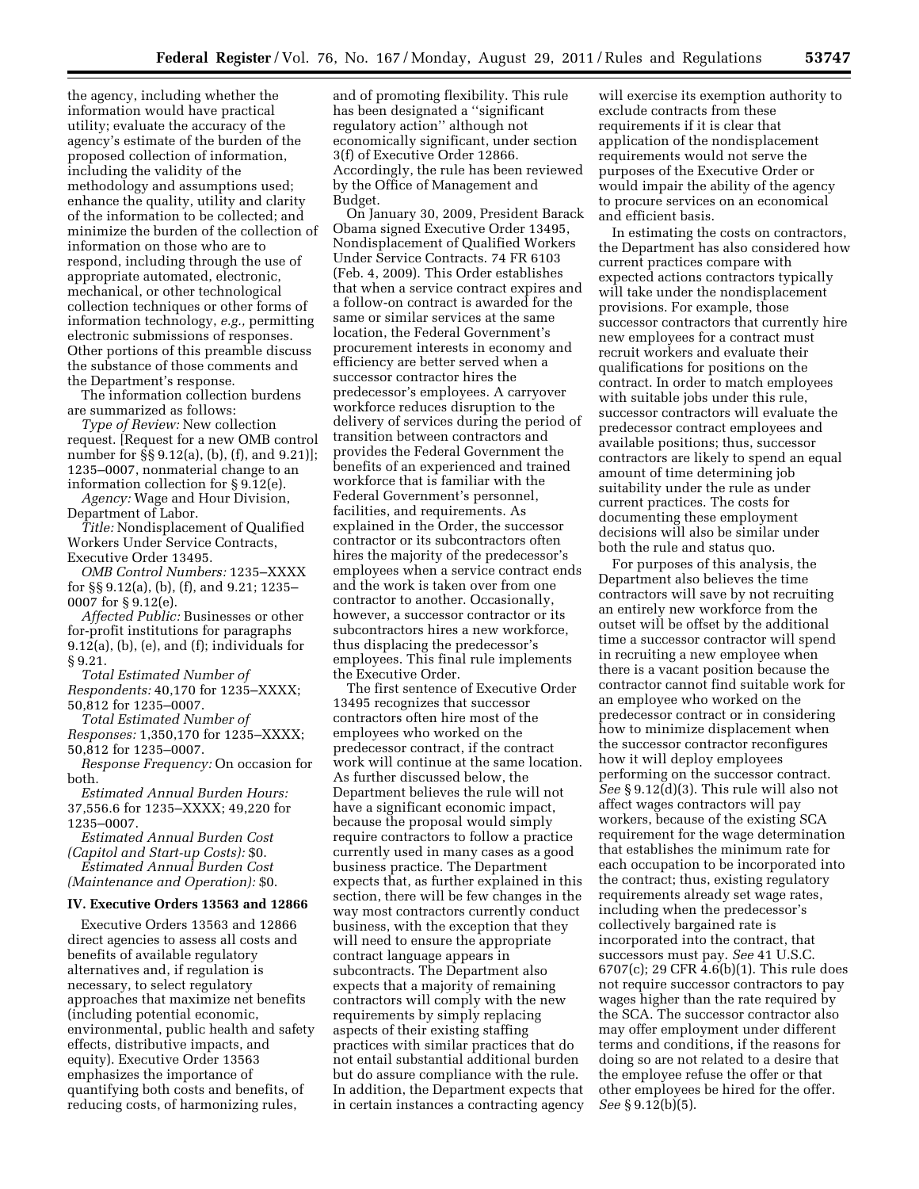the agency, including whether the information would have practical utility; evaluate the accuracy of the agency's estimate of the burden of the proposed collection of information, including the validity of the methodology and assumptions used; enhance the quality, utility and clarity of the information to be collected; and minimize the burden of the collection of information on those who are to respond, including through the use of appropriate automated, electronic, mechanical, or other technological collection techniques or other forms of information technology, *e.g.,* permitting electronic submissions of responses. Other portions of this preamble discuss the substance of those comments and the Department's response.

The information collection burdens are summarized as follows:

*Type of Review:* New collection request. [Request for a new OMB control number for §§ 9.12(a), (b), (f), and 9.21)]; 1235–0007, nonmaterial change to an information collection for § 9.12(e).

*Agency:* Wage and Hour Division, Department of Labor.

*Title:* Nondisplacement of Qualified Workers Under Service Contracts, Executive Order 13495.

*OMB Control Numbers:* 1235–XXXX for §§ 9.12(a), (b), (f), and 9.21; 1235–0007 for § 9.12(e).

*Affected Public:* Businesses or other for-profit institutions for paragraphs 9.12(a), (b), (e), and (f); individuals for § 9.21.

*Total Estimated Number of Respondents:* 40,170 for 1235–XXXX; 50,812 for 1235–0007.

*Total Estimated Number of Responses:* 1,350,170 for 1235–XXXX; 50,812 for 1235–0007.

*Response Frequency:* On occasion for both.

*Estimated Annual Burden Hours:* 37,556.6 for 1235–XXXX; 49,220 for 1235–0007.

*Estimated Annual Burden Cost (Capitol and Start-up Costs):* $0.

*Estimated Annual Burden Cost (Maintenance and Operation):* $0.

## IV. Executive Orders 13563 and 12866

Executive Orders 13563 and 12866 direct agencies to assess all costs and benefits of available regulatory alternatives and, if regulation is necessary, to select regulatory approaches that maximize net benefits (including potential economic, environmental, public health and safety effects, distributive impacts, and equity). Executive Order 13563 emphasizes the importance of quantifying both costs and benefits, of reducing costs, of harmonizing rules, and of promoting flexibility. This rule has been designated a "significant regulatory action" although not economically significant, under section 3(f) of Executive Order 12866. Accordingly, the rule has been reviewed by the Office of Management and Budget.

On January 30, 2009, President Barack Obama signed Executive Order 13495, Nondisplacement of Qualified Workers Under Service Contracts. 74 FR 6103 (Feb. 4, 2009). This Order establishes that when a service contract expires and a follow-on contract is awarded for the same or similar services at the same location, the Federal Government's procurement interests in economy and efficiency are better served when a successor contractor hires the predecessor's employees. A carryover workforce reduces disruption to the delivery of services during the period of transition between contractors and provides the Federal Government the benefits of an experienced and trained workforce that is familiar with the Federal Government's personnel, facilities, and requirements. As explained in the Order, the successor contractor or its subcontractors often hires the majority of the predecessor's employees when a service contract ends and the work is taken over from one contractor to another. Occasionally, however, a successor contractor or its subcontractors hires a new workforce, thus displacing the predecessor's employees. This final rule implements the Executive Order.

The first sentence of Executive Order 13495 recognizes that successor contractors often hire most of the employees who worked on the predecessor contract, if the contract work will continue at the same location. As further discussed below, the Department believes the rule will not have a significant economic impact, because the proposal would simply require contractors to follow a practice currently used in many cases as a good business practice. The Department expects that, as further explained in this section, there will be few changes in the way most contractors currently conduct business, with the exception that they will need to ensure the appropriate contract language appears in subcontracts. The Department also expects that a majority of remaining contractors will comply with the new requirements by simply replacing aspects of their existing staffing practices with similar practices that do not entail substantial additional burden but do assure compliance with the rule. In addition, the Department expects that in certain instances a contracting agency will exercise its exemption authority to exclude contracts from these requirements if it is clear that application of the nondisplacement requirements would not serve the purposes of the Executive Order or would impair the ability of the agency to procure services on an economical and efficient basis.

In estimating the costs on contractors, the Department has also considered how current practices compare with expected actions contractors typically will take under the nondisplacement provisions. For example, those successor contractors that currently hire new employees for a contract must recruit workers and evaluate their qualifications for positions on the contract. In order to match employees with suitable jobs under this rule, successor contractors will evaluate the predecessor contract employees and available positions; thus, successor contractors are likely to spend an equal amount of time determining job suitability under the rule as under current practices. The costs for documenting these employment decisions will also be similar under both the rule and status quo.

For purposes of this analysis, the Department also believes the time contractors will save by not recruiting an entirely new workforce from the outset will be offset by the additional time a successor contractor will spend in recruiting a new employee when there is a vacant position because the contractor cannot find suitable work for an employee who worked on the predecessor contract or in considering how to minimize displacement when the successor contractor reconfigures how it will deploy employees performing on the successor contract. *See* § 9.12(d)(3). This rule will also not affect wages contractors will pay workers, because of the existing SCA requirement for the wage determination that establishes the minimum rate for each occupation to be incorporated into the contract; thus, existing regulatory requirements already set wage rates, including when the predecessor's collectively bargained rate is incorporated into the contract, that successors must pay. *See* 41 U.S.C. 6707(c); 29 CFR 4.6(b)(1). This rule does not require successor contractors to pay wages higher than the rate required by the SCA. The successor contractor also may offer employment under different terms and conditions, if the reasons for doing so are not related to a desire that the employee refuse the offer or that other employees be hired for the offer. *See* § 9.12(b)(5).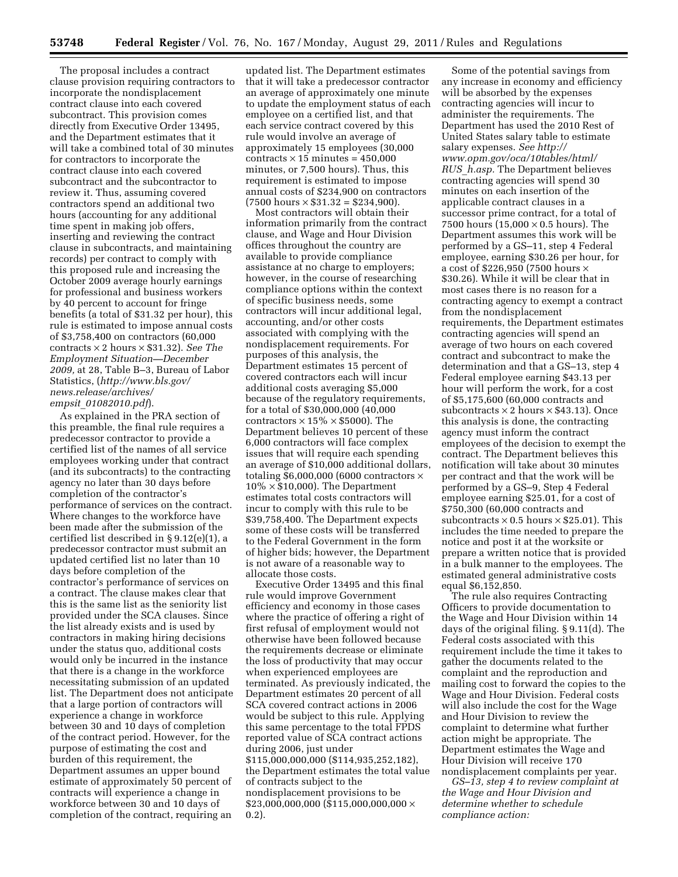The proposal includes a contract clause provision requiring contractors to incorporate the nondisplacement contract clause into each covered subcontract. This provision comes directly from Executive Order 13495, and the Department estimates that it will take a combined total of 30 minutes for contractors to incorporate the contract clause into each covered subcontract and the subcontractor to review it. Thus, assuming covered contractors spend an additional two hours (accounting for any additional time spent in making job offers, inserting and reviewing the contract clause in subcontracts, and maintaining records) per contract to comply with this proposed rule and increasing the October 2009 average hourly earnings for professional and business workers by 40 percent to account for fringe benefits (a total of $31.32 per hour), this rule is estimated to impose annual costs of $3,758,400 on contractors (60,000 contracts × 2 hours × $31.32). *See The Employment Situation—December 2009,* at 28, Table B–3, Bureau of Labor Statistics, (*http://www.bls.gov/news.release/archives/empsit_01082010.pdf*).

As explained in the PRA section of this preamble, the final rule requires a predecessor contractor to provide a certified list of the names of all service employees working under that contract (and its subcontracts) to the contracting agency no later than 30 days before completion of the contractor's performance of services on the contract. Where changes to the workforce have been made after the submission of the certified list described in § 9.12(e)(1), a predecessor contractor must submit an updated certified list no later than 10 days before completion of the contractor's performance of services on a contract. The clause makes clear that this is the same list as the seniority list provided under the SCA clauses. Since the list already exists and is used by contractors in making hiring decisions under the status quo, additional costs would only be incurred in the instance that there is a change in the workforce necessitating submission of an updated list. The Department does not anticipate that a large portion of contractors will experience a change in workforce between 30 and 10 days of completion of the contract period. However, for the purpose of estimating the cost and burden of this requirement, the Department assumes an upper bound estimate of approximately 50 percent of contracts will experience a change in workforce between 30 and 10 days of completion of the contract, requiring an updated list. The Department estimates that it will take a predecessor contractor an average of approximately one minute to update the employment status of each employee on a certified list, and that each service contract covered by this rule would involve an average of approximately 15 employees (30,000 contracts × 15 minutes = 450,000 minutes, or 7,500 hours). Thus, this requirement is estimated to impose annual costs of $234,900 on contractors (7500 hours × $31.32 = $234,900).

Most contractors will obtain their information primarily from the contract clause, and Wage and Hour Division offices throughout the country are available to provide compliance assistance at no charge to employers; however, in the course of researching compliance options within the context of specific business needs, some contractors will incur additional legal, accounting, and/or other costs associated with complying with the nondisplacement requirements. For purposes of this analysis, the Department estimates 15 percent of covered contractors each will incur additional costs averaging $5,000 because of the regulatory requirements, for a total of $30,000,000 (40,000 contractors × 15% × $5000). The Department believes 10 percent of these 6,000 contractors will face complex issues that will require each spending an average of $10,000 additional dollars, totaling $6,000,000 (6000 contractors × 10% × $10,000). The Department estimates total costs contractors will incur to comply with this rule to be $39,758,400. The Department expects some of these costs will be transferred to the Federal Government in the form of higher bids; however, the Department is not aware of a reasonable way to allocate those costs.

Executive Order 13495 and this final rule would improve Government efficiency and economy in those cases where the practice of offering a right of first refusal of employment would not otherwise have been followed because the requirements decrease or eliminate the loss of productivity that may occur when experienced employees are terminated. As previously indicated, the Department estimates 20 percent of all SCA covered contract actions in 2006 would be subject to this rule. Applying this same percentage to the total FPDS reported value of SCA contract actions during 2006, just under $115,000,000,000 ($114,935,252,182), the Department estimates the total value of contracts subject to the nondisplacement provisions to be $23,000,000,000 ($115,000,000,000 × 0.2).

Some of the potential savings from any increase in economy and efficiency will be absorbed by the expenses contracting agencies will incur to administer the requirements. The Department has used the 2010 Rest of United States salary table to estimate salary expenses. *See http://www.opm.gov/oca/10tables/html/RUS_h.asp.* The Department believes contracting agencies will spend 30 minutes on each insertion of the applicable contract clauses in a successor prime contract, for a total of 7500 hours (15,000 × 0.5 hours). The Department assumes this work will be performed by a GS–11, step 4 Federal employee, earning $30.26 per hour, for a cost of $226,950 (7500 hours × $30.26). While it will be clear that in most cases there is no reason for a contracting agency to exempt a contract from the nondisplacement requirements, the Department estimates contracting agencies will spend an average of two hours on each covered contract and subcontract to make the determination and that a GS–13, step 4 Federal employee earning $43.13 per hour will perform the work, for a cost of $5,175,600 (60,000 contracts and subcontracts × 2 hours × $43.13). Once this analysis is done, the contracting agency must inform the contract employees of the decision to exempt the contract. The Department believes this notification will take about 30 minutes per contract and that the work will be performed by a GS–9, Step 4 Federal employee earning $25.01, for a cost of $750,300 (60,000 contracts and subcontracts × 0.5 hours × $25.01). This includes the time needed to prepare the notice and post it at the worksite or prepare a written notice that is provided in a bulk manner to the employees. The estimated general administrative costs equal $6,152,850.

The rule also requires Contracting Officers to provide documentation to the Wage and Hour Division within 14 days of the original filing. § 9.11(d). The Federal costs associated with this requirement include the time it takes to gather the documents related to the complaint and the reproduction and mailing cost to forward the copies to the Wage and Hour Division. Federal costs will also include the cost for the Wage and Hour Division to review the complaint to determine what further action might be appropriate. The Department estimates the Wage and Hour Division will receive 170 nondisplacement complaints per year.

*GS–13, step 4 to review complaint at the Wage and Hour Division and determine whether to schedule compliance action:*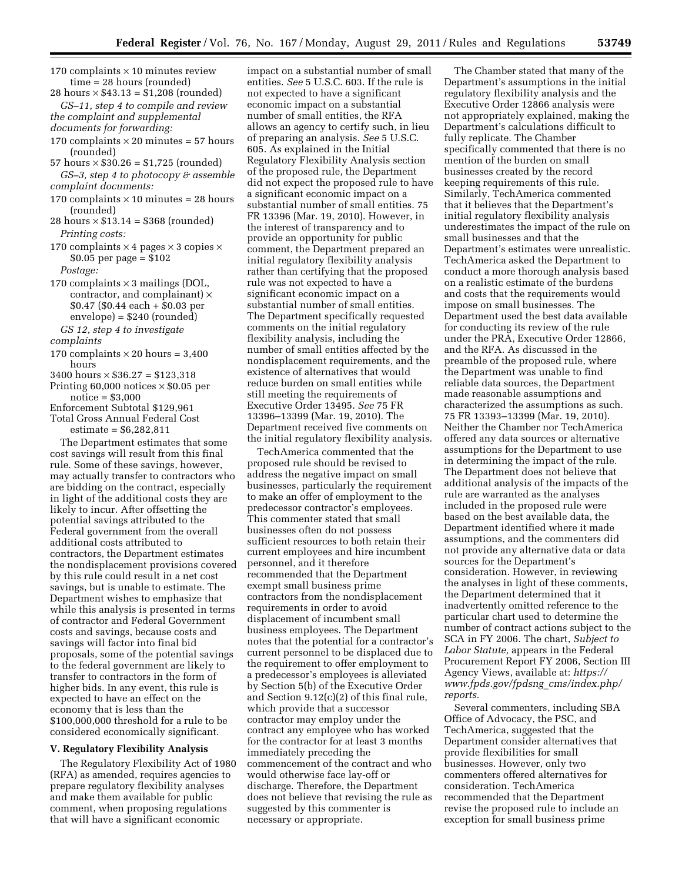170 complaints × 10 minutes review time = 28 hours (rounded)

28 hours × $43.13 = $1,208 (rounded)

*GS–11, step 4 to compile and review the complaint and supplemental documents for forwarding:*

170 complaints × 20 minutes = 57 hours (rounded)

57 hours × $30.26 = $1,725 (rounded)

*GS–3, step 4 to photocopy & assemble complaint documents:*

170 complaints × 10 minutes = 28 hours (rounded)

28 hours × $13.14 = $368 (rounded)

*Printing costs:*

170 complaints × 4 pages × 3 copies × $0.05 per page = $102

*Postage:*

170 complaints × 3 mailings (DOL, contractor, and complainant) × $0.47 ($0.44 each + $0.03 per envelope) = $240 (rounded)

*GS 12, step 4 to investigate complaints*

170 complaints × 20 hours = 3,400 hours

3400 hours × $36.27 = $123,318

Printing 60,000 notices × $0.05 per notice = $3,000

Enforcement Subtotal $129,961

Total Gross Annual Federal Cost estimate = $6,282,811

The Department estimates that some cost savings will result from this final rule. Some of these savings, however, may actually transfer to contractors who are bidding on the contract, especially in light of the additional costs they are likely to incur. After offsetting the potential savings attributed to the Federal government from the overall additional costs attributed to contractors, the Department estimates the nondisplacement provisions covered by this rule could result in a net cost savings, but is unable to estimate. The Department wishes to emphasize that while this analysis is presented in terms of contractor and Federal Government costs and savings, because costs and savings will factor into final bid proposals, some of the potential savings to the federal government are likely to transfer to contractors in the form of higher bids. In any event, this rule is expected to have an effect on the economy that is less than the $100,000,000 threshold for a rule to be considered economically significant.

## V. Regulatory Flexibility Analysis

The Regulatory Flexibility Act of 1980 (RFA) as amended, requires agencies to prepare regulatory flexibility analyses and make them available for public comment, when proposing regulations that will have a significant economic impact on a substantial number of small entities. *See* 5 U.S.C. 603. If the rule is not expected to have a significant economic impact on a substantial number of small entities, the RFA allows an agency to certify such, in lieu of preparing an analysis. *See* 5 U.S.C. 605. As explained in the Initial Regulatory Flexibility Analysis section of the proposed rule, the Department did not expect the proposed rule to have a significant economic impact on a substantial number of small entities. 75 FR 13396 (Mar. 19, 2010). However, in the interest of transparency and to provide an opportunity for public comment, the Department prepared an initial regulatory flexibility analysis rather than certifying that the proposed rule was not expected to have a significant economic impact on a substantial number of small entities. The Department specifically requested comments on the initial regulatory flexibility analysis, including the number of small entities affected by the nondisplacement requirements, and the existence of alternatives that would reduce burden on small entities while still meeting the requirements of Executive Order 13495. *See* 75 FR 13396–13399 (Mar. 19, 2010). The Department received five comments on the initial regulatory flexibility analysis.

TechAmerica commented that the proposed rule should be revised to address the negative impact on small businesses, particularly the requirement to make an offer of employment to the predecessor contractor's employees. This commenter stated that small businesses often do not possess sufficient resources to both retain their current employees and hire incumbent personnel, and it therefore recommended that the Department exempt small business prime contractors from the nondisplacement requirements in order to avoid displacement of incumbent small business employees. The Department notes that the potential for a contractor's current personnel to be displaced due to the requirement to offer employment to a predecessor's employees is alleviated by Section 5(b) of the Executive Order and Section 9.12(c)(2) of this final rule, which provide that a successor contractor may employ under the contract any employee who has worked for the contractor for at least 3 months immediately preceding the commencement of the contract and who would otherwise face lay-off or discharge. Therefore, the Department does not believe that revising the rule as suggested by this commenter is necessary or appropriate.

The Chamber stated that many of the Department's assumptions in the initial regulatory flexibility analysis and the Executive Order 12866 analysis were not appropriately explained, making the Department's calculations difficult to fully replicate. The Chamber specifically commented that there is no mention of the burden on small businesses created by the record keeping requirements of this rule. Similarly, TechAmerica commented that it believes that the Department's initial regulatory flexibility analysis underestimates the impact of the rule on small businesses and that the Department's estimates were unrealistic. TechAmerica asked the Department to conduct a more thorough analysis based on a realistic estimate of the burdens and costs that the requirements would impose on small businesses. The Department used the best data available for conducting its review of the rule under the PRA, Executive Order 12866, and the RFA. As discussed in the preamble of the proposed rule, where the Department was unable to find reliable data sources, the Department made reasonable assumptions and characterized the assumptions as such. 75 FR 13393–13399 (Mar. 19, 2010). Neither the Chamber nor TechAmerica offered any data sources or alternative assumptions for the Department to use in determining the impact of the rule. The Department does not believe that additional analysis of the impacts of the rule are warranted as the analyses included in the proposed rule were based on the best available data, the Department identified where it made assumptions, and the commenters did not provide any alternative data or data sources for the Department's consideration. However, in reviewing the analyses in light of these comments, the Department determined that it inadvertently omitted reference to the particular chart used to determine the number of contract actions subject to the SCA in FY 2006. The chart, *Subject to Labor Statute,* appears in the Federal Procurement Report FY 2006, Section III Agency Views, available at: *https://www.fpds.gov/fpdsng_cms/index.php/reports.*

Several commenters, including SBA Office of Advocacy, the PSC, and TechAmerica, suggested that the Department consider alternatives that provide flexibilities for small businesses. However, only two commenters offered alternatives for consideration. TechAmerica recommended that the Department revise the proposed rule to include an exception for small business prime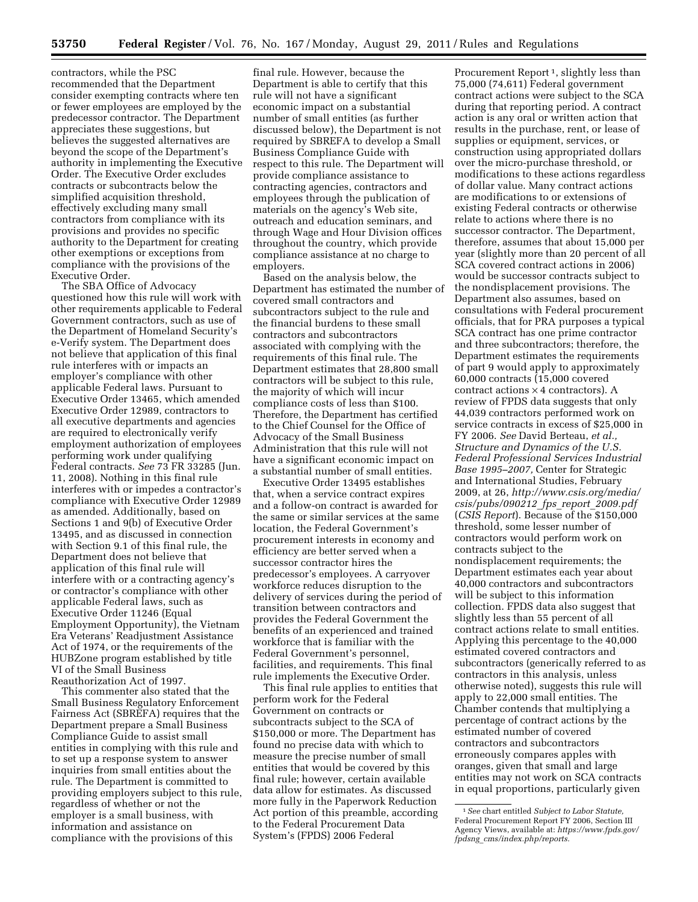contractors, while the PSC recommended that the Department consider exempting contracts where ten or fewer employees are employed by the predecessor contractor. The Department appreciates these suggestions, but believes the suggested alternatives are beyond the scope of the Department's authority in implementing the Executive Order. The Executive Order excludes contracts or subcontracts below the simplified acquisition threshold, effectively excluding many small contractors from compliance with its provisions and provides no specific authority to the Department for creating other exemptions or exceptions from compliance with the provisions of the Executive Order.

The SBA Office of Advocacy questioned how this rule will work with other requirements applicable to Federal Government contractors, such as use of the Department of Homeland Security's e-Verify system. The Department does not believe that application of this final rule interferes with or impacts an employer's compliance with other applicable Federal laws. Pursuant to Executive Order 13465, which amended Executive Order 12989, contractors to all executive departments and agencies are required to electronically verify employment authorization of employees performing work under qualifying Federal contracts. *See* 73 FR 33285 (Jun. 11, 2008). Nothing in this final rule interferes with or impedes a contractor's compliance with Executive Order 12989 as amended. Additionally, based on Sections 1 and 9(b) of Executive Order 13495, and as discussed in connection with Section 9.1 of this final rule, the Department does not believe that application of this final rule will interfere with or a contracting agency's or contractor's compliance with other applicable Federal laws, such as Executive Order 11246 (Equal Employment Opportunity), the Vietnam Era Veterans' Readjustment Assistance Act of 1974, or the requirements of the HUBZone program established by title VI of the Small Business Reauthorization Act of 1997.

This commenter also stated that the Small Business Regulatory Enforcement Fairness Act (SBREFA) requires that the Department prepare a Small Business Compliance Guide to assist small entities in complying with this rule and to set up a response system to answer inquiries from small entities about the rule. The Department is committed to providing employers subject to this rule, regardless of whether or not the employer is a small business, with information and assistance on compliance with the provisions of this final rule. However, because the Department is able to certify that this rule will not have a significant economic impact on a substantial number of small entities (as further discussed below), the Department is not required by SBREFA to develop a Small Business Compliance Guide with respect to this rule. The Department will provide compliance assistance to contracting agencies, contractors and employees through the publication of materials on the agency's Web site, outreach and education seminars, and through Wage and Hour Division offices throughout the country, which provide compliance assistance at no charge to employers.

Based on the analysis below, the Department has estimated the number of covered small contractors and subcontractors subject to the rule and the financial burdens to these small contractors and subcontractors associated with complying with the requirements of this final rule. The Department estimates that 28,800 small contractors will be subject to this rule, the majority of which will incur compliance costs of less than $100. Therefore, the Department has certified to the Chief Counsel for the Office of Advocacy of the Small Business Administration that this rule will not have a significant economic impact on a substantial number of small entities.

Executive Order 13495 establishes that, when a service contract expires and a follow-on contract is awarded for the same or similar services at the same location, the Federal Government's procurement interests in economy and efficiency are better served when a successor contractor hires the predecessor's employees. A carryover workforce reduces disruption to the delivery of services during the period of transition between contractors and provides the Federal Government the benefits of an experienced and trained workforce that is familiar with the Federal Government's personnel, facilities, and requirements. This final rule implements the Executive Order.

This final rule applies to entities that perform work for the Federal Government on contracts or subcontracts subject to the SCA of $150,000 or more. The Department has found no precise data with which to measure the precise number of small entities that would be covered by this final rule; however, certain available data allow for estimates. As discussed more fully in the Paperwork Reduction Act portion of this preamble, according to the Federal Procurement Data System's (FPDS) 2006 Federal Procurement Report [1], slightly less than 75,000 (74,611) Federal government contract actions were subject to the SCA during that reporting period. A contract action is any oral or written action that results in the purchase, rent, or lease of supplies or equipment, services, or construction using appropriated dollars over the micro-purchase threshold, or modifications to these actions regardless of dollar value. Many contract actions are modifications to or extensions of existing Federal contracts or otherwise relate to actions where there is no successor contractor. The Department, therefore, assumes that about 15,000 per year (slightly more than 20 percent of all SCA covered contract actions in 2006) would be successor contracts subject to the nondisplacement provisions. The Department also assumes, based on consultations with Federal procurement officials, that for PRA purposes a typical SCA contract has one prime contractor and three subcontractors; therefore, the Department estimates the requirements of part 9 would apply to approximately 60,000 contracts (15,000 covered contract actions $\times$ 4 contractors). A review of FPDS data suggests that only 44,039 contractors performed work on service contracts in excess of $25,000 in FY 2006. *See* David Berteau, *et al., Structure and Dynamics of the U.S. Federal Professional Services Industrial Base 1995–2007,* Center for Strategic and International Studies, February 2009, at 26, *http://www.csis.org/media/csis/pubs/090212_fps_report_2009.pdf* (*CSIS Report*). Because of the $150,000 threshold, some lesser number of contractors would perform work on contracts subject to the nondisplacement requirements; the Department estimates each year about 40,000 contractors and subcontractors will be subject to this information collection. FPDS data also suggest that slightly less than 55 percent of all contract actions relate to small entities. Applying this percentage to the 40,000 estimated covered contractors and subcontractors (generically referred to as contractors in this analysis, unless otherwise noted), suggests this rule will apply to 22,000 small entities. The Chamber contends that multiplying a percentage of contract actions by the estimated number of covered contractors and subcontractors erroneously compares apples with oranges, given that small and large entities may not work on SCA contracts in equal proportions, particularly given

[1] *See* chart entitled *Subject to Labor Statute,* Federal Procurement Report FY 2006, Section III Agency Views, available at: *https://www.fpds.gov/fpdsng_cms/index.php/reports.*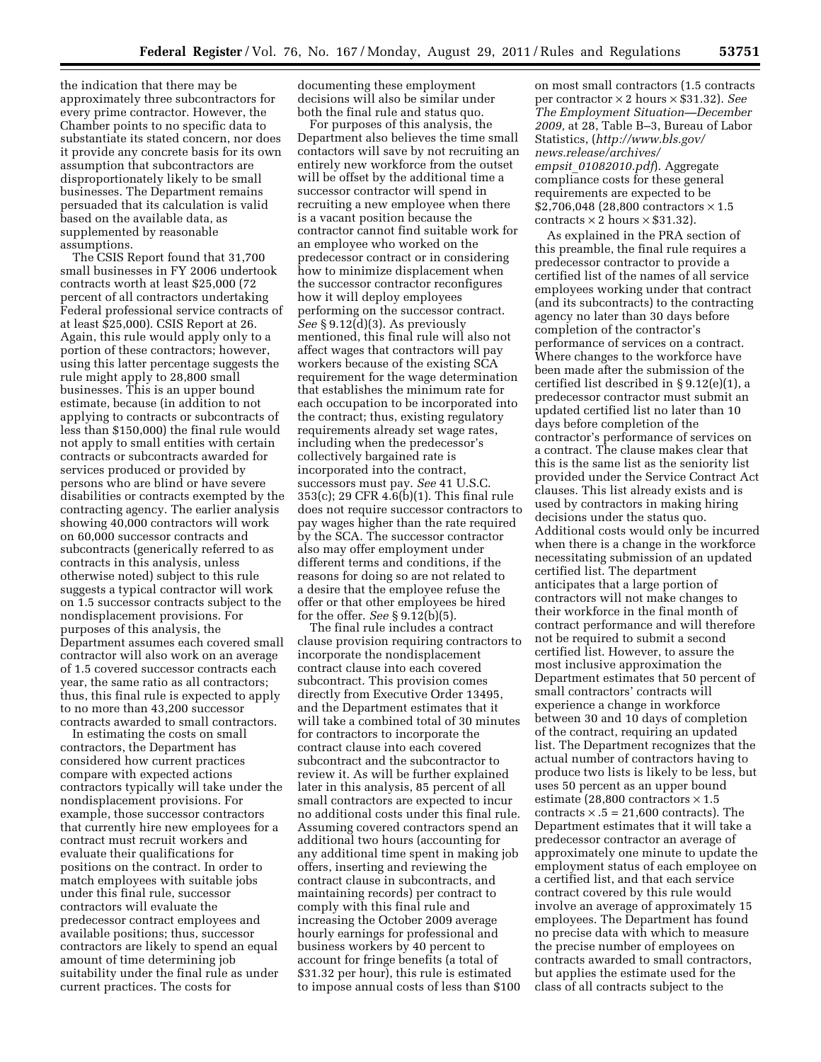the indication that there may be approximately three subcontractors for every prime contractor. However, the Chamber points to no specific data to substantiate its stated concern, nor does it provide any concrete basis for its own assumption that subcontractors are disproportionately likely to be small businesses. The Department remains persuaded that its calculation is valid based on the available data, as supplemented by reasonable assumptions.

The CSIS Report found that 31,700 small businesses in FY 2006 undertook contracts worth at least $25,000 (72 percent of all contractors undertaking Federal professional service contracts of at least $25,000). CSIS Report at 26. Again, this rule would apply only to a portion of these contractors; however, using this latter percentage suggests the rule might apply to 28,800 small businesses. This is an upper bound estimate, because (in addition to not applying to contracts or subcontracts of less than $150,000) the final rule would not apply to small entities with certain contracts or subcontracts awarded for services produced or provided by persons who are blind or have severe disabilities or contracts exempted by the contracting agency. The earlier analysis showing 40,000 contractors will work on 60,000 successor contracts and subcontracts (generically referred to as contracts in this analysis, unless otherwise noted) subject to this rule suggests a typical contractor will work on 1.5 successor contracts subject to the nondisplacement provisions. For purposes of this analysis, the Department assumes each covered small contractor will also work on an average of 1.5 covered successor contracts each year, the same ratio as all contractors; thus, this final rule is expected to apply to no more than 43,200 successor contracts awarded to small contractors.

In estimating the costs on small contractors, the Department has considered how current practices compare with expected actions contractors typically will take under the nondisplacement provisions. For example, those successor contractors that currently hire new employees for a contract must recruit workers and evaluate their qualifications for positions on the contract. In order to match employees with suitable jobs under this final rule, successor contractors will evaluate the predecessor contract employees and available positions; thus, successor contractors are likely to spend an equal amount of time determining job suitability under the final rule as under current practices. The costs for documenting these employment decisions will also be similar under both the final rule and status quo.

For purposes of this analysis, the Department also believes the time small contactors will save by not recruiting an entirely new workforce from the outset will be offset by the additional time a successor contractor will spend in recruiting a new employee when there is a vacant position because the contractor cannot find suitable work for an employee who worked on the predecessor contract or in considering how to minimize displacement when the successor contractor reconfigures how it will deploy employees performing on the successor contract. *See* § 9.12(d)(3). As previously mentioned, this final rule will also not affect wages that contractors will pay workers because of the existing SCA requirement for the wage determination that establishes the minimum rate for each occupation to be incorporated into the contract; thus, existing regulatory requirements already set wage rates, including when the predecessor's collectively bargained rate is incorporated into the contract, successors must pay. *See* 41 U.S.C. 353(c); 29 CFR 4.6(b)(1). This final rule does not require successor contractors to pay wages higher than the rate required by the SCA. The successor contractor also may offer employment under different terms and conditions, if the reasons for doing so are not related to a desire that the employee refuse the offer or that other employees be hired for the offer. *See* § 9.12(b)(5).

The final rule includes a contract clause provision requiring contractors to incorporate the nondisplacement contract clause into each covered subcontract. This provision comes directly from Executive Order 13495, and the Department estimates that it will take a combined total of 30 minutes for contractors to incorporate the contract clause into each covered subcontract and the subcontractor to review it. As will be further explained later in this analysis, 85 percent of all small contractors are expected to incur no additional costs under this final rule. Assuming covered contractors spend an additional two hours (accounting for any additional time spent in making job offers, inserting and reviewing the contract clause in subcontracts, and maintaining records) per contract to comply with this final rule and increasing the October 2009 average hourly earnings for professional and business workers by 40 percent to account for fringe benefits (a total of $31.32 per hour), this rule is estimated to impose annual costs of less than $100 on most small contractors (1.5 contracts per contractor × 2 hours × $31.32). *See The Employment Situation—December 2009,* at 28, Table B–3, Bureau of Labor Statistics, (*http://www.bls.gov/news.release/archives/empsit_01082010.pdf*). Aggregate compliance costs for these general requirements are expected to be $2,706,048 (28,800 contractors × 1.5 contracts × 2 hours × $31.32).

As explained in the PRA section of this preamble, the final rule requires a predecessor contractor to provide a certified list of the names of all service employees working under that contract (and its subcontracts) to the contracting agency no later than 30 days before completion of the contractor's performance of services on a contract. Where changes to the workforce have been made after the submission of the certified list described in § 9.12(e)(1), a predecessor contractor must submit an updated certified list no later than 10 days before completion of the contractor's performance of services on a contract. The clause makes clear that this is the same list as the seniority list provided under the Service Contract Act clauses. This list already exists and is used by contractors in making hiring decisions under the status quo. Additional costs would only be incurred when there is a change in the workforce necessitating submission of an updated certified list. The department anticipates that a large portion of contractors will not make changes to their workforce in the final month of contract performance and will therefore not be required to submit a second certified list. However, to assure the most inclusive approximation the Department estimates that 50 percent of small contractors' contracts will experience a change in workforce between 30 and 10 days of completion of the contract, requiring an updated list. The Department recognizes that the actual number of contractors having to produce two lists is likely to be less, but uses 50 percent as an upper bound estimate (28,800 contractors × 1.5 contracts × .5 = 21,600 contracts). The Department estimates that it will take a predecessor contractor an average of approximately one minute to update the employment status of each employee on a certified list, and that each service contract covered by this rule would involve an average of approximately 15 employees. The Department has found no precise data with which to measure the precise number of employees on contracts awarded to small contractors, but applies the estimate used for the class of all contracts subject to the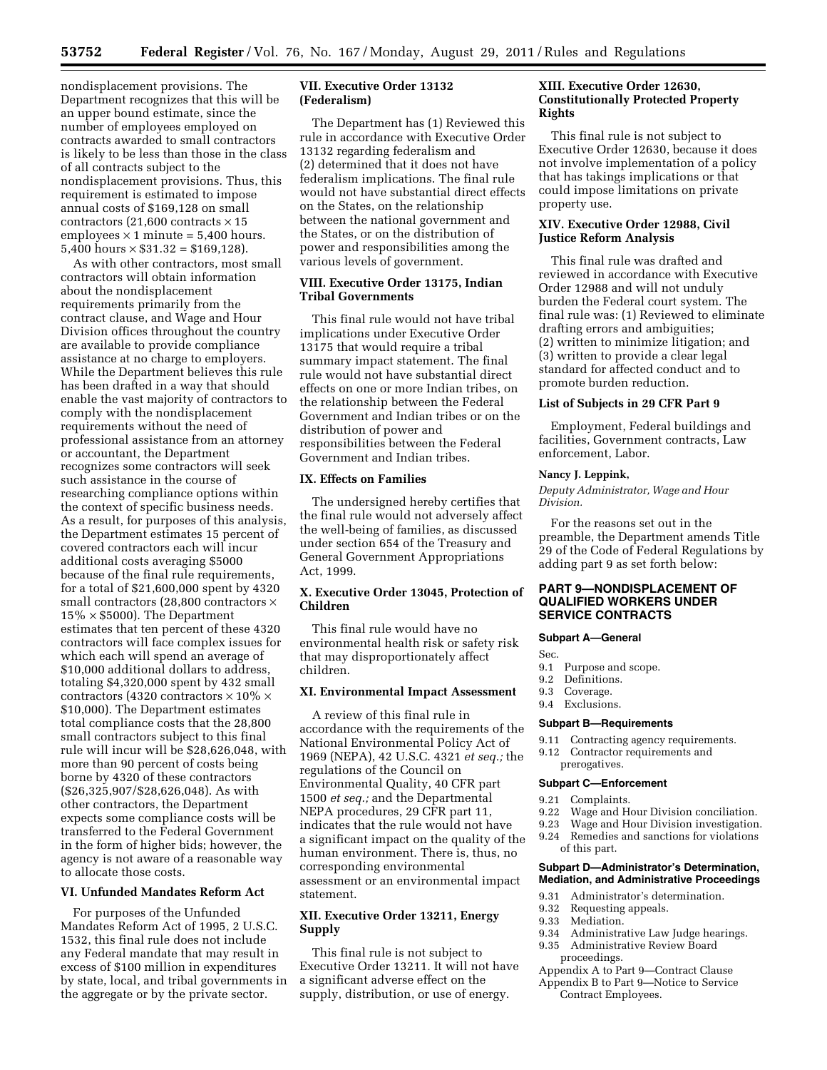nondisplacement provisions. The Department recognizes that this will be an upper bound estimate, since the number of employees employed on contracts awarded to small contractors is likely to be less than those in the class of all contracts subject to the nondisplacement provisions. Thus, this requirement is estimated to impose annual costs of $169,128 on small contractors (21,600 contracts × 15 employees × 1 minute = 5,400 hours. 5,400 hours × $31.32 = $169,128).

As with other contractors, most small contractors will obtain information about the nondisplacement requirements primarily from the contract clause, and Wage and Hour Division offices throughout the country are available to provide compliance assistance at no charge to employers. While the Department believes this rule has been drafted in a way that should enable the vast majority of contractors to comply with the nondisplacement requirements without the need of professional assistance from an attorney or accountant, the Department recognizes some contractors will seek such assistance in the course of researching compliance options within the context of specific business needs. As a result, for purposes of this analysis, the Department estimates 15 percent of covered contractors each will incur additional costs averaging $5000 because of the final rule requirements, for a total of $21,600,000 spent by 4320 small contractors (28,800 contractors × 15% × $5000). The Department estimates that ten percent of these 4320 contractors will face complex issues for which each will spend an average of $10,000 additional dollars to address, totaling $4,320,000 spent by 432 small contractors (4320 contractors × 10% × $10,000). The Department estimates total compliance costs that the 28,800 small contractors subject to this final rule will incur will be $28,626,048, with more than 90 percent of costs being borne by 4320 of these contractors ($26,325,907/$28,626,048). As with other contractors, the Department expects some compliance costs will be transferred to the Federal Government in the form of higher bids; however, the agency is not aware of a reasonable way to allocate those costs.

## VI. Unfunded Mandates Reform Act

For purposes of the Unfunded Mandates Reform Act of 1995, 2 U.S.C. 1532, this final rule does not include any Federal mandate that may result in excess of $100 million in expenditures by state, local, and tribal governments in the aggregate or by the private sector.

## VII. Executive Order 13132 (Federalism)

The Department has (1) Reviewed this rule in accordance with Executive Order 13132 regarding federalism and (2) determined that it does not have federalism implications. The final rule would not have substantial direct effects on the States, on the relationship between the national government and the States, or on the distribution of power and responsibilities among the various levels of government.

## VIII. Executive Order 13175, Indian Tribal Governments

This final rule would not have tribal implications under Executive Order 13175 that would require a tribal summary impact statement. The final rule would not have substantial direct effects on one or more Indian tribes, on the relationship between the Federal Government and Indian tribes or on the distribution of power and responsibilities between the Federal Government and Indian tribes.

## IX. Effects on Families

The undersigned hereby certifies that the final rule would not adversely affect the well-being of families, as discussed under section 654 of the Treasury and General Government Appropriations Act, 1999.

## X. Executive Order 13045, Protection of Children

This final rule would have no environmental health risk or safety risk that may disproportionately affect children.

## XI. Environmental Impact Assessment

A review of this final rule in accordance with the requirements of the National Environmental Policy Act of 1969 (NEPA), 42 U.S.C. 4321 *et seq.;* the regulations of the Council on Environmental Quality, 40 CFR part 1500 *et seq.;* and the Departmental NEPA procedures, 29 CFR part 11, indicates that the rule would not have a significant impact on the quality of the human environment. There is, thus, no corresponding environmental assessment or an environmental impact statement.

## XII. Executive Order 13211, Energy Supply

This final rule is not subject to Executive Order 13211. It will not have a significant adverse effect on the supply, distribution, or use of energy.

## XIII. Executive Order 12630, Constitutionally Protected Property Rights

This final rule is not subject to Executive Order 12630, because it does not involve implementation of a policy that has takings implications or that could impose limitations on private property use.

## XIV. Executive Order 12988, Civil Justice Reform Analysis

This final rule was drafted and reviewed in accordance with Executive Order 12988 and will not unduly burden the Federal court system. The final rule was: (1) Reviewed to eliminate drafting errors and ambiguities; (2) written to minimize litigation; and (3) written to provide a clear legal standard for affected conduct and to promote burden reduction.

### List of Subjects in 29 CFR Part 9

Employment, Federal buildings and facilities, Government contracts, Law enforcement, Labor.

**Nancy J. Leppink,**

*Deputy Administrator, Wage and Hour Division.*

For the reasons set out in the preamble, the Department amends Title 29 of the Code of Federal Regulations by adding part 9 as set forth below:

## PART 9—NONDISPLACEMENT OF QUALIFIED WORKERS UNDER SERVICE CONTRACTS

### Subpart A—General

Sec.
9.1 Purpose and scope.
9.2 Definitions.
9.3 Coverage.
9.4 Exclusions.

### Subpart B—Requirements

9.11 Contracting agency requirements.
9.12 Contractor requirements and prerogatives.

### Subpart C—Enforcement

9.21 Complaints.
9.22 Wage and Hour Division conciliation.
9.23 Wage and Hour Division investigation.
9.24 Remedies and sanctions for violations of this part.

### Subpart D—Administrator's Determination, Mediation, and Administrative Proceedings

9.31 Administrator's determination.
9.32 Requesting appeals.
9.33 Mediation.
9.34 Administrative Law Judge hearings.
9.35 Administrative Review Board proceedings.
Appendix A to Part 9—Contract Clause
Appendix B to Part 9—Notice to Service Contract Employees.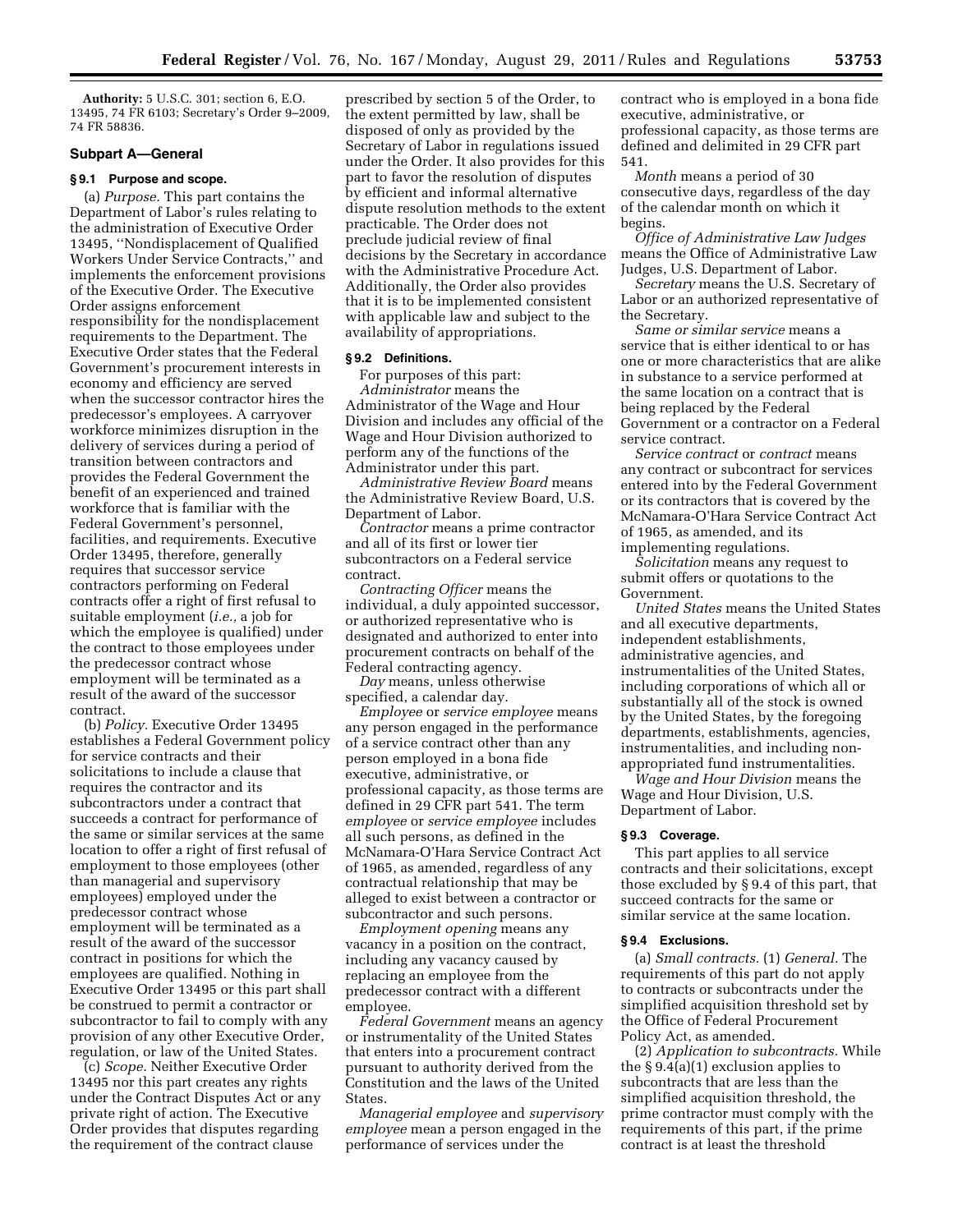**Authority:** 5 U.S.C. 301; section 6, E.O. 13495, 74 FR 6103; Secretary's Order 9–2009, 74 FR 58836.

## Subpart A—General

### § 9.1 Purpose and scope.

(a) *Purpose.* This part contains the Department of Labor's rules relating to the administration of Executive Order 13495, ''Nondisplacement of Qualified Workers Under Service Contracts,'' and implements the enforcement provisions of the Executive Order. The Executive Order assigns enforcement responsibility for the nondisplacement requirements to the Department. The Executive Order states that the Federal Government's procurement interests in economy and efficiency are served when the successor contractor hires the predecessor's employees. A carryover workforce minimizes disruption in the delivery of services during a period of transition between contractors and provides the Federal Government the benefit of an experienced and trained workforce that is familiar with the Federal Government's personnel, facilities, and requirements. Executive Order 13495, therefore, generally requires that successor service contractors performing on Federal contracts offer a right of first refusal to suitable employment (*i.e.,* a job for which the employee is qualified) under the contract to those employees under the predecessor contract whose employment will be terminated as a result of the award of the successor contract.

(b) *Policy.* Executive Order 13495 establishes a Federal Government policy for service contracts and their solicitations to include a clause that requires the contractor and its subcontractors under a contract that succeeds a contract for performance of the same or similar services at the same location to offer a right of first refusal of employment to those employees (other than managerial and supervisory employees) employed under the predecessor contract whose employment will be terminated as a result of the award of the successor contract in positions for which the employees are qualified. Nothing in Executive Order 13495 or this part shall be construed to permit a contractor or subcontractor to fail to comply with any provision of any other Executive Order, regulation, or law of the United States.

(c) *Scope.* Neither Executive Order 13495 nor this part creates any rights under the Contract Disputes Act or any private right of action. The Executive Order provides that disputes regarding the requirement of the contract clause prescribed by section 5 of the Order, to the extent permitted by law, shall be disposed of only as provided by the Secretary of Labor in regulations issued under the Order. It also provides for this part to favor the resolution of disputes by efficient and informal alternative dispute resolution methods to the extent practicable. The Order does not preclude judicial review of final decisions by the Secretary in accordance with the Administrative Procedure Act. Additionally, the Order also provides that it is to be implemented consistent with applicable law and subject to the availability of appropriations.

### § 9.2 Definitions.

For purposes of this part:

*Administrator* means the Administrator of the Wage and Hour Division and includes any official of the Wage and Hour Division authorized to perform any of the functions of the Administrator under this part.

*Administrative Review Board* means the Administrative Review Board, U.S. Department of Labor.

*Contractor* means a prime contractor and all of its first or lower tier subcontractors on a Federal service contract.

*Contracting Officer* means the individual, a duly appointed successor, or authorized representative who is designated and authorized to enter into procurement contracts on behalf of the Federal contracting agency.

*Day* means, unless otherwise specified, a calendar day.

*Employee* or *service employee* means any person engaged in the performance of a service contract other than any person employed in a bona fide executive, administrative, or professional capacity, as those terms are defined in 29 CFR part 541. The term *employee* or *service employee* includes all such persons, as defined in the McNamara-O'Hara Service Contract Act of 1965, as amended, regardless of any contractual relationship that may be alleged to exist between a contractor or subcontractor and such persons.

*Employment opening* means any vacancy in a position on the contract, including any vacancy caused by replacing an employee from the predecessor contract with a different employee.

*Federal Government* means an agency or instrumentality of the United States that enters into a procurement contract pursuant to authority derived from the Constitution and the laws of the United States.

*Managerial employee* and *supervisory employee* mean a person engaged in the performance of services under the contract who is employed in a bona fide executive, administrative, or professional capacity, as those terms are defined and delimited in 29 CFR part 541.

*Month* means a period of 30 consecutive days, regardless of the day of the calendar month on which it begins.

*Office of Administrative Law Judges* means the Office of Administrative Law Judges, U.S. Department of Labor.

*Secretary* means the U.S. Secretary of Labor or an authorized representative of the Secretary.

*Same or similar service* means a service that is either identical to or has one or more characteristics that are alike in substance to a service performed at the same location on a contract that is being replaced by the Federal Government or a contractor on a Federal service contract.

*Service contract* or *contract* means any contract or subcontract for services entered into by the Federal Government or its contractors that is covered by the McNamara-O'Hara Service Contract Act of 1965, as amended, and its implementing regulations.

*Solicitation* means any request to submit offers or quotations to the Government.

*United States* means the United States and all executive departments, independent establishments, administrative agencies, and instrumentalities of the United States, including corporations of which all or substantially all of the stock is owned by the United States, by the foregoing departments, establishments, agencies, instrumentalities, and including non-appropriated fund instrumentalities.

*Wage and Hour Division* means the Wage and Hour Division, U.S. Department of Labor.

### § 9.3 Coverage.

This part applies to all service contracts and their solicitations, except those excluded by § 9.4 of this part, that succeed contracts for the same or similar service at the same location.

### § 9.4 Exclusions.

(a) *Small contracts.* (1) *General.* The requirements of this part do not apply to contracts or subcontracts under the simplified acquisition threshold set by the Office of Federal Procurement Policy Act, as amended.

(2) *Application to subcontracts.* While the § 9.4(a)(1) exclusion applies to subcontracts that are less than the simplified acquisition threshold, the prime contractor must comply with the requirements of this part, if the prime contract is at least the threshold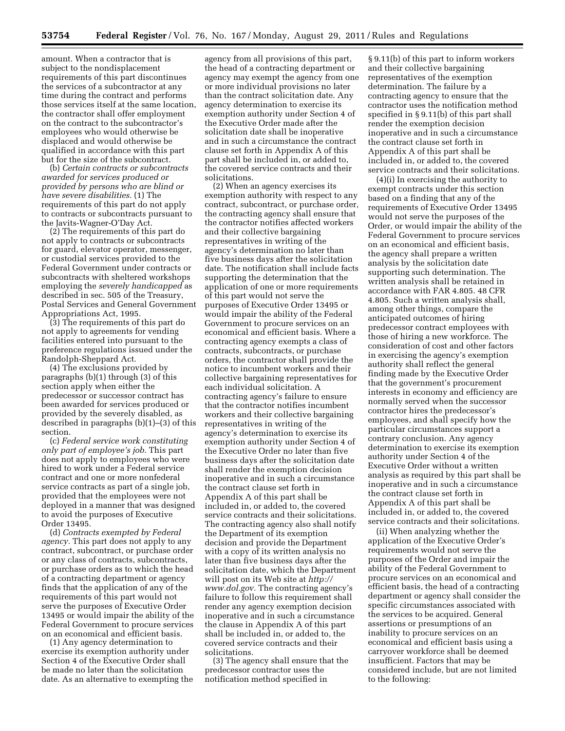amount. When a contractor that is subject to the nondisplacement requirements of this part discontinues the services of a subcontractor at any time during the contract and performs those services itself at the same location, the contractor shall offer employment on the contract to the subcontractor's employees who would otherwise be displaced and would otherwise be qualified in accordance with this part but for the size of the subcontract.

(b) *Certain contracts or subcontracts awarded for services produced or provided by persons who are blind or have severe disabilities.* (1) The requirements of this part do not apply to contracts or subcontracts pursuant to the Javits-Wagner-O'Day Act.

(2) The requirements of this part do not apply to contracts or subcontracts for guard, elevator operator, messenger, or custodial services provided to the Federal Government under contracts or subcontracts with sheltered workshops employing the *severely handicapped* as described in sec. 505 of the Treasury, Postal Services and General Government Appropriations Act, 1995.

(3) The requirements of this part do not apply to agreements for vending facilities entered into pursuant to the preference regulations issued under the Randolph-Sheppard Act.

(4) The exclusions provided by paragraphs (b)(1) through (3) of this section apply when either the predecessor or successor contract has been awarded for services produced or provided by the severely disabled, as described in paragraphs (b)(1)–(3) of this section.

(c) *Federal service work constituting only part of employee's job.* This part does not apply to employees who were hired to work under a Federal service contract and one or more nonfederal service contracts as part of a single job, provided that the employees were not deployed in a manner that was designed to avoid the purposes of Executive Order 13495.

(d) *Contracts exempted by Federal agency.* This part does not apply to any contract, subcontract, or purchase order or any class of contracts, subcontracts, or purchase orders as to which the head of a contracting department or agency finds that the application of any of the requirements of this part would not serve the purposes of Executive Order 13495 or would impair the ability of the Federal Government to procure services on an economical and efficient basis.

(1) Any agency determination to exercise its exemption authority under Section 4 of the Executive Order shall be made no later than the solicitation date. As an alternative to exempting the agency from all provisions of this part, the head of a contracting department or agency may exempt the agency from one or more individual provisions no later than the contract solicitation date. Any agency determination to exercise its exemption authority under Section 4 of the Executive Order made after the solicitation date shall be inoperative and in such a circumstance the contract clause set forth in Appendix A of this part shall be included in, or added to, the covered service contracts and their solicitations.

(2) When an agency exercises its exemption authority with respect to any contract, subcontract, or purchase order, the contracting agency shall ensure that the contractor notifies affected workers and their collective bargaining representatives in writing of the agency's determination no later than five business days after the solicitation date. The notification shall include facts supporting the determination that the application of one or more requirements of this part would not serve the purposes of Executive Order 13495 or would impair the ability of the Federal Government to procure services on an economical and efficient basis. Where a contracting agency exempts a class of contracts, subcontracts, or purchase orders, the contractor shall provide the notice to incumbent workers and their collective bargaining representatives for each individual solicitation. A contracting agency's failure to ensure that the contractor notifies incumbent workers and their collective bargaining representatives in writing of the agency's determination to exercise its exemption authority under Section 4 of the Executive Order no later than five business days after the solicitation date shall render the exemption decision inoperative and in such a circumstance the contract clause set forth in Appendix A of this part shall be included in, or added to, the covered service contracts and their solicitations. The contracting agency also shall notify the Department of its exemption decision and provide the Department with a copy of its written analysis no later than five business days after the solicitation date, which the Department will post on its Web site at *http://www.dol.gov.* The contracting agency's failure to follow this requirement shall render any agency exemption decision inoperative and in such a circumstance the clause in Appendix A of this part shall be included in, or added to, the covered service contracts and their solicitations.

(3) The agency shall ensure that the predecessor contractor uses the notification method specified in § 9.11(b) of this part to inform workers and their collective bargaining representatives of the exemption determination. The failure by a contracting agency to ensure that the contractor uses the notification method specified in § 9.11(b) of this part shall render the exemption decision inoperative and in such a circumstance the contract clause set forth in Appendix A of this part shall be included in, or added to, the covered service contracts and their solicitations.

(4)(i) In exercising the authority to exempt contracts under this section based on a finding that any of the requirements of Executive Order 13495 would not serve the purposes of the Order, or would impair the ability of the Federal Government to procure services on an economical and efficient basis, the agency shall prepare a written analysis by the solicitation date supporting such determination. The written analysis shall be retained in accordance with FAR 4.805. 48 CFR 4.805. Such a written analysis shall, among other things, compare the anticipated outcomes of hiring predecessor contract employees with those of hiring a new workforce. The consideration of cost and other factors in exercising the agency's exemption authority shall reflect the general finding made by the Executive Order that the government's procurement interests in economy and efficiency are normally served when the successor contractor hires the predecessor's employees, and shall specify how the particular circumstances support a contrary conclusion. Any agency determination to exercise its exemption authority under Section 4 of the Executive Order without a written analysis as required by this part shall be inoperative and in such a circumstance the contract clause set forth in Appendix A of this part shall be included in, or added to, the covered service contracts and their solicitations.

(ii) When analyzing whether the application of the Executive Order's requirements would not serve the purposes of the Order and impair the ability of the Federal Government to procure services on an economical and efficient basis, the head of a contracting department or agency shall consider the specific circumstances associated with the services to be acquired. General assertions or presumptions of an inability to procure services on an economical and efficient basis using a carryover workforce shall be deemed insufficient. Factors that may be considered include, but are not limited to the following: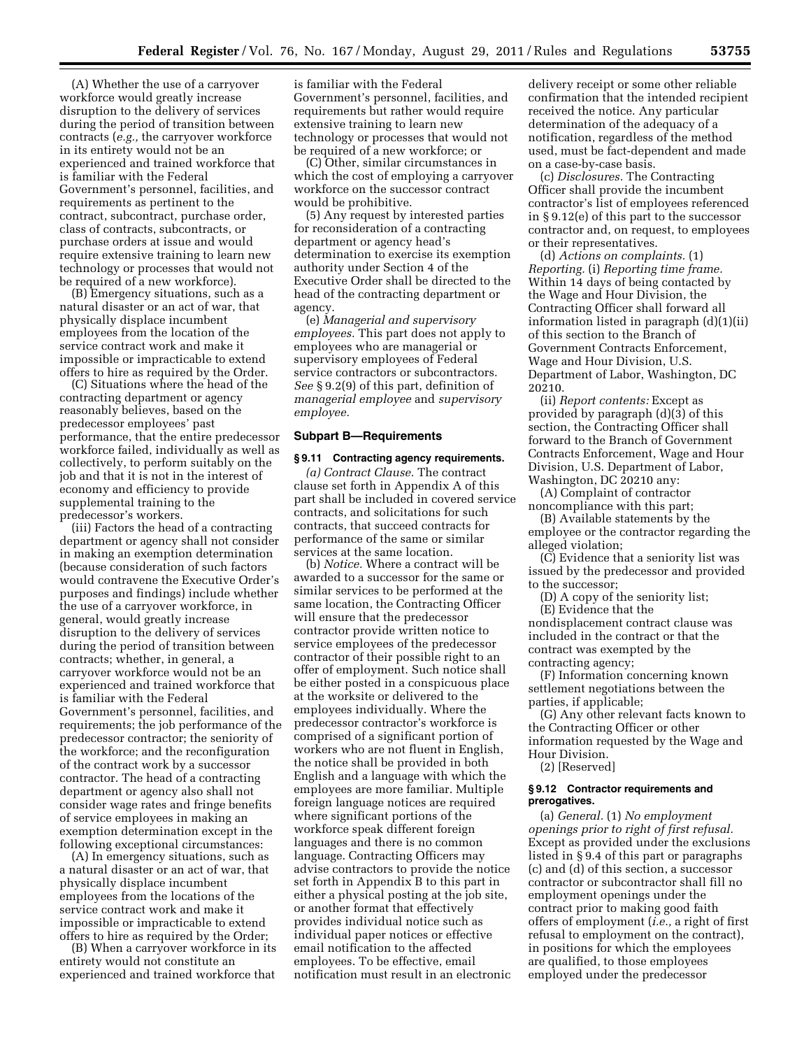(A) Whether the use of a carryover workforce would greatly increase disruption to the delivery of services during the period of transition between contracts (*e.g.,* the carryover workforce in its entirety would not be an experienced and trained workforce that is familiar with the Federal Government's personnel, facilities, and requirements as pertinent to the contract, subcontract, purchase order, class of contracts, subcontracts, or purchase orders at issue and would require extensive training to learn new technology or processes that would not be required of a new workforce).

(B) Emergency situations, such as a natural disaster or an act of war, that physically displace incumbent employees from the location of the service contract work and make it impossible or impracticable to extend offers to hire as required by the Order.

(C) Situations where the head of the contracting department or agency reasonably believes, based on the predecessor employees' past performance, that the entire predecessor workforce failed, individually as well as collectively, to perform suitably on the job and that it is not in the interest of economy and efficiency to provide supplemental training to the predecessor's workers.

(iii) Factors the head of a contracting department or agency shall not consider in making an exemption determination (because consideration of such factors would contravene the Executive Order's purposes and findings) include whether the use of a carryover workforce, in general, would greatly increase disruption to the delivery of services during the period of transition between contracts; whether, in general, a carryover workforce would not be an experienced and trained workforce that is familiar with the Federal Government's personnel, facilities, and requirements; the job performance of the predecessor contractor; the seniority of the workforce; and the reconfiguration of the contract work by a successor contractor. The head of a contracting department or agency also shall not consider wage rates and fringe benefits of service employees in making an exemption determination except in the following exceptional circumstances:

(A) In emergency situations, such as a natural disaster or an act of war, that physically displace incumbent employees from the locations of the service contract work and make it impossible or impracticable to extend offers to hire as required by the Order;

(B) When a carryover workforce in its entirety would not constitute an experienced and trained workforce that is familiar with the Federal Government's personnel, facilities, and requirements but rather would require extensive training to learn new technology or processes that would not be required of a new workforce; or

(C) Other, similar circumstances in which the cost of employing a carryover workforce on the successor contract would be prohibitive.

(5) Any request by interested parties for reconsideration of a contracting department or agency head's determination to exercise its exemption authority under Section 4 of the Executive Order shall be directed to the head of the contracting department or agency.

(e) *Managerial and supervisory employees.* This part does not apply to employees who are managerial or supervisory employees of Federal service contractors or subcontractors. *See* § 9.2(9) of this part, definition of *managerial employee* and *supervisory employee.*

## Subpart B—Requirements

### § 9.11 Contracting agency requirements.

*(a) Contract Clause.* The contract clause set forth in Appendix A of this part shall be included in covered service contracts, and solicitations for such contracts, that succeed contracts for performance of the same or similar services at the same location.

(b) *Notice.* Where a contract will be awarded to a successor for the same or similar services to be performed at the same location, the Contracting Officer will ensure that the predecessor contractor provide written notice to service employees of the predecessor contractor of their possible right to an offer of employment. Such notice shall be either posted in a conspicuous place at the worksite or delivered to the employees individually. Where the predecessor contractor's workforce is comprised of a significant portion of workers who are not fluent in English, the notice shall be provided in both English and a language with which the employees are more familiar. Multiple foreign language notices are required where significant portions of the workforce speak different foreign languages and there is no common language. Contracting Officers may advise contractors to provide the notice set forth in Appendix B to this part in either a physical posting at the job site, or another format that effectively provides individual notice such as individual paper notices or effective email notification to the affected employees. To be effective, email notification must result in an electronic delivery receipt or some other reliable confirmation that the intended recipient received the notice. Any particular determination of the adequacy of a notification, regardless of the method used, must be fact-dependent and made on a case-by-case basis.

(c) *Disclosures.* The Contracting Officer shall provide the incumbent contractor's list of employees referenced in § 9.12(e) of this part to the successor contractor and, on request, to employees or their representatives.

(d) *Actions on complaints.* (1) *Reporting.* (i) *Reporting time frame.* Within 14 days of being contacted by the Wage and Hour Division, the Contracting Officer shall forward all information listed in paragraph (d)(1)(ii) of this section to the Branch of Government Contracts Enforcement, Wage and Hour Division, U.S. Department of Labor, Washington, DC 20210.

(ii) *Report contents:* Except as provided by paragraph (d)(3) of this section, the Contracting Officer shall forward to the Branch of Government Contracts Enforcement, Wage and Hour Division, U.S. Department of Labor, Washington, DC 20210 any:

(A) Complaint of contractor noncompliance with this part;

(B) Available statements by the employee or the contractor regarding the alleged violation;

(C) Evidence that a seniority list was issued by the predecessor and provided to the successor;

(D) A copy of the seniority list;

(E) Evidence that the nondisplacement contract clause was included in the contract or that the contract was exempted by the contracting agency;

(F) Information concerning known settlement negotiations between the parties, if applicable;

(G) Any other relevant facts known to the Contracting Officer or other information requested by the Wage and Hour Division.

(2) [Reserved]

### § 9.12 Contractor requirements and prerogatives.

(a) *General.* (1) *No employment openings prior to right of first refusal.* Except as provided under the exclusions listed in § 9.4 of this part or paragraphs (c) and (d) of this section, a successor contractor or subcontractor shall fill no employment openings under the contract prior to making good faith offers of employment (*i.e.,* a right of first refusal to employment on the contract), in positions for which the employees are qualified, to those employees employed under the predecessor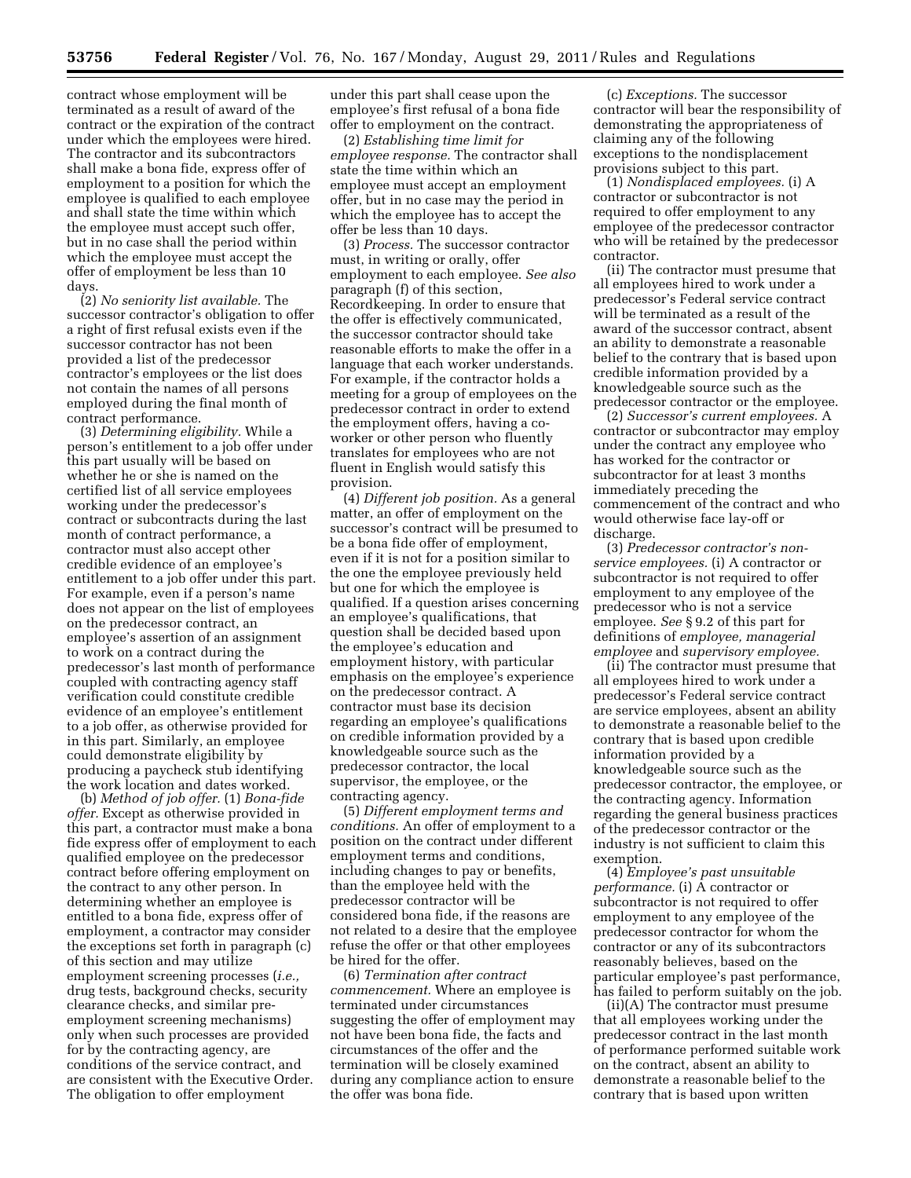contract whose employment will be terminated as a result of award of the contract or the expiration of the contract under which the employees were hired. The contractor and its subcontractors shall make a bona fide, express offer of employment to a position for which the employee is qualified to each employee and shall state the time within which the employee must accept such offer, but in no case shall the period within which the employee must accept the offer of employment be less than 10 days.

(2) *No seniority list available.* The successor contractor's obligation to offer a right of first refusal exists even if the successor contractor has not been provided a list of the predecessor contractor's employees or the list does not contain the names of all persons employed during the final month of contract performance.

(3) *Determining eligibility.* While a person's entitlement to a job offer under this part usually will be based on whether he or she is named on the certified list of all service employees working under the predecessor's contract or subcontracts during the last month of contract performance, a contractor must also accept other credible evidence of an employee's entitlement to a job offer under this part. For example, even if a person's name does not appear on the list of employees on the predecessor contract, an employee's assertion of an assignment to work on a contract during the predecessor's last month of performance coupled with contracting agency staff verification could constitute credible evidence of an employee's entitlement to a job offer, as otherwise provided for in this part. Similarly, an employee could demonstrate eligibility by producing a paycheck stub identifying the work location and dates worked.

(b) *Method of job offer.* (1) *Bona-fide offer.* Except as otherwise provided in this part, a contractor must make a bona fide express offer of employment to each qualified employee on the predecessor contract before offering employment on the contract to any other person. In determining whether an employee is entitled to a bona fide, express offer of employment, a contractor may consider the exceptions set forth in paragraph (c) of this section and may utilize employment screening processes (*i.e.,* drug tests, background checks, security clearance checks, and similar pre-employment screening mechanisms) only when such processes are provided for by the contracting agency, are conditions of the service contract, and are consistent with the Executive Order. The obligation to offer employment under this part shall cease upon the employee's first refusal of a bona fide offer to employment on the contract.

(2) *Establishing time limit for employee response.* The contractor shall state the time within which an employee must accept an employment offer, but in no case may the period in which the employee has to accept the offer be less than 10 days.

(3) *Process.* The successor contractor must, in writing or orally, offer employment to each employee. *See also* paragraph (f) of this section, Recordkeeping. In order to ensure that the offer is effectively communicated, the successor contractor should take reasonable efforts to make the offer in a language that each worker understands. For example, if the contractor holds a meeting for a group of employees on the predecessor contract in order to extend the employment offers, having a co-worker or other person who fluently translates for employees who are not fluent in English would satisfy this provision.

(4) *Different job position.* As a general matter, an offer of employment on the successor's contract will be presumed to be a bona fide offer of employment, even if it is not for a position similar to the one the employee previously held but one for which the employee is qualified. If a question arises concerning an employee's qualifications, that question shall be decided based upon the employee's education and employment history, with particular emphasis on the employee's experience on the predecessor contract. A contractor must base its decision regarding an employee's qualifications on credible information provided by a knowledgeable source such as the predecessor contractor, the local supervisor, the employee, or the contracting agency.

(5) *Different employment terms and conditions.* An offer of employment to a position on the contract under different employment terms and conditions, including changes to pay or benefits, than the employee held with the predecessor contractor will be considered bona fide, if the reasons are not related to a desire that the employee refuse the offer or that other employees be hired for the offer.

(6) *Termination after contract commencement.* Where an employee is terminated under circumstances suggesting the offer of employment may not have been bona fide, the facts and circumstances of the offer and the termination will be closely examined during any compliance action to ensure the offer was bona fide.

(c) *Exceptions.* The successor contractor will bear the responsibility of demonstrating the appropriateness of claiming any of the following exceptions to the nondisplacement provisions subject to this part.

(1) *Nondisplaced employees.* (i) A contractor or subcontractor is not required to offer employment to any employee of the predecessor contractor who will be retained by the predecessor contractor.

(ii) The contractor must presume that all employees hired to work under a predecessor's Federal service contract will be terminated as a result of the award of the successor contract, absent an ability to demonstrate a reasonable belief to the contrary that is based upon credible information provided by a knowledgeable source such as the predecessor contractor or the employee.

(2) *Successor's current employees.* A contractor or subcontractor may employ under the contract any employee who has worked for the contractor or subcontractor for at least 3 months immediately preceding the commencement of the contract and who would otherwise face lay-off or discharge.

(3) *Predecessor contractor's non-service employees.* (i) A contractor or subcontractor is not required to offer employment to any employee of the predecessor who is not a service employee. *See* § 9.2 of this part for definitions of *employee, managerial employee* and *supervisory employee.*

(ii) The contractor must presume that all employees hired to work under a predecessor's Federal service contract are service employees, absent an ability to demonstrate a reasonable belief to the contrary that is based upon credible information provided by a knowledgeable source such as the predecessor contractor, the employee, or the contracting agency. Information regarding the general business practices of the predecessor contractor or the industry is not sufficient to claim this exemption.

(4) *Employee's past unsuitable performance.* (i) A contractor or subcontractor is not required to offer employment to any employee of the predecessor contractor for whom the contractor or any of its subcontractors reasonably believes, based on the particular employee's past performance, has failed to perform suitably on the job.

(ii)(A) The contractor must presume that all employees working under the predecessor contract in the last month of performance performed suitable work on the contract, absent an ability to demonstrate a reasonable belief to the contrary that is based upon written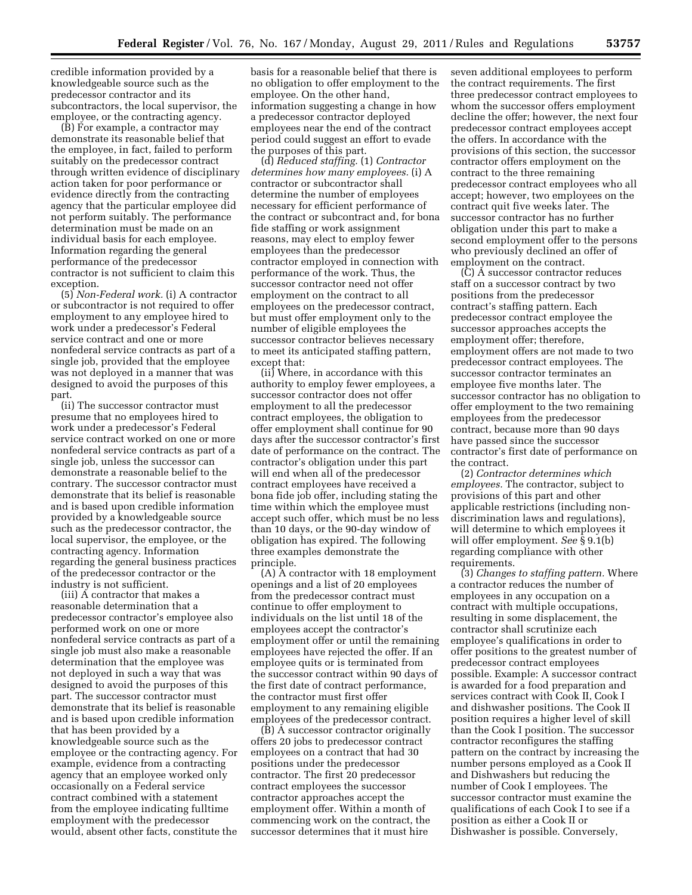credible information provided by a knowledgeable source such as the predecessor contractor and its subcontractors, the local supervisor, the employee, or the contracting agency.

(B) For example, a contractor may demonstrate its reasonable belief that the employee, in fact, failed to perform suitably on the predecessor contract through written evidence of disciplinary action taken for poor performance or evidence directly from the contracting agency that the particular employee did not perform suitably. The performance determination must be made on an individual basis for each employee. Information regarding the general performance of the predecessor contractor is not sufficient to claim this exception.

(5) *Non-Federal work.* (i) A contractor or subcontractor is not required to offer employment to any employee hired to work under a predecessor's Federal service contract and one or more nonfederal service contracts as part of a single job, provided that the employee was not deployed in a manner that was designed to avoid the purposes of this part.

(ii) The successor contractor must presume that no employees hired to work under a predecessor's Federal service contract worked on one or more nonfederal service contracts as part of a single job, unless the successor can demonstrate a reasonable belief to the contrary. The successor contractor must demonstrate that its belief is reasonable and is based upon credible information provided by a knowledgeable source such as the predecessor contractor, the local supervisor, the employee, or the contracting agency. Information regarding the general business practices of the predecessor contractor or the industry is not sufficient.

(iii) A contractor that makes a reasonable determination that a predecessor contractor's employee also performed work on one or more nonfederal service contracts as part of a single job must also make a reasonable determination that the employee was not deployed in such a way that was designed to avoid the purposes of this part. The successor contractor must demonstrate that its belief is reasonable and is based upon credible information that has been provided by a knowledgeable source such as the employee or the contracting agency. For example, evidence from a contracting agency that an employee worked only occasionally on a Federal service contract combined with a statement from the employee indicating fulltime employment with the predecessor would, absent other facts, constitute the basis for a reasonable belief that there is no obligation to offer employment to the employee. On the other hand, information suggesting a change in how a predecessor contractor deployed employees near the end of the contract period could suggest an effort to evade the purposes of this part.

(d) *Reduced staffing.* (1) *Contractor determines how many employees.* (i) A contractor or subcontractor shall determine the number of employees necessary for efficient performance of the contract or subcontract and, for bona fide staffing or work assignment reasons, may elect to employ fewer employees than the predecessor contractor employed in connection with performance of the work. Thus, the successor contractor need not offer employment on the contract to all employees on the predecessor contract, but must offer employment only to the number of eligible employees the successor contractor believes necessary to meet its anticipated staffing pattern, except that:

(ii) Where, in accordance with this authority to employ fewer employees, a successor contractor does not offer employment to all the predecessor contract employees, the obligation to offer employment shall continue for 90 days after the successor contractor's first date of performance on the contract. The contractor's obligation under this part will end when all of the predecessor contract employees have received a bona fide job offer, including stating the time within which the employee must accept such offer, which must be no less than 10 days, or the 90-day window of obligation has expired. The following three examples demonstrate the principle.

(A) A contractor with 18 employment openings and a list of 20 employees from the predecessor contract must continue to offer employment to individuals on the list until 18 of the employees accept the contractor's employment offer or until the remaining employees have rejected the offer. If an employee quits or is terminated from the successor contract within 90 days of the first date of contract performance, the contractor must first offer employment to any remaining eligible employees of the predecessor contract.

(B) A successor contractor originally offers 20 jobs to predecessor contract employees on a contract that had 30 positions under the predecessor contractor. The first 20 predecessor contract employees the successor contractor approaches accept the employment offer. Within a month of commencing work on the contract, the successor determines that it must hire seven additional employees to perform the contract requirements. The first three predecessor contract employees to whom the successor offers employment decline the offer; however, the next four predecessor contract employees accept the offers. In accordance with the provisions of this section, the successor contractor offers employment on the contract to the three remaining predecessor contract employees who all accept; however, two employees on the contract quit five weeks later. The successor contractor has no further obligation under this part to make a second employment offer to the persons who previously declined an offer of employment on the contract.

(C) A successor contractor reduces staff on a successor contract by two positions from the predecessor contract's staffing pattern. Each predecessor contract employee the successor approaches accepts the employment offer; therefore, employment offers are not made to two predecessor contract employees. The successor contractor terminates an employee five months later. The successor contractor has no obligation to offer employment to the two remaining employees from the predecessor contract, because more than 90 days have passed since the successor contractor's first date of performance on the contract.

(2) *Contractor determines which employees.* The contractor, subject to provisions of this part and other applicable restrictions (including non-discrimination laws and regulations), will determine to which employees it will offer employment. *See* § 9.1(b) regarding compliance with other requirements.

(3) *Changes to staffing pattern.* Where a contractor reduces the number of employees in any occupation on a contract with multiple occupations, resulting in some displacement, the contractor shall scrutinize each employee's qualifications in order to offer positions to the greatest number of predecessor contract employees possible. Example: A successor contract is awarded for a food preparation and services contract with Cook II, Cook I and dishwasher positions. The Cook II position requires a higher level of skill than the Cook I position. The successor contractor reconfigures the staffing pattern on the contract by increasing the number persons employed as a Cook II and Dishwashers but reducing the number of Cook I employees. The successor contractor must examine the qualifications of each Cook I to see if a position as either a Cook II or Dishwasher is possible. Conversely,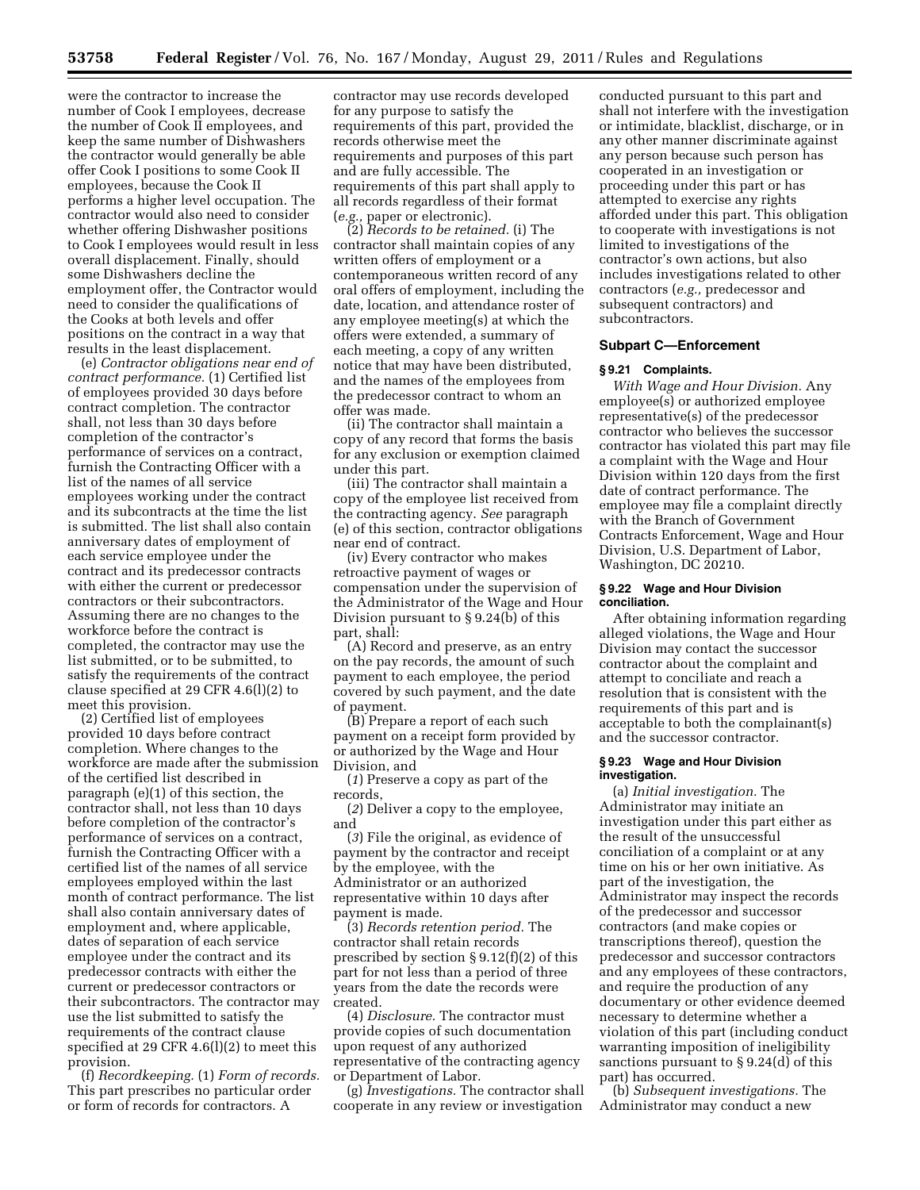were the contractor to increase the number of Cook I employees, decrease the number of Cook II employees, and keep the same number of Dishwashers the contractor would generally be able offer Cook I positions to some Cook II employees, because the Cook II performs a higher level occupation. The contractor would also need to consider whether offering Dishwasher positions to Cook I employees would result in less overall displacement. Finally, should some Dishwashers decline the employment offer, the Contractor would need to consider the qualifications of the Cooks at both levels and offer positions on the contract in a way that results in the least displacement.

(e) *Contractor obligations near end of contract performance.* (1) Certified list of employees provided 30 days before contract completion. The contractor shall, not less than 30 days before completion of the contractor's performance of services on a contract, furnish the Contracting Officer with a list of the names of all service employees working under the contract and its subcontracts at the time the list is submitted. The list shall also contain anniversary dates of employment of each service employee under the contract and its predecessor contracts with either the current or predecessor contractors or their subcontractors. Assuming there are no changes to the workforce before the contract is completed, the contractor may use the list submitted, or to be submitted, to satisfy the requirements of the contract clause specified at 29 CFR 4.6(l)(2) to meet this provision.

(2) Certified list of employees provided 10 days before contract completion. Where changes to the workforce are made after the submission of the certified list described in paragraph (e)(1) of this section, the contractor shall, not less than 10 days before completion of the contractor's performance of services on a contract, furnish the Contracting Officer with a certified list of the names of all service employees employed within the last month of contract performance. The list shall also contain anniversary dates of employment and, where applicable, dates of separation of each service employee under the contract and its predecessor contracts with either the current or predecessor contractors or their subcontractors. The contractor may use the list submitted to satisfy the requirements of the contract clause specified at 29 CFR 4.6(l)(2) to meet this provision.

(f) *Recordkeeping.* (1) *Form of records.* This part prescribes no particular order or form of records for contractors. A contractor may use records developed for any purpose to satisfy the requirements of this part, provided the records otherwise meet the requirements and purposes of this part and are fully accessible. The requirements of this part shall apply to all records regardless of their format (*e.g.,* paper or electronic).

(2) *Records to be retained.* (i) The contractor shall maintain copies of any written offers of employment or a contemporaneous written record of any oral offers of employment, including the date, location, and attendance roster of any employee meeting(s) at which the offers were extended, a summary of each meeting, a copy of any written notice that may have been distributed, and the names of the employees from the predecessor contract to whom an offer was made.

(ii) The contractor shall maintain a copy of any record that forms the basis for any exclusion or exemption claimed under this part.

(iii) The contractor shall maintain a copy of the employee list received from the contracting agency. *See* paragraph (e) of this section, contractor obligations near end of contract.

(iv) Every contractor who makes retroactive payment of wages or compensation under the supervision of the Administrator of the Wage and Hour Division pursuant to § 9.24(b) of this part, shall:

(A) Record and preserve, as an entry on the pay records, the amount of such payment to each employee, the period covered by such payment, and the date of payment.

(B) Prepare a report of each such payment on a receipt form provided by or authorized by the Wage and Hour Division, and

(*1*) Preserve a copy as part of the records,

(*2*) Deliver a copy to the employee, and

(*3*) File the original, as evidence of payment by the contractor and receipt by the employee, with the Administrator or an authorized representative within 10 days after payment is made.

(3) *Records retention period.* The contractor shall retain records prescribed by section § 9.12(f)(2) of this part for not less than a period of three years from the date the records were created.

(4) *Disclosure.* The contractor must provide copies of such documentation upon request of any authorized representative of the contracting agency or Department of Labor.

(g) *Investigations.* The contractor shall cooperate in any review or investigation conducted pursuant to this part and shall not interfere with the investigation or intimidate, blacklist, discharge, or in any other manner discriminate against any person because such person has cooperated in an investigation or proceeding under this part or has attempted to exercise any rights afforded under this part. This obligation to cooperate with investigations is not limited to investigations of the contractor's own actions, but also includes investigations related to other contractors (*e.g.,* predecessor and subsequent contractors) and subcontractors.

## Subpart C—Enforcement

### § 9.21 Complaints.

*With Wage and Hour Division.* Any employee(s) or authorized employee representative(s) of the predecessor contractor who believes the successor contractor has violated this part may file a complaint with the Wage and Hour Division within 120 days from the first date of contract performance. The employee may file a complaint directly with the Branch of Government Contracts Enforcement, Wage and Hour Division, U.S. Department of Labor, Washington, DC 20210.

### § 9.22 Wage and Hour Division conciliation.

After obtaining information regarding alleged violations, the Wage and Hour Division may contact the successor contractor about the complaint and attempt to conciliate and reach a resolution that is consistent with the requirements of this part and is acceptable to both the complainant(s) and the successor contractor.

### § 9.23 Wage and Hour Division investigation.

(a) *Initial investigation.* The Administrator may initiate an investigation under this part either as the result of the unsuccessful conciliation of a complaint or at any time on his or her own initiative. As part of the investigation, the Administrator may inspect the records of the predecessor and successor contractors (and make copies or transcriptions thereof), question the predecessor and successor contractors and any employees of these contractors, and require the production of any documentary or other evidence deemed necessary to determine whether a violation of this part (including conduct warranting imposition of ineligibility sanctions pursuant to § 9.24(d) of this part) has occurred.

(b) *Subsequent investigations.* The Administrator may conduct a new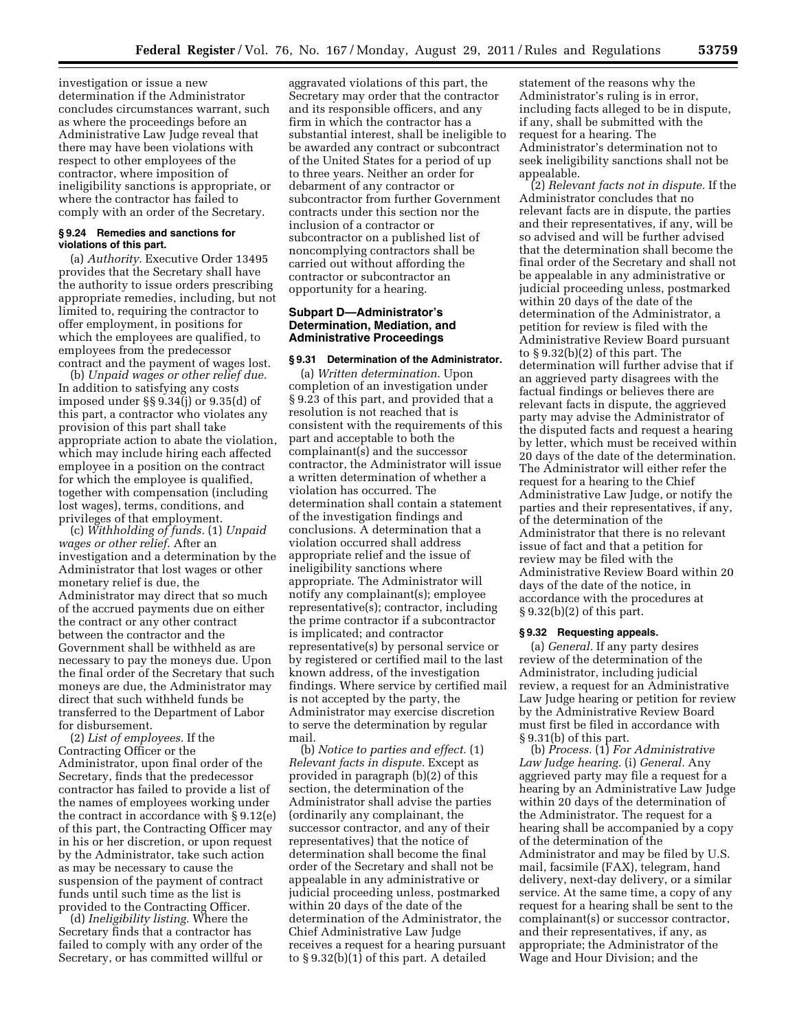investigation or issue a new determination if the Administrator concludes circumstances warrant, such as where the proceedings before an Administrative Law Judge reveal that there may have been violations with respect to other employees of the contractor, where imposition of ineligibility sanctions is appropriate, or where the contractor has failed to comply with an order of the Secretary.

#### § 9.24 Remedies and sanctions for violations of this part.

(a) *Authority.* Executive Order 13495 provides that the Secretary shall have the authority to issue orders prescribing appropriate remedies, including, but not limited to, requiring the contractor to offer employment, in positions for which the employees are qualified, to employees from the predecessor contract and the payment of wages lost.

(b) *Unpaid wages or other relief due.* In addition to satisfying any costs imposed under §§ 9.34(j) or 9.35(d) of this part, a contractor who violates any provision of this part shall take appropriate action to abate the violation, which may include hiring each affected employee in a position on the contract for which the employee is qualified, together with compensation (including lost wages), terms, conditions, and privileges of that employment.

(c) *Withholding of funds.* (1) *Unpaid wages or other relief.* After an investigation and a determination by the Administrator that lost wages or other monetary relief is due, the Administrator may direct that so much of the accrued payments due on either the contract or any other contract between the contractor and the Government shall be withheld as are necessary to pay the moneys due. Upon the final order of the Secretary that such moneys are due, the Administrator may direct that such withheld funds be transferred to the Department of Labor for disbursement.

(2) *List of employees.* If the Contracting Officer or the Administrator, upon final order of the Secretary, finds that the predecessor contractor has failed to provide a list of the names of employees working under the contract in accordance with § 9.12(e) of this part, the Contracting Officer may in his or her discretion, or upon request by the Administrator, take such action as may be necessary to cause the suspension of the payment of contract funds until such time as the list is provided to the Contracting Officer.

(d) *Ineligibility listing.* Where the Secretary finds that a contractor has failed to comply with any order of the Secretary, or has committed willful or aggravated violations of this part, the Secretary may order that the contractor and its responsible officers, and any firm in which the contractor has a substantial interest, shall be ineligible to be awarded any contract or subcontract of the United States for a period of up to three years. Neither an order for debarment of any contractor or subcontractor from further Government contracts under this section nor the inclusion of a contractor or subcontractor on a published list of noncomplying contractors shall be carried out without affording the contractor or subcontractor an opportunity for a hearing.

### Subpart D—Administrator's Determination, Mediation, and Administrative Proceedings

#### § 9.31 Determination of the Administrator.

(a) *Written determination.* Upon completion of an investigation under § 9.23 of this part, and provided that a resolution is not reached that is consistent with the requirements of this part and acceptable to both the complainant(s) and the successor contractor, the Administrator will issue a written determination of whether a violation has occurred. The determination shall contain a statement of the investigation findings and conclusions. A determination that a violation occurred shall address appropriate relief and the issue of ineligibility sanctions where appropriate. The Administrator will notify any complainant(s); employee representative(s); contractor, including the prime contractor if a subcontractor is implicated; and contractor representative(s) by personal service or by registered or certified mail to the last known address, of the investigation findings. Where service by certified mail is not accepted by the party, the Administrator may exercise discretion to serve the determination by regular mail.

(b) *Notice to parties and effect.* (1) *Relevant facts in dispute.* Except as provided in paragraph (b)(2) of this section, the determination of the Administrator shall advise the parties (ordinarily any complainant, the successor contractor, and any of their representatives) that the notice of determination shall become the final order of the Secretary and shall not be appealable in any administrative or judicial proceeding unless, postmarked within 20 days of the date of the determination of the Administrator, the Chief Administrative Law Judge receives a request for a hearing pursuant to § 9.32(b)(1) of this part. A detailed statement of the reasons why the Administrator's ruling is in error, including facts alleged to be in dispute, if any, shall be submitted with the request for a hearing. The Administrator's determination not to seek ineligibility sanctions shall not be appealable.

(2) *Relevant facts not in dispute.* If the Administrator concludes that no relevant facts are in dispute, the parties and their representatives, if any, will be so advised and will be further advised that the determination shall become the final order of the Secretary and shall not be appealable in any administrative or judicial proceeding unless, postmarked within 20 days of the date of the determination of the Administrator, a petition for review is filed with the Administrative Review Board pursuant to § 9.32(b)(2) of this part. The determination will further advise that if an aggrieved party disagrees with the factual findings or believes there are relevant facts in dispute, the aggrieved party may advise the Administrator of the disputed facts and request a hearing by letter, which must be received within 20 days of the date of the determination. The Administrator will either refer the request for a hearing to the Chief Administrative Law Judge, or notify the parties and their representatives, if any, of the determination of the Administrator that there is no relevant issue of fact and that a petition for review may be filed with the Administrative Review Board within 20 days of the date of the notice, in accordance with the procedures at § 9.32(b)(2) of this part.

#### § 9.32 Requesting appeals.

(a) *General.* If any party desires review of the determination of the Administrator, including judicial review, a request for an Administrative Law Judge hearing or petition for review by the Administrative Review Board must first be filed in accordance with § 9.31(b) of this part.

(b) *Process.* (1) *For Administrative Law Judge hearing.* (i) *General.* Any aggrieved party may file a request for a hearing by an Administrative Law Judge within 20 days of the determination of the Administrator. The request for a hearing shall be accompanied by a copy of the determination of the Administrator and may be filed by U.S. mail, facsimile (FAX), telegram, hand delivery, next-day delivery, or a similar service. At the same time, a copy of any request for a hearing shall be sent to the complainant(s) or successor contractor, and their representatives, if any, as appropriate; the Administrator of the Wage and Hour Division; and the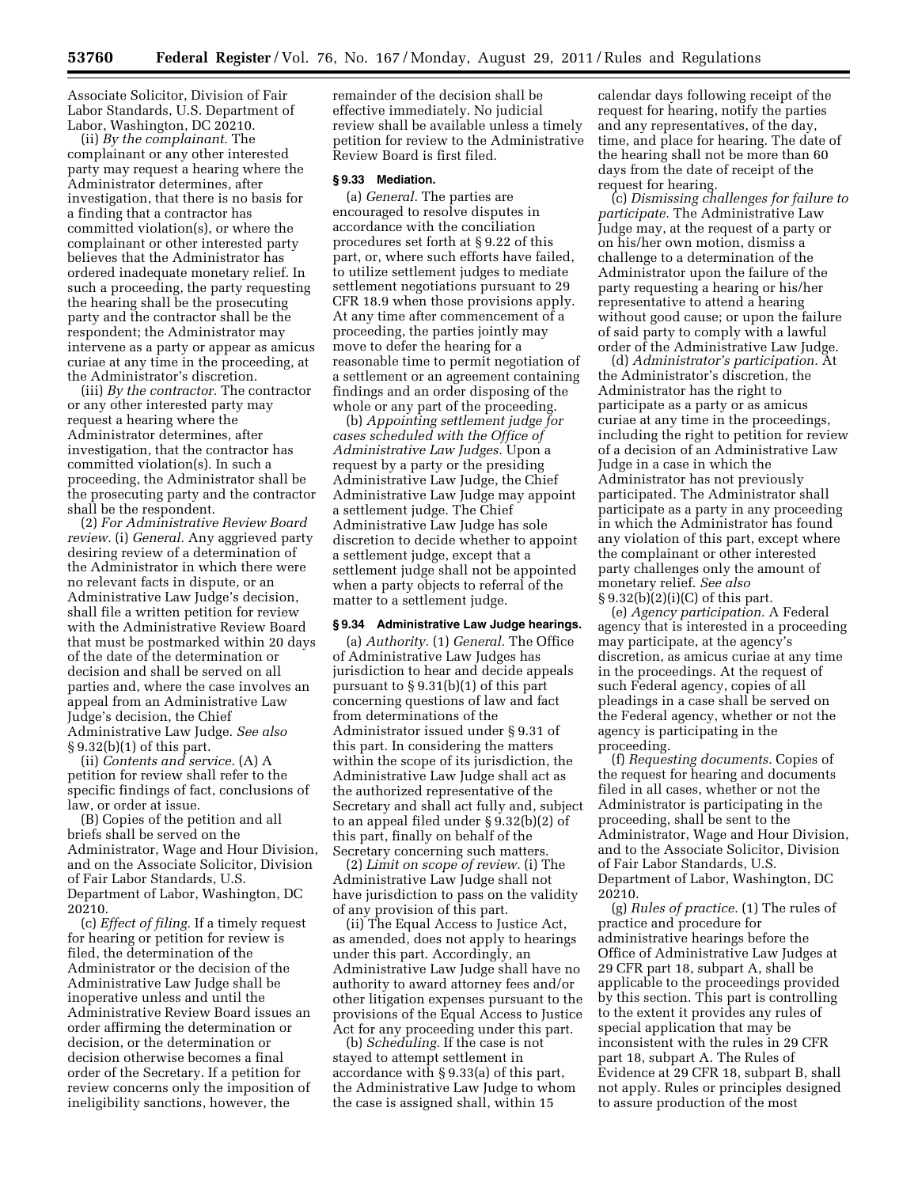Associate Solicitor, Division of Fair Labor Standards, U.S. Department of Labor, Washington, DC 20210.

(ii) *By the complainant.* The complainant or any other interested party may request a hearing where the Administrator determines, after investigation, that there is no basis for a finding that a contractor has committed violation(s), or where the complainant or other interested party believes that the Administrator has ordered inadequate monetary relief. In such a proceeding, the party requesting the hearing shall be the prosecuting party and the contractor shall be the respondent; the Administrator may intervene as a party or appear as amicus curiae at any time in the proceeding, at the Administrator's discretion.

(iii) *By the contractor.* The contractor or any other interested party may request a hearing where the Administrator determines, after investigation, that the contractor has committed violation(s). In such a proceeding, the Administrator shall be the prosecuting party and the contractor shall be the respondent.

(2) *For Administrative Review Board review.* (i) *General.* Any aggrieved party desiring review of a determination of the Administrator in which there were no relevant facts in dispute, or an Administrative Law Judge's decision, shall file a written petition for review with the Administrative Review Board that must be postmarked within 20 days of the date of the determination or decision and shall be served on all parties and, where the case involves an appeal from an Administrative Law Judge's decision, the Chief Administrative Law Judge. *See also* § 9.32(b)(1) of this part.

(ii) *Contents and service.* (A) A petition for review shall refer to the specific findings of fact, conclusions of law, or order at issue.

(B) Copies of the petition and all briefs shall be served on the Administrator, Wage and Hour Division, and on the Associate Solicitor, Division of Fair Labor Standards, U.S. Department of Labor, Washington, DC 20210.

(c) *Effect of filing.* If a timely request for hearing or petition for review is filed, the determination of the Administrator or the decision of the Administrative Law Judge shall be inoperative unless and until the Administrative Review Board issues an order affirming the determination or decision, or the determination or decision otherwise becomes a final order of the Secretary. If a petition for review concerns only the imposition of ineligibility sanctions, however, the remainder of the decision shall be effective immediately. No judicial review shall be available unless a timely petition for review to the Administrative Review Board is first filed.

**§ 9.33 Mediation.**

(a) *General.* The parties are encouraged to resolve disputes in accordance with the conciliation procedures set forth at § 9.22 of this part, or, where such efforts have failed, to utilize settlement judges to mediate settlement negotiations pursuant to 29 CFR 18.9 when those provisions apply. At any time after commencement of a proceeding, the parties jointly may move to defer the hearing for a reasonable time to permit negotiation of a settlement or an agreement containing findings and an order disposing of the whole or any part of the proceeding.

(b) *Appointing settlement judge for cases scheduled with the Office of Administrative Law Judges.* Upon a request by a party or the presiding Administrative Law Judge, the Chief Administrative Law Judge may appoint a settlement judge. The Chief Administrative Law Judge has sole discretion to decide whether to appoint a settlement judge, except that a settlement judge shall not be appointed when a party objects to referral of the matter to a settlement judge.

**§ 9.34 Administrative Law Judge hearings.**

(a) *Authority.* (1) *General.* The Office of Administrative Law Judges has jurisdiction to hear and decide appeals pursuant to § 9.31(b)(1) of this part concerning questions of law and fact from determinations of the Administrator issued under § 9.31 of this part. In considering the matters within the scope of its jurisdiction, the Administrative Law Judge shall act as the authorized representative of the Secretary and shall act fully and, subject to an appeal filed under § 9.32(b)(2) of this part, finally on behalf of the Secretary concerning such matters.

(2) *Limit on scope of review.* (i) The Administrative Law Judge shall not have jurisdiction to pass on the validity of any provision of this part.

(ii) The Equal Access to Justice Act, as amended, does not apply to hearings under this part. Accordingly, an Administrative Law Judge shall have no authority to award attorney fees and/or other litigation expenses pursuant to the provisions of the Equal Access to Justice Act for any proceeding under this part.

(b) *Scheduling.* If the case is not stayed to attempt settlement in accordance with § 9.33(a) of this part, the Administrative Law Judge to whom the case is assigned shall, within 15 calendar days following receipt of the request for hearing, notify the parties and any representatives, of the day, time, and place for hearing. The date of the hearing shall not be more than 60 days from the date of receipt of the request for hearing.

(c) *Dismissing challenges for failure to participate.* The Administrative Law Judge may, at the request of a party or on his/her own motion, dismiss a challenge to a determination of the Administrator upon the failure of the party requesting a hearing or his/her representative to attend a hearing without good cause; or upon the failure of said party to comply with a lawful order of the Administrative Law Judge.

(d) *Administrator's participation.* At the Administrator's discretion, the Administrator has the right to participate as a party or as amicus curiae at any time in the proceedings, including the right to petition for review of a decision of an Administrative Law Judge in a case in which the Administrator has not previously participated. The Administrator shall participate as a party in any proceeding in which the Administrator has found any violation of this part, except where the complainant or other interested party challenges only the amount of monetary relief. *See also* § 9.32(b)(2)(i)(C) of this part.

(e) *Agency participation.* A Federal agency that is interested in a proceeding may participate, at the agency's discretion, as amicus curiae at any time in the proceedings. At the request of such Federal agency, copies of all pleadings in a case shall be served on the Federal agency, whether or not the agency is participating in the proceeding.

(f) *Requesting documents.* Copies of the request for hearing and documents filed in all cases, whether or not the Administrator is participating in the proceeding, shall be sent to the Administrator, Wage and Hour Division, and to the Associate Solicitor, Division of Fair Labor Standards, U.S. Department of Labor, Washington, DC 20210.

(g) *Rules of practice.* (1) The rules of practice and procedure for administrative hearings before the Office of Administrative Law Judges at 29 CFR part 18, subpart A, shall be applicable to the proceedings provided by this section. This part is controlling to the extent it provides any rules of special application that may be inconsistent with the rules in 29 CFR part 18, subpart A. The Rules of Evidence at 29 CFR 18, subpart B, shall not apply. Rules or principles designed to assure production of the most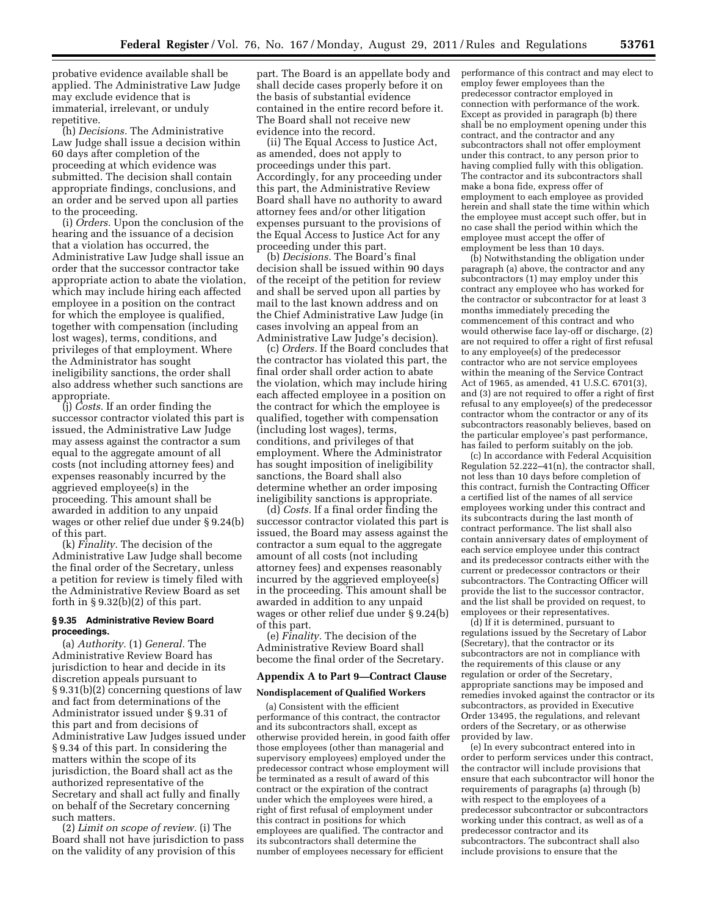probative evidence available shall be applied. The Administrative Law Judge may exclude evidence that is immaterial, irrelevant, or unduly repetitive.

(h) *Decisions.* The Administrative Law Judge shall issue a decision within 60 days after completion of the proceeding at which evidence was submitted. The decision shall contain appropriate findings, conclusions, and an order and be served upon all parties to the proceeding.

(i) *Orders.* Upon the conclusion of the hearing and the issuance of a decision that a violation has occurred, the Administrative Law Judge shall issue an order that the successor contractor take appropriate action to abate the violation, which may include hiring each affected employee in a position on the contract for which the employee is qualified, together with compensation (including lost wages), terms, conditions, and privileges of that employment. Where the Administrator has sought ineligibility sanctions, the order shall also address whether such sanctions are appropriate.

(j) *Costs.* If an order finding the successor contractor violated this part is issued, the Administrative Law Judge may assess against the contractor a sum equal to the aggregate amount of all costs (not including attorney fees) and expenses reasonably incurred by the aggrieved employee(s) in the proceeding. This amount shall be awarded in addition to any unpaid wages or other relief due under § 9.24(b) of this part.

(k) *Finality.* The decision of the Administrative Law Judge shall become the final order of the Secretary, unless a petition for review is timely filed with the Administrative Review Board as set forth in § 9.32(b)(2) of this part.

### § 9.35 Administrative Review Board proceedings.

(a) *Authority.* (1) *General.* The Administrative Review Board has jurisdiction to hear and decide in its discretion appeals pursuant to § 9.31(b)(2) concerning questions of law and fact from determinations of the Administrator issued under § 9.31 of this part and from decisions of Administrative Law Judges issued under § 9.34 of this part. In considering the matters within the scope of its jurisdiction, the Board shall act as the authorized representative of the Secretary and shall act fully and finally on behalf of the Secretary concerning such matters.

(2) *Limit on scope of review.* (i) The Board shall not have jurisdiction to pass on the validity of any provision of this part. The Board is an appellate body and shall decide cases properly before it on the basis of substantial evidence contained in the entire record before it. The Board shall not receive new evidence into the record.

(ii) The Equal Access to Justice Act, as amended, does not apply to proceedings under this part. Accordingly, for any proceeding under this part, the Administrative Review Board shall have no authority to award attorney fees and/or other litigation expenses pursuant to the provisions of the Equal Access to Justice Act for any proceeding under this part.

(b) *Decisions.* The Board's final decision shall be issued within 90 days of the receipt of the petition for review and shall be served upon all parties by mail to the last known address and on the Chief Administrative Law Judge (in cases involving an appeal from an Administrative Law Judge's decision).

(c) *Orders.* If the Board concludes that the contractor has violated this part, the final order shall order action to abate the violation, which may include hiring each affected employee in a position on the contract for which the employee is qualified, together with compensation (including lost wages), terms, conditions, and privileges of that employment. Where the Administrator has sought imposition of ineligibility sanctions, the Board shall also determine whether an order imposing ineligibility sanctions is appropriate.

(d) *Costs.* If a final order finding the successor contractor violated this part is issued, the Board may assess against the contractor a sum equal to the aggregate amount of all costs (not including attorney fees) and expenses reasonably incurred by the aggrieved employee(s) in the proceeding. This amount shall be awarded in addition to any unpaid wages or other relief due under § 9.24(b) of this part.

(e) *Finality.* The decision of the Administrative Review Board shall become the final order of the Secretary.

## Appendix A to Part 9—Contract Clause

**Nondisplacement of Qualified Workers**

(a) Consistent with the efficient performance of this contract, the contractor and its subcontractors shall, except as otherwise provided herein, in good faith offer those employees (other than managerial and supervisory employees) employed under the predecessor contract whose employment will be terminated as a result of award of this contract or the expiration of the contract under which the employees were hired, a right of first refusal of employment under this contract in positions for which employees are qualified. The contractor and its subcontractors shall determine the number of employees necessary for efficient performance of this contract and may elect to employ fewer employees than the predecessor contractor employed in connection with performance of the work. Except as provided in paragraph (b) there shall be no employment opening under this contract, and the contractor and any subcontractors shall not offer employment under this contract, to any person prior to having complied fully with this obligation. The contractor and its subcontractors shall make a bona fide, express offer of employment to each employee as provided herein and shall state the time within which the employee must accept such offer, but in no case shall the period within which the employee must accept the offer of employment be less than 10 days.

(b) Notwithstanding the obligation under paragraph (a) above, the contractor and any subcontractors (1) may employ under this contract any employee who has worked for the contractor or subcontractor for at least 3 months immediately preceding the commencement of this contract and who would otherwise face lay-off or discharge, (2) are not required to offer a right of first refusal to any employee(s) of the predecessor contractor who are not service employees within the meaning of the Service Contract Act of 1965, as amended, 41 U.S.C. 6701(3), and (3) are not required to offer a right of first refusal to any employee(s) of the predecessor contractor whom the contractor or any of its subcontractors reasonably believes, based on the particular employee's past performance, has failed to perform suitably on the job.

(c) In accordance with Federal Acquisition Regulation 52.222–41(n), the contractor shall, not less than 10 days before completion of this contract, furnish the Contracting Officer a certified list of the names of all service employees working under this contract and its subcontracts during the last month of contract performance. The list shall also contain anniversary dates of employment of each service employee under this contract and its predecessor contracts either with the current or predecessor contractors or their subcontractors. The Contracting Officer will provide the list to the successor contractor, and the list shall be provided on request, to employees or their representatives.

(d) If it is determined, pursuant to regulations issued by the Secretary of Labor (Secretary), that the contractor or its subcontractors are not in compliance with the requirements of this clause or any regulation or order of the Secretary, appropriate sanctions may be imposed and remedies invoked against the contractor or its subcontractors, as provided in Executive Order 13495, the regulations, and relevant orders of the Secretary, or as otherwise provided by law.

(e) In every subcontract entered into in order to perform services under this contract, the contractor will include provisions that ensure that each subcontractor will honor the requirements of paragraphs (a) through (b) with respect to the employees of a predecessor subcontractor or subcontractors working under this contract, as well as of a predecessor contractor and its subcontractors. The subcontract shall also include provisions to ensure that the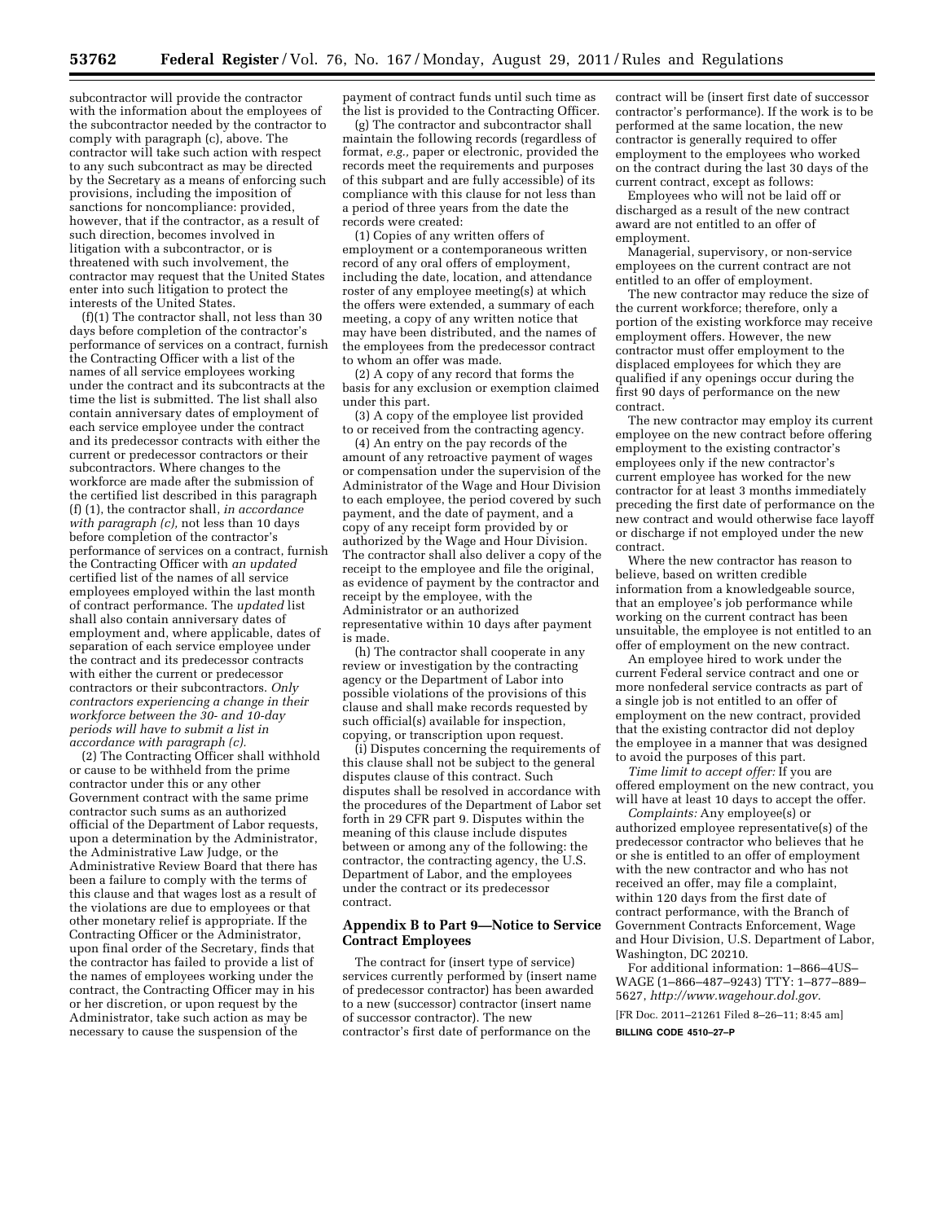subcontractor will provide the contractor with the information about the employees of the subcontractor needed by the contractor to comply with paragraph (c), above. The contractor will take such action with respect to any such subcontract as may be directed by the Secretary as a means of enforcing such provisions, including the imposition of sanctions for noncompliance: provided, however, that if the contractor, as a result of such direction, becomes involved in litigation with a subcontractor, or is threatened with such involvement, the contractor may request that the United States enter into such litigation to protect the interests of the United States.

(f)(1) The contractor shall, not less than 30 days before completion of the contractor's performance of services on a contract, furnish the Contracting Officer with a list of the names of all service employees working under the contract and its subcontracts at the time the list is submitted. The list shall also contain anniversary dates of employment of each service employee under the contract and its predecessor contracts with either the current or predecessor contractors or their subcontractors. Where changes to the workforce are made after the submission of the certified list described in this paragraph (f) (1), the contractor shall, *in accordance with paragraph (c),* not less than 10 days before completion of the contractor's performance of services on a contract, furnish the Contracting Officer with *an updated* certified list of the names of all service employees employed within the last month of contract performance. The *updated* list shall also contain anniversary dates of employment and, where applicable, dates of separation of each service employee under the contract and its predecessor contracts with either the current or predecessor contractors or their subcontractors. *Only contractors experiencing a change in their workforce between the 30- and 10-day periods will have to submit a list in accordance with paragraph (c).*

(2) The Contracting Officer shall withhold or cause to be withheld from the prime contractor under this or any other Government contract with the same prime contractor such sums as an authorized official of the Department of Labor requests, upon a determination by the Administrator, the Administrative Law Judge, or the Administrative Review Board that there has been a failure to comply with the terms of this clause and that wages lost as a result of the violations are due to employees or that other monetary relief is appropriate. If the Contracting Officer or the Administrator, upon final order of the Secretary, finds that the contractor has failed to provide a list of the names of employees working under the contract, the Contracting Officer may in his or her discretion, or upon request by the Administrator, take such action as may be necessary to cause the suspension of the payment of contract funds until such time as the list is provided to the Contracting Officer.

(g) The contractor and subcontractor shall maintain the following records (regardless of format, *e.g.,* paper or electronic, provided the records meet the requirements and purposes of this subpart and are fully accessible) of its compliance with this clause for not less than a period of three years from the date the records were created:

(1) Copies of any written offers of employment or a contemporaneous written record of any oral offers of employment, including the date, location, and attendance roster of any employee meeting(s) at which the offers were extended, a summary of each meeting, a copy of any written notice that may have been distributed, and the names of the employees from the predecessor contract to whom an offer was made.

(2) A copy of any record that forms the basis for any exclusion or exemption claimed under this part.

(3) A copy of the employee list provided to or received from the contracting agency.

(4) An entry on the pay records of the amount of any retroactive payment of wages or compensation under the supervision of the Administrator of the Wage and Hour Division to each employee, the period covered by such payment, and the date of payment, and a copy of any receipt form provided by or authorized by the Wage and Hour Division. The contractor shall also deliver a copy of the receipt to the employee and file the original, as evidence of payment by the contractor and receipt by the employee, with the Administrator or an authorized representative within 10 days after payment is made.

(h) The contractor shall cooperate in any review or investigation by the contracting agency or the Department of Labor into possible violations of the provisions of this clause and shall make records requested by such official(s) available for inspection, copying, or transcription upon request.

(i) Disputes concerning the requirements of this clause shall not be subject to the general disputes clause of this contract. Such disputes shall be resolved in accordance with the procedures of the Department of Labor set forth in 29 CFR part 9. Disputes within the meaning of this clause include disputes between or among any of the following: the contractor, the contracting agency, the U.S. Department of Labor, and the employees under the contract or its predecessor contract.

## Appendix B to Part 9—Notice to Service Contract Employees

The contract for (insert type of service) services currently performed by (insert name of predecessor contractor) has been awarded to a new (successor) contractor (insert name of successor contractor). The new contractor's first date of performance on the contract will be (insert first date of successor contractor's performance). If the work is to be performed at the same location, the new contractor is generally required to offer employment to the employees who worked on the contract during the last 30 days of the current contract, except as follows:

Employees who will not be laid off or discharged as a result of the new contract award are not entitled to an offer of employment.

Managerial, supervisory, or non-service employees on the current contract are not entitled to an offer of employment.

The new contractor may reduce the size of the current workforce; therefore, only a portion of the existing workforce may receive employment offers. However, the new contractor must offer employment to the displaced employees for which they are qualified if any openings occur during the first 90 days of performance on the new contract.

The new contractor may employ its current employee on the new contract before offering employment to the existing contractor's employees only if the new contractor's current employee has worked for the new contractor for at least 3 months immediately preceding the first date of performance on the new contract and would otherwise face layoff or discharge if not employed under the new contract.

Where the new contractor has reason to believe, based on written credible information from a knowledgeable source, that an employee's job performance while working on the current contract has been unsuitable, the employee is not entitled to an offer of employment on the new contract.

An employee hired to work under the current Federal service contract and one or more nonfederal service contracts as part of a single job is not entitled to an offer of employment on the new contract, provided that the existing contractor did not deploy the employee in a manner that was designed to avoid the purposes of this part.

*Time limit to accept offer:* If you are offered employment on the new contract, you will have at least 10 days to accept the offer.

*Complaints:* Any employee(s) or authorized employee representative(s) of the predecessor contractor who believes that he or she is entitled to an offer of employment with the new contractor and who has not received an offer, may file a complaint, within 120 days from the first date of contract performance, with the Branch of Government Contracts Enforcement, Wage and Hour Division, U.S. Department of Labor, Washington, DC 20210.

For additional information: 1–866–4US–WAGE (1–866–487–9243) TTY: 1–877–889–5627, *http://www.wagehour.dol.gov.*

[FR Doc. 2011–21261 Filed 8–26–11; 8:45 am]

**BILLING CODE 4510–27–P**